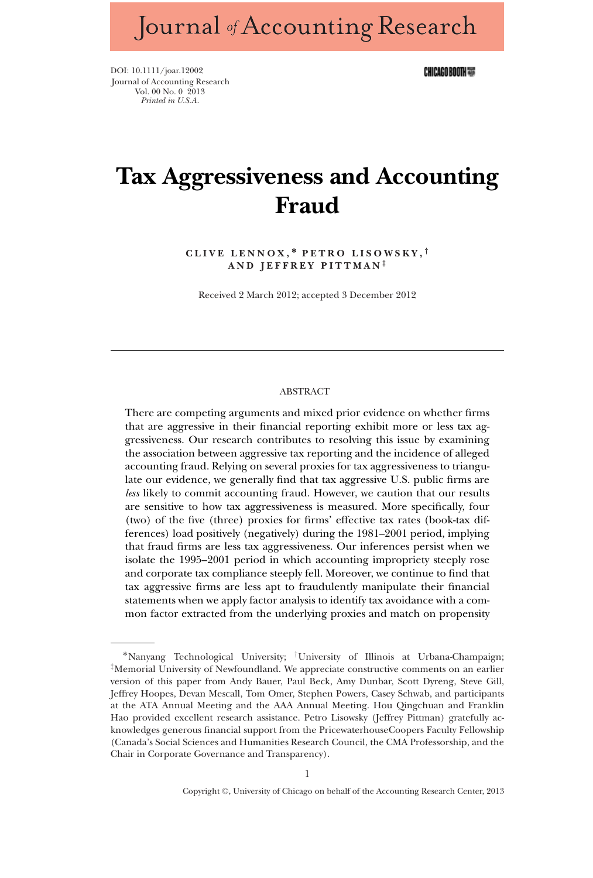# Tax Aggressiveness and Accounting Fraud

CLIVE LENNOX,* PETRO LISOWSKY,† AND JEFFREY PITTMAN‡

Received 2 March 2012; accepted 3 December 2012

## ABSTRACT

There are competing arguments and mixed prior evidence on whether firms that are aggressive in their financial reporting exhibit more or less tax aggressiveness. Our research contributes to resolving this issue by examining the association between aggressive tax reporting and the incidence of alleged accounting fraud. Relying on several proxies for tax aggressiveness to triangulate our evidence, we generally find that tax aggressive U.S. public firms are *less* likely to commit accounting fraud. However, we caution that our results are sensitive to how tax aggressiveness is measured. More specifically, four (two) of the five (three) proxies for firms' effective tax rates (book-tax differences) load positively (negatively) during the 1981–2001 period, implying that fraud firms are less tax aggressiveness. Our inferences persist when we isolate the 1995–2001 period in which accounting impropriety steeply rose and corporate tax compliance steeply fell. Moreover, we continue to find that tax aggressive firms are less apt to fraudulently manipulate their financial statements when we apply factor analysis to identify tax avoidance with a common factor extracted from the underlying proxies and match on propensity

*Nanyang Technological University; †University of Illinois at Urbana-Champaign; ‡Memorial University of Newfoundland. We appreciate constructive comments on an earlier version of this paper from Andy Bauer, Paul Beck, Amy Dunbar, Scott Dyreng, Steve Gill, Jeffrey Hoopes, Devan Mescall, Tom Omer, Stephen Powers, Casey Schwab, and participants at the ATA Annual Meeting and the AAA Annual Meeting. Hou Qingchuan and Franklin Hao provided excellent research assistance. Petro Lisowsky (Jeffrey Pittman) gratefully acknowledges generous financial support from the PricewaterhouseCoopers Faculty Fellowship (Canada's Social Sciences and Humanities Research Council, the CMA Professorship, and the Chair in Corporate Governance and Transparency).

Copyright ©, University of Chicago on behalf of the Accounting Research Center, 2013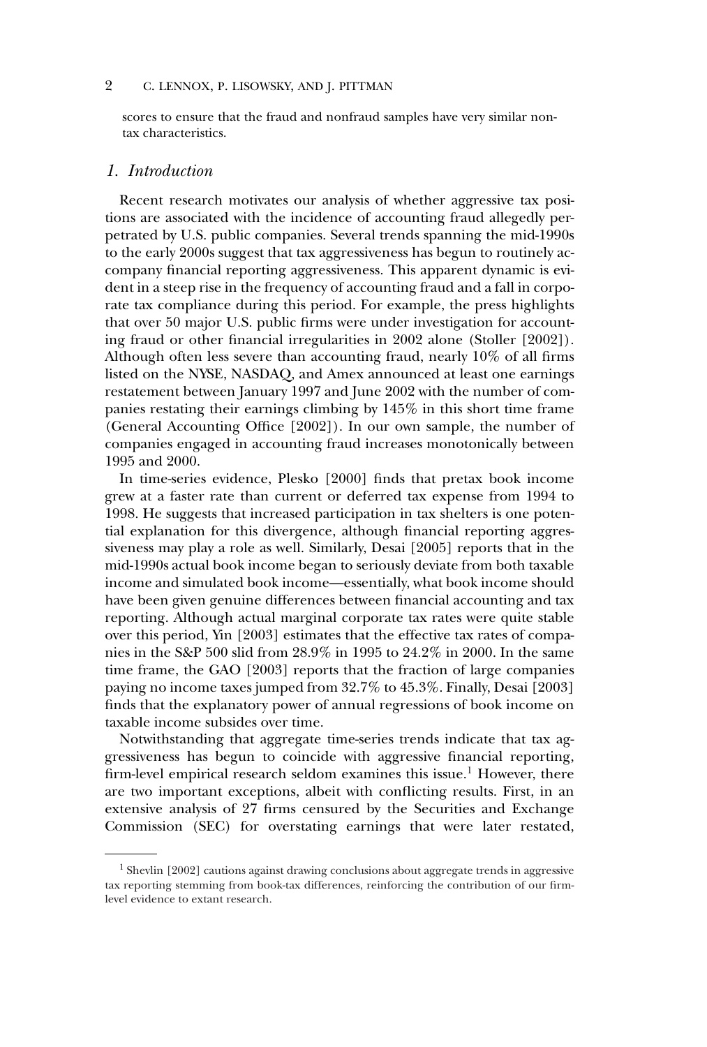scores to ensure that the fraud and nonfraud samples have very similar nontax characteristics.

## 1. Introduction

Recent research motivates our analysis of whether aggressive tax positions are associated with the incidence of accounting fraud allegedly perpetrated by U.S. public companies. Several trends spanning the mid-1990s to the early 2000s suggest that tax aggressiveness has begun to routinely accompany financial reporting aggressiveness. This apparent dynamic is evident in a steep rise in the frequency of accounting fraud and a fall in corporate tax compliance during this period. For example, the press highlights that over 50 major U.S. public firms were under investigation for accounting fraud or other financial irregularities in 2002 alone (Stoller [2002]). Although often less severe than accounting fraud, nearly 10% of all firms listed on the NYSE, NASDAQ, and Amex announced at least one earnings restatement between January 1997 and June 2002 with the number of companies restating their earnings climbing by 145% in this short time frame (General Accounting Office [2002]). In our own sample, the number of companies engaged in accounting fraud increases monotonically between 1995 and 2000.

In time-series evidence, Plesko [2000] finds that pretax book income grew at a faster rate than current or deferred tax expense from 1994 to 1998. He suggests that increased participation in tax shelters is one potential explanation for this divergence, although financial reporting aggressiveness may play a role as well. Similarly, Desai [2005] reports that in the mid-1990s actual book income began to seriously deviate from both taxable income and simulated book income—essentially, what book income should have been given genuine differences between financial accounting and tax reporting. Although actual marginal corporate tax rates were quite stable over this period, Yin [2003] estimates that the effective tax rates of companies in the S&P 500 slid from 28.9% in 1995 to 24.2% in 2000. In the same time frame, the GAO [2003] reports that the fraction of large companies paying no income taxes jumped from 32.7% to 45.3%. Finally, Desai [2003] finds that the explanatory power of annual regressions of book income on taxable income subsides over time.

Notwithstanding that aggregate time-series trends indicate that tax aggressiveness has begun to coincide with aggressive financial reporting, firm-level empirical research seldom examines this issue.[1] However, there are two important exceptions, albeit with conflicting results. First, in an extensive analysis of 27 firms censured by the Securities and Exchange Commission (SEC) for overstating earnings that were later restated,

[1] Shevlin [2002] cautions against drawing conclusions about aggregate trends in aggressive tax reporting stemming from book-tax differences, reinforcing the contribution of our firm-level evidence to extant research.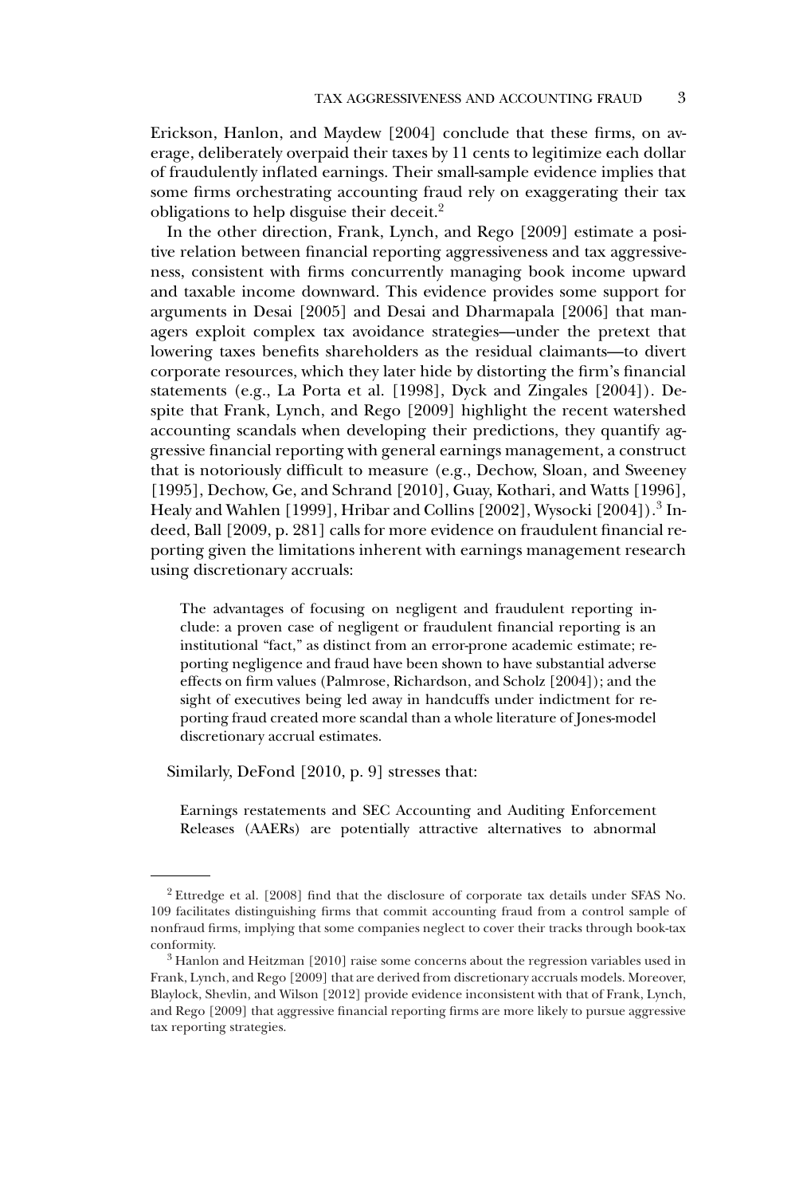Erickson, Hanlon, and Maydew [2004] conclude that these firms, on average, deliberately overpaid their taxes by 11 cents to legitimize each dollar of fraudulently inflated earnings. Their small-sample evidence implies that some firms orchestrating accounting fraud rely on exaggerating their tax obligations to help disguise their deceit.[2]

In the other direction, Frank, Lynch, and Rego [2009] estimate a positive relation between financial reporting aggressiveness and tax aggressiveness, consistent with firms concurrently managing book income upward and taxable income downward. This evidence provides some support for arguments in Desai [2005] and Desai and Dharmapala [2006] that managers exploit complex tax avoidance strategies—under the pretext that lowering taxes benefits shareholders as the residual claimants—to divert corporate resources, which they later hide by distorting the firm's financial statements (e.g., La Porta et al. [1998], Dyck and Zingales [2004]). Despite that Frank, Lynch, and Rego [2009] highlight the recent watershed accounting scandals when developing their predictions, they quantify aggressive financial reporting with general earnings management, a construct that is notoriously difficult to measure (e.g., Dechow, Sloan, and Sweeney [1995], Dechow, Ge, and Schrand [2010], Guay, Kothari, and Watts [1996], Healy and Wahlen [1999], Hribar and Collins [2002], Wysocki [2004]).[3] Indeed, Ball [2009, p. 281] calls for more evidence on fraudulent financial reporting given the limitations inherent with earnings management research using discretionary accruals:

> The advantages of focusing on negligent and fraudulent reporting include: a proven case of negligent or fraudulent financial reporting is an institutional "fact," as distinct from an error-prone academic estimate; reporting negligence and fraud have been shown to have substantial adverse effects on firm values (Palmrose, Richardson, and Scholz [2004]); and the sight of executives being led away in handcuffs under indictment for reporting fraud created more scandal than a whole literature of Jones-model discretionary accrual estimates.

Similarly, DeFond [2010, p. 9] stresses that:

> Earnings restatements and SEC Accounting and Auditing Enforcement Releases (AAERs) are potentially attractive alternatives to abnormal

---

[2] Ettredge et al. [2008] find that the disclosure of corporate tax details under SFAS No. 109 facilitates distinguishing firms that commit accounting fraud from a control sample of nonfraud firms, implying that some companies neglect to cover their tracks through book-tax conformity.

[3] Hanlon and Heitzman [2010] raise some concerns about the regression variables used in Frank, Lynch, and Rego [2009] that are derived from discretionary accruals models. Moreover, Blaylock, Shevlin, and Wilson [2012] provide evidence inconsistent with that of Frank, Lynch, and Rego [2009] that aggressive financial reporting firms are more likely to pursue aggressive tax reporting strategies.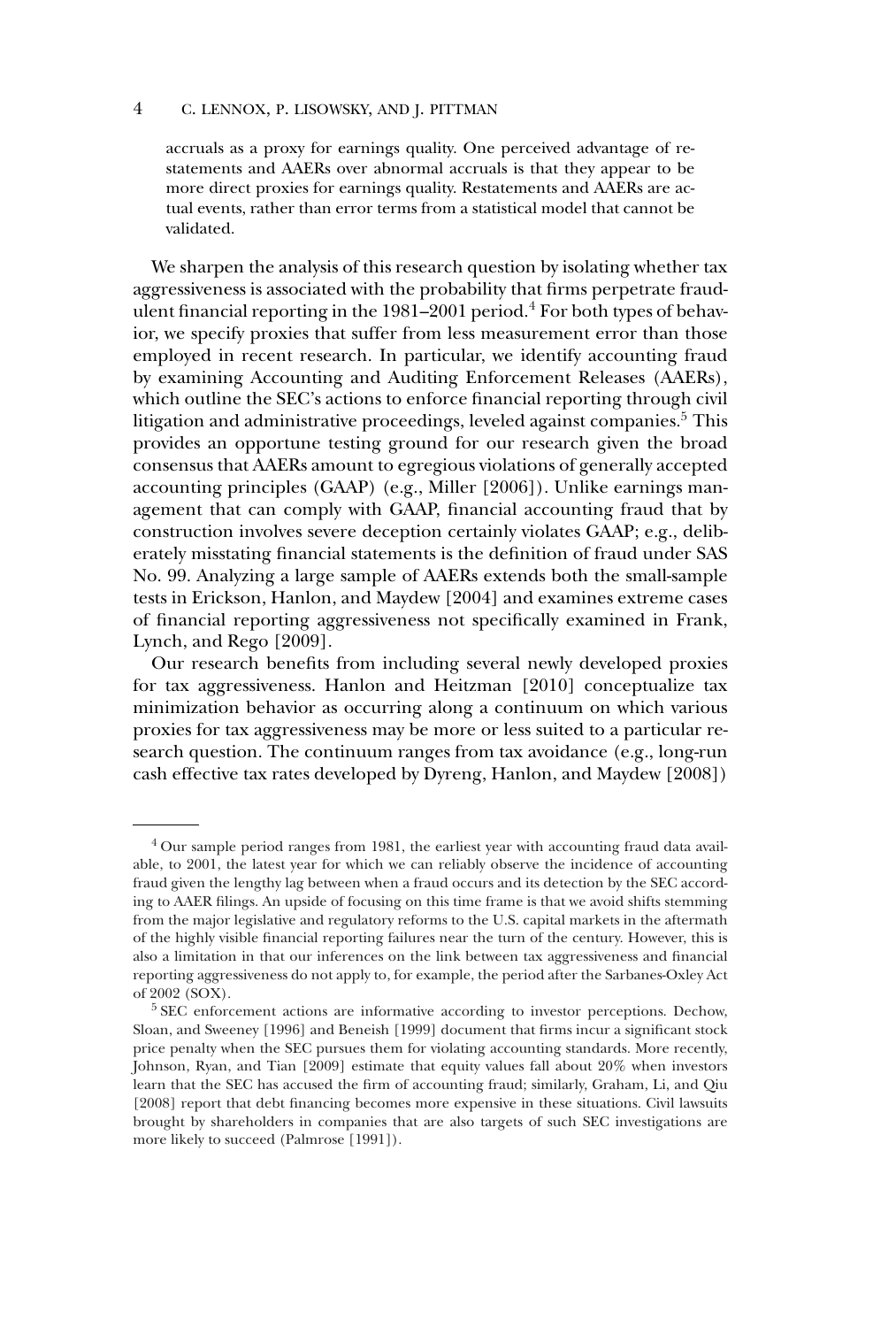accruals as a proxy for earnings quality. One perceived advantage of restatements and AAERs over abnormal accruals is that they appear to be more direct proxies for earnings quality. Restatements and AAERs are actual events, rather than error terms from a statistical model that cannot be validated.

We sharpen the analysis of this research question by isolating whether tax aggressiveness is associated with the probability that firms perpetrate fraudulent financial reporting in the 1981–2001 period.[4] For both types of behavior, we specify proxies that suffer from less measurement error than those employed in recent research. In particular, we identify accounting fraud by examining Accounting and Auditing Enforcement Releases (AAERs), which outline the SEC's actions to enforce financial reporting through civil litigation and administrative proceedings, leveled against companies.[5] This provides an opportune testing ground for our research given the broad consensus that AAERs amount to egregious violations of generally accepted accounting principles (GAAP) (e.g., Miller [2006]). Unlike earnings management that can comply with GAAP, financial accounting fraud that by construction involves severe deception certainly violates GAAP; e.g., deliberately misstating financial statements is the definition of fraud under SAS No. 99. Analyzing a large sample of AAERs extends both the small-sample tests in Erickson, Hanlon, and Maydew [2004] and examines extreme cases of financial reporting aggressiveness not specifically examined in Frank, Lynch, and Rego [2009].

Our research benefits from including several newly developed proxies for tax aggressiveness. Hanlon and Heitzman [2010] conceptualize tax minimization behavior as occurring along a continuum on which various proxies for tax aggressiveness may be more or less suited to a particular research question. The continuum ranges from tax avoidance (e.g., long-run cash effective tax rates developed by Dyreng, Hanlon, and Maydew [2008])

---

[4] Our sample period ranges from 1981, the earliest year with accounting fraud data available, to 2001, the latest year for which we can reliably observe the incidence of accounting fraud given the lengthy lag between when a fraud occurs and its detection by the SEC according to AAER filings. An upside of focusing on this time frame is that we avoid shifts stemming from the major legislative and regulatory reforms to the U.S. capital markets in the aftermath of the highly visible financial reporting failures near the turn of the century. However, this is also a limitation in that our inferences on the link between tax aggressiveness and financial reporting aggressiveness do not apply to, for example, the period after the Sarbanes-Oxley Act of 2002 (SOX).

[5] SEC enforcement actions are informative according to investor perceptions. Dechow, Sloan, and Sweeney [1996] and Beneish [1999] document that firms incur a significant stock price penalty when the SEC pursues them for violating accounting standards. More recently, Johnson, Ryan, and Tian [2009] estimate that equity values fall about 20% when investors learn that the SEC has accused the firm of accounting fraud; similarly, Graham, Li, and Qiu [2008] report that debt financing becomes more expensive in these situations. Civil lawsuits brought by shareholders in companies that are also targets of such SEC investigations are more likely to succeed (Palmrose [1991]).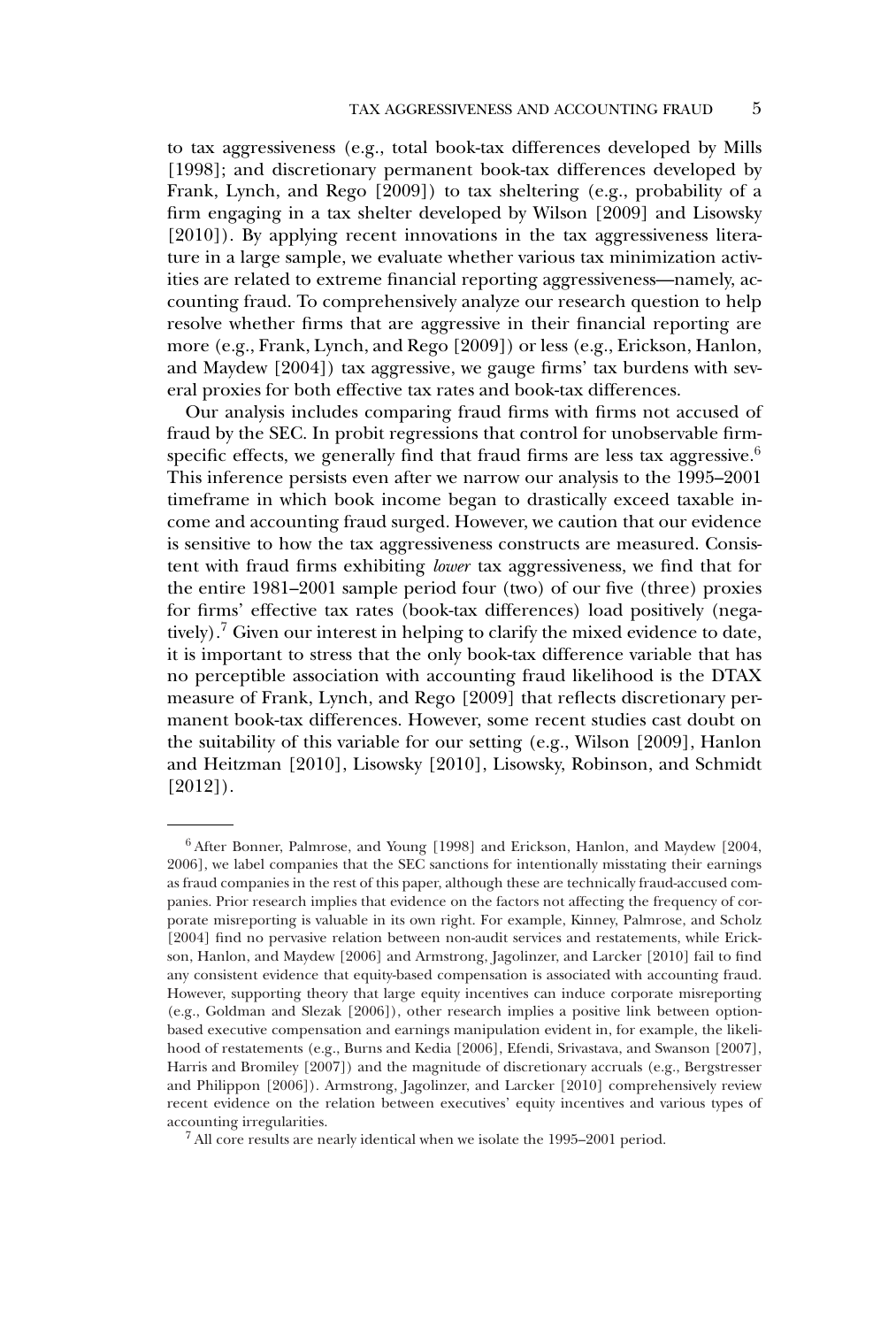to tax aggressiveness (e.g., total book-tax differences developed by Mills [1998]; and discretionary permanent book-tax differences developed by Frank, Lynch, and Rego [2009]) to tax sheltering (e.g., probability of a firm engaging in a tax shelter developed by Wilson [2009] and Lisowsky [2010]). By applying recent innovations in the tax aggressiveness literature in a large sample, we evaluate whether various tax minimization activities are related to extreme financial reporting aggressiveness—namely, accounting fraud. To comprehensively analyze our research question to help resolve whether firms that are aggressive in their financial reporting are more (e.g., Frank, Lynch, and Rego [2009]) or less (e.g., Erickson, Hanlon, and Maydew [2004]) tax aggressive, we gauge firms' tax burdens with several proxies for both effective tax rates and book-tax differences.

Our analysis includes comparing fraud firms with firms not accused of fraud by the SEC. In probit regressions that control for unobservable firm-specific effects, we generally find that fraud firms are less tax aggressive.[6] This inference persists even after we narrow our analysis to the 1995–2001 timeframe in which book income began to drastically exceed taxable income and accounting fraud surged. However, we caution that our evidence is sensitive to how the tax aggressiveness constructs are measured. Consistent with fraud firms exhibiting *lower* tax aggressiveness, we find that for the entire 1981–2001 sample period four (two) of our five (three) proxies for firms' effective tax rates (book-tax differences) load positively (negatively).[7] Given our interest in helping to clarify the mixed evidence to date, it is important to stress that the only book-tax difference variable that has no perceptible association with accounting fraud likelihood is the DTAX measure of Frank, Lynch, and Rego [2009] that reflects discretionary permanent book-tax differences. However, some recent studies cast doubt on the suitability of this variable for our setting (e.g., Wilson [2009], Hanlon and Heitzman [2010], Lisowsky [2010], Lisowsky, Robinson, and Schmidt [2012]).

---

[6] After Bonner, Palmrose, and Young [1998] and Erickson, Hanlon, and Maydew [2004, 2006], we label companies that the SEC sanctions for intentionally misstating their earnings as fraud companies in the rest of this paper, although these are technically fraud-accused companies. Prior research implies that evidence on the factors not affecting the frequency of corporate misreporting is valuable in its own right. For example, Kinney, Palmrose, and Scholz [2004] find no pervasive relation between non-audit services and restatements, while Erickson, Hanlon, and Maydew [2006] and Armstrong, Jagolinzer, and Larcker [2010] fail to find any consistent evidence that equity-based compensation is associated with accounting fraud. However, supporting theory that large equity incentives can induce corporate misreporting (e.g., Goldman and Slezak [2006]), other research implies a positive link between option-based executive compensation and earnings manipulation evident in, for example, the likelihood of restatements (e.g., Burns and Kedia [2006], Efendi, Srivastava, and Swanson [2007], Harris and Bromiley [2007]) and the magnitude of discretionary accruals (e.g., Bergstresser and Philippon [2006]). Armstrong, Jagolinzer, and Larcker [2010] comprehensively review recent evidence on the relation between executives' equity incentives and various types of accounting irregularities.

[7] All core results are nearly identical when we isolate the 1995–2001 period.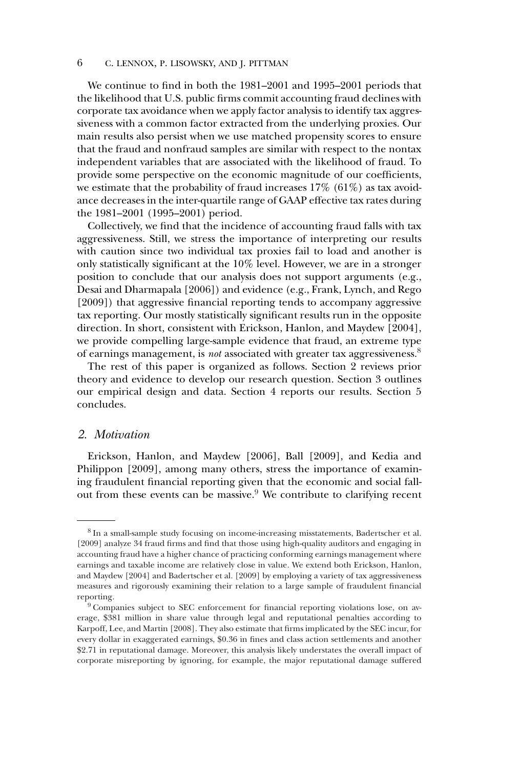We continue to find in both the 1981–2001 and 1995–2001 periods that the likelihood that U.S. public firms commit accounting fraud declines with corporate tax avoidance when we apply factor analysis to identify tax aggressiveness with a common factor extracted from the underlying proxies. Our main results also persist when we use matched propensity scores to ensure that the fraud and nonfraud samples are similar with respect to the nontax independent variables that are associated with the likelihood of fraud. To provide some perspective on the economic magnitude of our coefficients, we estimate that the probability of fraud increases 17% (61%) as tax avoidance decreases in the inter-quartile range of GAAP effective tax rates during the 1981–2001 (1995–2001) period.

Collectively, we find that the incidence of accounting fraud falls with tax aggressiveness. Still, we stress the importance of interpreting our results with caution since two individual tax proxies fail to load and another is only statistically significant at the 10% level. However, we are in a stronger position to conclude that our analysis does not support arguments (e.g., Desai and Dharmapala [2006]) and evidence (e.g., Frank, Lynch, and Rego [2009]) that aggressive financial reporting tends to accompany aggressive tax reporting. Our mostly statistically significant results run in the opposite direction. In short, consistent with Erickson, Hanlon, and Maydew [2004], we provide compelling large-sample evidence that fraud, an extreme type of earnings management, is *not* associated with greater tax aggressiveness.[8]

The rest of this paper is organized as follows. Section 2 reviews prior theory and evidence to develop our research question. Section 3 outlines our empirical design and data. Section 4 reports our results. Section 5 concludes.

## 2. *Motivation*

Erickson, Hanlon, and Maydew [2006], Ball [2009], and Kedia and Philippon [2009], among many others, stress the importance of examining fraudulent financial reporting given that the economic and social fallout from these events can be massive.[9] We contribute to clarifying recent

---

[8] In a small-sample study focusing on income-increasing misstatements, Badertscher et al. [2009] analyze 34 fraud firms and find that those using high-quality auditors and engaging in accounting fraud have a higher chance of practicing conforming earnings management where earnings and taxable income are relatively close in value. We extend both Erickson, Hanlon, and Maydew [2004] and Badertscher et al. [2009] by employing a variety of tax aggressiveness measures and rigorously examining their relation to a large sample of fraudulent financial reporting.

[9] Companies subject to SEC enforcement for financial reporting violations lose, on average, \$381 million in share value through legal and reputational penalties according to Karpoff, Lee, and Martin [2008]. They also estimate that firms implicated by the SEC incur, for every dollar in exaggerated earnings, \$0.36 in fines and class action settlements and another \$2.71 in reputational damage. Moreover, this analysis likely understates the overall impact of corporate misreporting by ignoring, for example, the major reputational damage suffered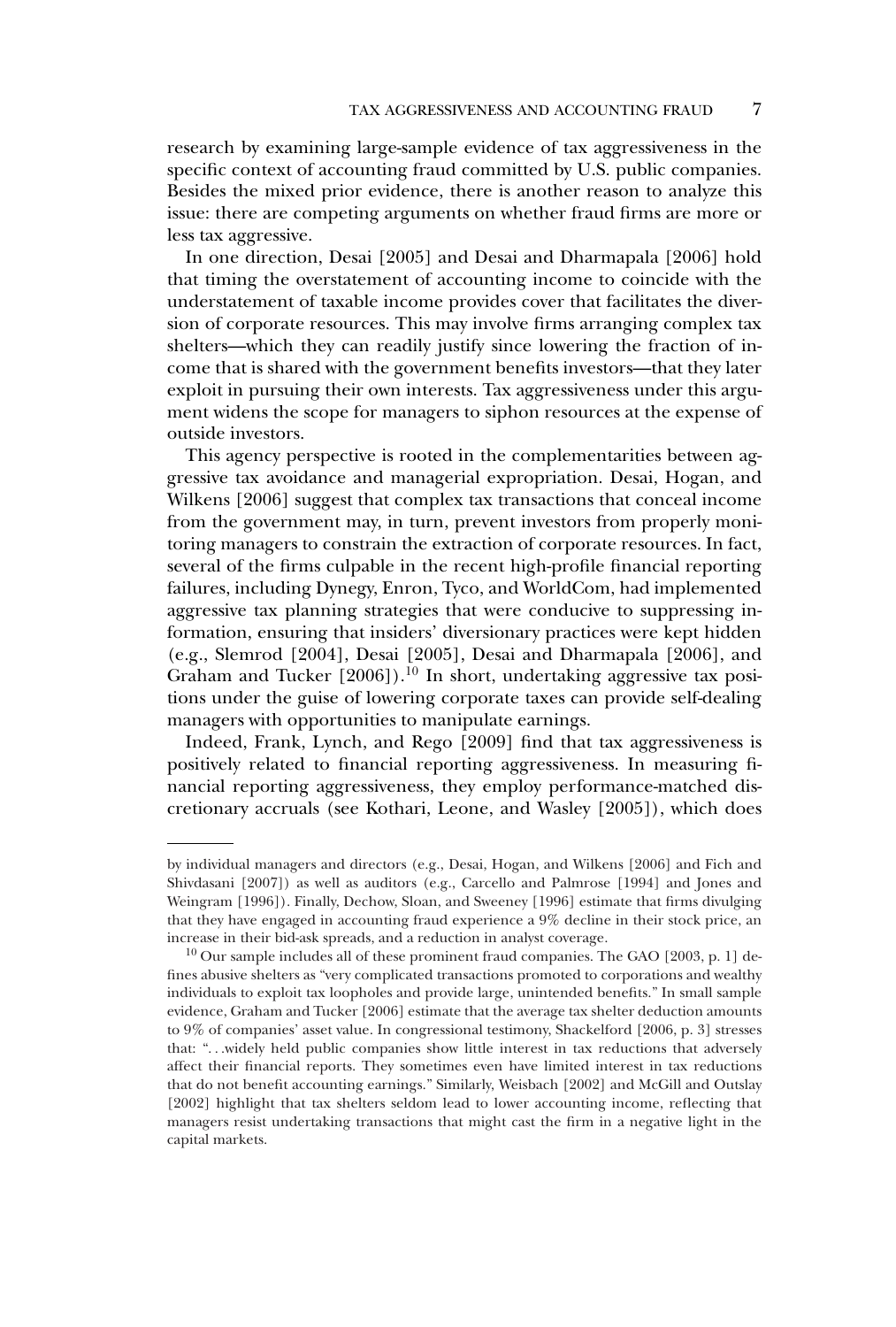research by examining large-sample evidence of tax aggressiveness in the specific context of accounting fraud committed by U.S. public companies. Besides the mixed prior evidence, there is another reason to analyze this issue: there are competing arguments on whether fraud firms are more or less tax aggressive.

In one direction, Desai [2005] and Desai and Dharmapala [2006] hold that timing the overstatement of accounting income to coincide with the understatement of taxable income provides cover that facilitates the diversion of corporate resources. This may involve firms arranging complex tax shelters—which they can readily justify since lowering the fraction of income that is shared with the government benefits investors—that they later exploit in pursuing their own interests. Tax aggressiveness under this argument widens the scope for managers to siphon resources at the expense of outside investors.

This agency perspective is rooted in the complementarities between aggressive tax avoidance and managerial expropriation. Desai, Hogan, and Wilkens [2006] suggest that complex tax transactions that conceal income from the government may, in turn, prevent investors from properly monitoring managers to constrain the extraction of corporate resources. In fact, several of the firms culpable in the recent high-profile financial reporting failures, including Dynegy, Enron, Tyco, and WorldCom, had implemented aggressive tax planning strategies that were conducive to suppressing information, ensuring that insiders' diversionary practices were kept hidden (e.g., Slemrod [2004], Desai [2005], Desai and Dharmapala [2006], and Graham and Tucker [2006]).[10] In short, undertaking aggressive tax positions under the guise of lowering corporate taxes can provide self-dealing managers with opportunities to manipulate earnings.

Indeed, Frank, Lynch, and Rego [2009] find that tax aggressiveness is positively related to financial reporting aggressiveness. In measuring financial reporting aggressiveness, they employ performance-matched discretionary accruals (see Kothari, Leone, and Wasley [2005]), which does

---

by individual managers and directors (e.g., Desai, Hogan, and Wilkens [2006] and Fich and Shivdasani [2007]) as well as auditors (e.g., Carcello and Palmrose [1994] and Jones and Weingram [1996]). Finally, Dechow, Sloan, and Sweeney [1996] estimate that firms divulging that they have engaged in accounting fraud experience a 9% decline in their stock price, an increase in their bid-ask spreads, and a reduction in analyst coverage.

[10] Our sample includes all of these prominent fraud companies. The GAO [2003, p. 1] defines abusive shelters as "very complicated transactions promoted to corporations and wealthy individuals to exploit tax loopholes and provide large, unintended benefits." In small sample evidence, Graham and Tucker [2006] estimate that the average tax shelter deduction amounts to 9% of companies' asset value. In congressional testimony, Shackelford [2006, p. 3] stresses that: ". . .widely held public companies show little interest in tax reductions that adversely affect their financial reports. They sometimes even have limited interest in tax reductions that do not benefit accounting earnings." Similarly, Weisbach [2002] and McGill and Outslay [2002] highlight that tax shelters seldom lead to lower accounting income, reflecting that managers resist undertaking transactions that might cast the firm in a negative light in the capital markets.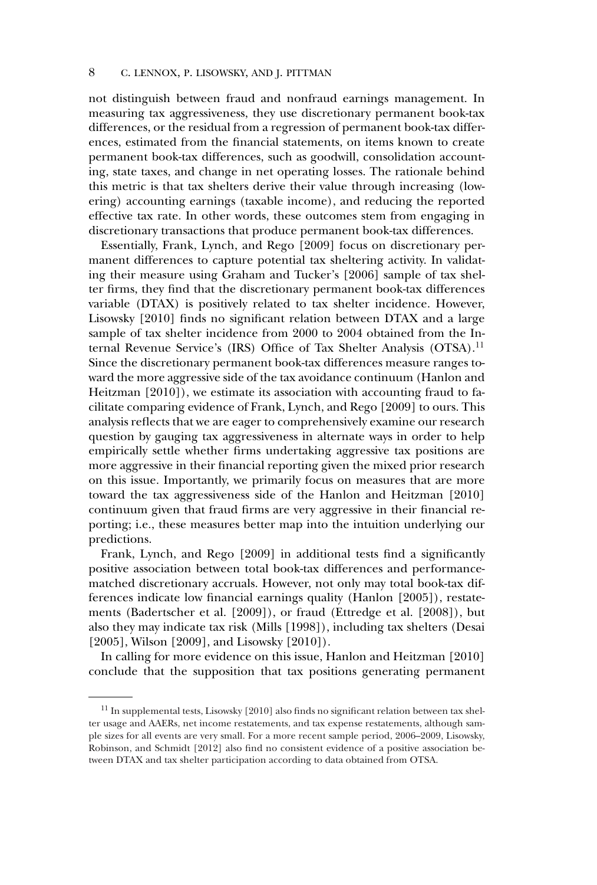not distinguish between fraud and nonfraud earnings management. In measuring tax aggressiveness, they use discretionary permanent book-tax differences, or the residual from a regression of permanent book-tax differences, estimated from the financial statements, on items known to create permanent book-tax differences, such as goodwill, consolidation accounting, state taxes, and change in net operating losses. The rationale behind this metric is that tax shelters derive their value through increasing (lowering) accounting earnings (taxable income), and reducing the reported effective tax rate. In other words, these outcomes stem from engaging in discretionary transactions that produce permanent book-tax differences.

Essentially, Frank, Lynch, and Rego [2009] focus on discretionary permanent differences to capture potential tax sheltering activity. In validating their measure using Graham and Tucker's [2006] sample of tax shelter firms, they find that the discretionary permanent book-tax differences variable (DTAX) is positively related to tax shelter incidence. However, Lisowsky [2010] finds no significant relation between DTAX and a large sample of tax shelter incidence from 2000 to 2004 obtained from the Internal Revenue Service's (IRS) Office of Tax Shelter Analysis (OTSA).[11] Since the discretionary permanent book-tax differences measure ranges toward the more aggressive side of the tax avoidance continuum (Hanlon and Heitzman [2010]), we estimate its association with accounting fraud to facilitate comparing evidence of Frank, Lynch, and Rego [2009] to ours. This analysis reflects that we are eager to comprehensively examine our research question by gauging tax aggressiveness in alternate ways in order to help empirically settle whether firms undertaking aggressive tax positions are more aggressive in their financial reporting given the mixed prior research on this issue. Importantly, we primarily focus on measures that are more toward the tax aggressiveness side of the Hanlon and Heitzman [2010] continuum given that fraud firms are very aggressive in their financial reporting; i.e., these measures better map into the intuition underlying our predictions.

Frank, Lynch, and Rego [2009] in additional tests find a significantly positive association between total book-tax differences and performance-matched discretionary accruals. However, not only may total book-tax differences indicate low financial earnings quality (Hanlon [2005]), restatements (Badertscher et al. [2009]), or fraud (Ettredge et al. [2008]), but also they may indicate tax risk (Mills [1998]), including tax shelters (Desai [2005], Wilson [2009], and Lisowsky [2010]).

In calling for more evidence on this issue, Hanlon and Heitzman [2010] conclude that the supposition that tax positions generating permanent

[11] In supplemental tests, Lisowsky [2010] also finds no significant relation between tax shelter usage and AAERs, net income restatements, and tax expense restatements, although sample sizes for all events are very small. For a more recent sample period, 2006–2009, Lisowsky, Robinson, and Schmidt [2012] also find no consistent evidence of a positive association between DTAX and tax shelter participation according to data obtained from OTSA.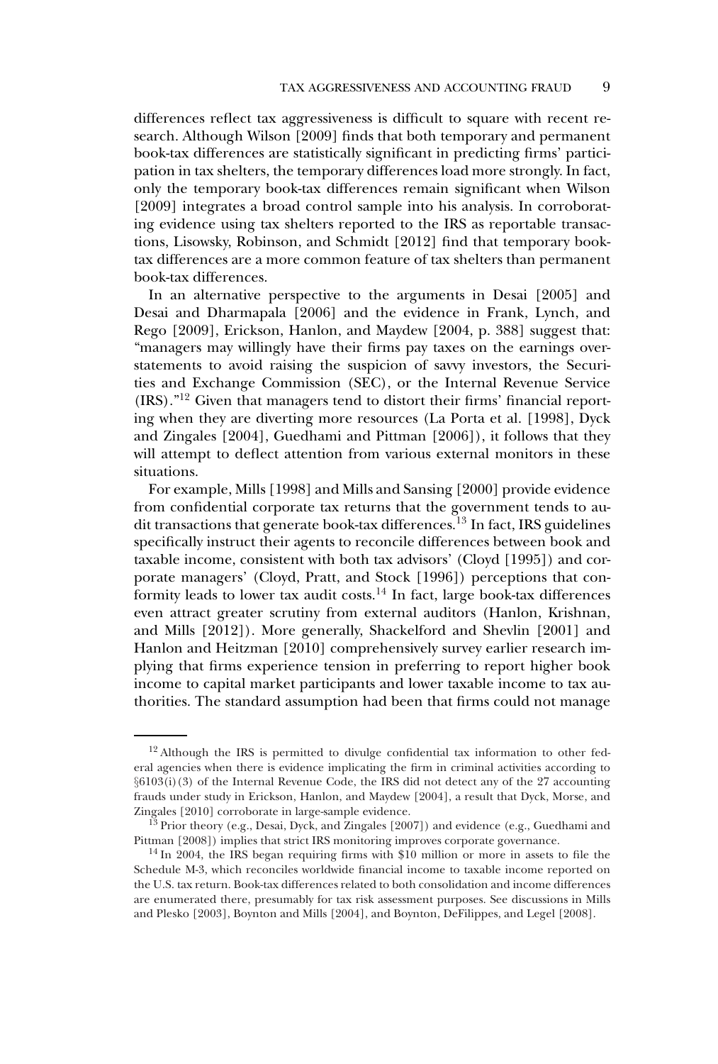differences reflect tax aggressiveness is difficult to square with recent research. Although Wilson [2009] finds that both temporary and permanent book-tax differences are statistically significant in predicting firms' participation in tax shelters, the temporary differences load more strongly. In fact, only the temporary book-tax differences remain significant when Wilson [2009] integrates a broad control sample into his analysis. In corroborating evidence using tax shelters reported to the IRS as reportable transactions, Lisowsky, Robinson, and Schmidt [2012] find that temporary book-tax differences are a more common feature of tax shelters than permanent book-tax differences.

In an alternative perspective to the arguments in Desai [2005] and Desai and Dharmapala [2006] and the evidence in Frank, Lynch, and Rego [2009], Erickson, Hanlon, and Maydew [2004, p. 388] suggest that: "managers may willingly have their firms pay taxes on the earnings overstatements to avoid raising the suspicion of savvy investors, the Securities and Exchange Commission (SEC), or the Internal Revenue Service (IRS)."[12] Given that managers tend to distort their firms' financial reporting when they are diverting more resources (La Porta et al. [1998], Dyck and Zingales [2004], Guedhami and Pittman [2006]), it follows that they will attempt to deflect attention from various external monitors in these situations.

For example, Mills [1998] and Mills and Sansing [2000] provide evidence from confidential corporate tax returns that the government tends to audit transactions that generate book-tax differences.[13] In fact, IRS guidelines specifically instruct their agents to reconcile differences between book and taxable income, consistent with both tax advisors' (Cloyd [1995]) and corporate managers' (Cloyd, Pratt, and Stock [1996]) perceptions that conformity leads to lower tax audit costs.[14] In fact, large book-tax differences even attract greater scrutiny from external auditors (Hanlon, Krishnan, and Mills [2012]). More generally, Shackelford and Shevlin [2001] and Hanlon and Heitzman [2010] comprehensively survey earlier research implying that firms experience tension in preferring to report higher book income to capital market participants and lower taxable income to tax authorities. The standard assumption had been that firms could not manage

---

[12] Although the IRS is permitted to divulge confidential tax information to other federal agencies when there is evidence implicating the firm in criminal activities according to §6103(i)(3) of the Internal Revenue Code, the IRS did not detect any of the 27 accounting frauds under study in Erickson, Hanlon, and Maydew [2004], a result that Dyck, Morse, and Zingales [2010] corroborate in large-sample evidence.

[13] Prior theory (e.g., Desai, Dyck, and Zingales [2007]) and evidence (e.g., Guedhami and Pittman [2008]) implies that strict IRS monitoring improves corporate governance.

[14] In 2004, the IRS began requiring firms with $10 million or more in assets to file the Schedule M-3, which reconciles worldwide financial income to taxable income reported on the U.S. tax return. Book-tax differences related to both consolidation and income differences are enumerated there, presumably for tax risk assessment purposes. See discussions in Mills and Plesko [2003], Boynton and Mills [2004], and Boynton, DeFilippes, and Legel [2008].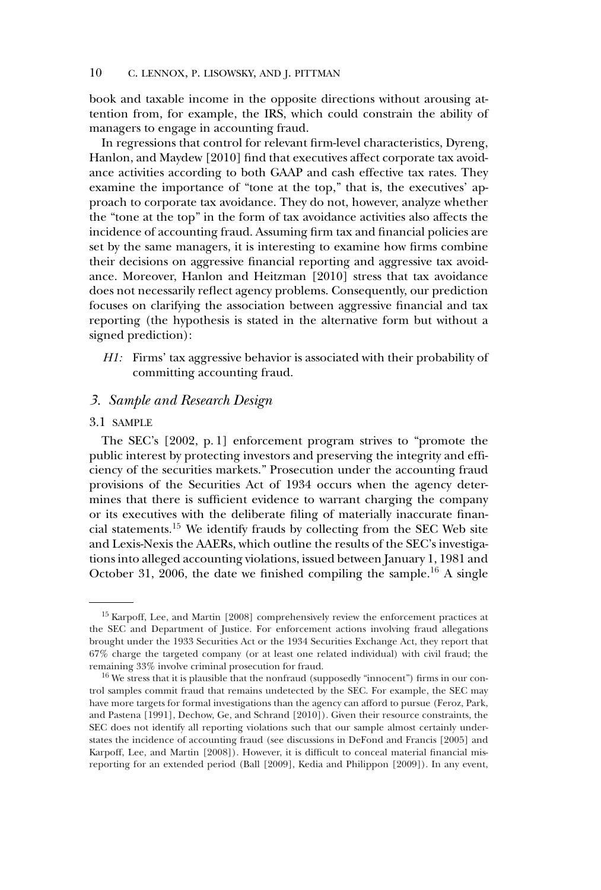book and taxable income in the opposite directions without arousing attention from, for example, the IRS, which could constrain the ability of managers to engage in accounting fraud.

In regressions that control for relevant firm-level characteristics, Dyreng, Hanlon, and Maydew [2010] find that executives affect corporate tax avoidance activities according to both GAAP and cash effective tax rates. They examine the importance of "tone at the top," that is, the executives' approach to corporate tax avoidance. They do not, however, analyze whether the "tone at the top" in the form of tax avoidance activities also affects the incidence of accounting fraud. Assuming firm tax and financial policies are set by the same managers, it is interesting to examine how firms combine their decisions on aggressive financial reporting and aggressive tax avoidance. Moreover, Hanlon and Heitzman [2010] stress that tax avoidance does not necessarily reflect agency problems. Consequently, our prediction focuses on clarifying the association between aggressive financial and tax reporting (the hypothesis is stated in the alternative form but without a signed prediction):

*H1:* Firms' tax aggressive behavior is associated with their probability of committing accounting fraud.

## *3. Sample and Research Design*

### 3.1 SAMPLE

The SEC's [2002, p. 1] enforcement program strives to "promote the public interest by protecting investors and preserving the integrity and efficiency of the securities markets." Prosecution under the accounting fraud provisions of the Securities Act of 1934 occurs when the agency determines that there is sufficient evidence to warrant charging the company or its executives with the deliberate filing of materially inaccurate financial statements.[15] We identify frauds by collecting from the SEC Web site and Lexis-Nexis the AAERs, which outline the results of the SEC's investigations into alleged accounting violations, issued between January 1, 1981 and October 31, 2006, the date we finished compiling the sample.[16] A single

---

[15] Karpoff, Lee, and Martin [2008] comprehensively review the enforcement practices at the SEC and Department of Justice. For enforcement actions involving fraud allegations brought under the 1933 Securities Act or the 1934 Securities Exchange Act, they report that 67% charge the targeted company (or at least one related individual) with civil fraud; the remaining 33% involve criminal prosecution for fraud.

[16] We stress that it is plausible that the nonfraud (supposedly "innocent") firms in our control samples commit fraud that remains undetected by the SEC. For example, the SEC may have more targets for formal investigations than the agency can afford to pursue (Feroz, Park, and Pastena [1991], Dechow, Ge, and Schrand [2010]). Given their resource constraints, the SEC does not identify all reporting violations such that our sample almost certainly understates the incidence of accounting fraud (see discussions in DeFond and Francis [2005] and Karpoff, Lee, and Martin [2008]). However, it is difficult to conceal material financial misreporting for an extended period (Ball [2009], Kedia and Philippon [2009]). In any event,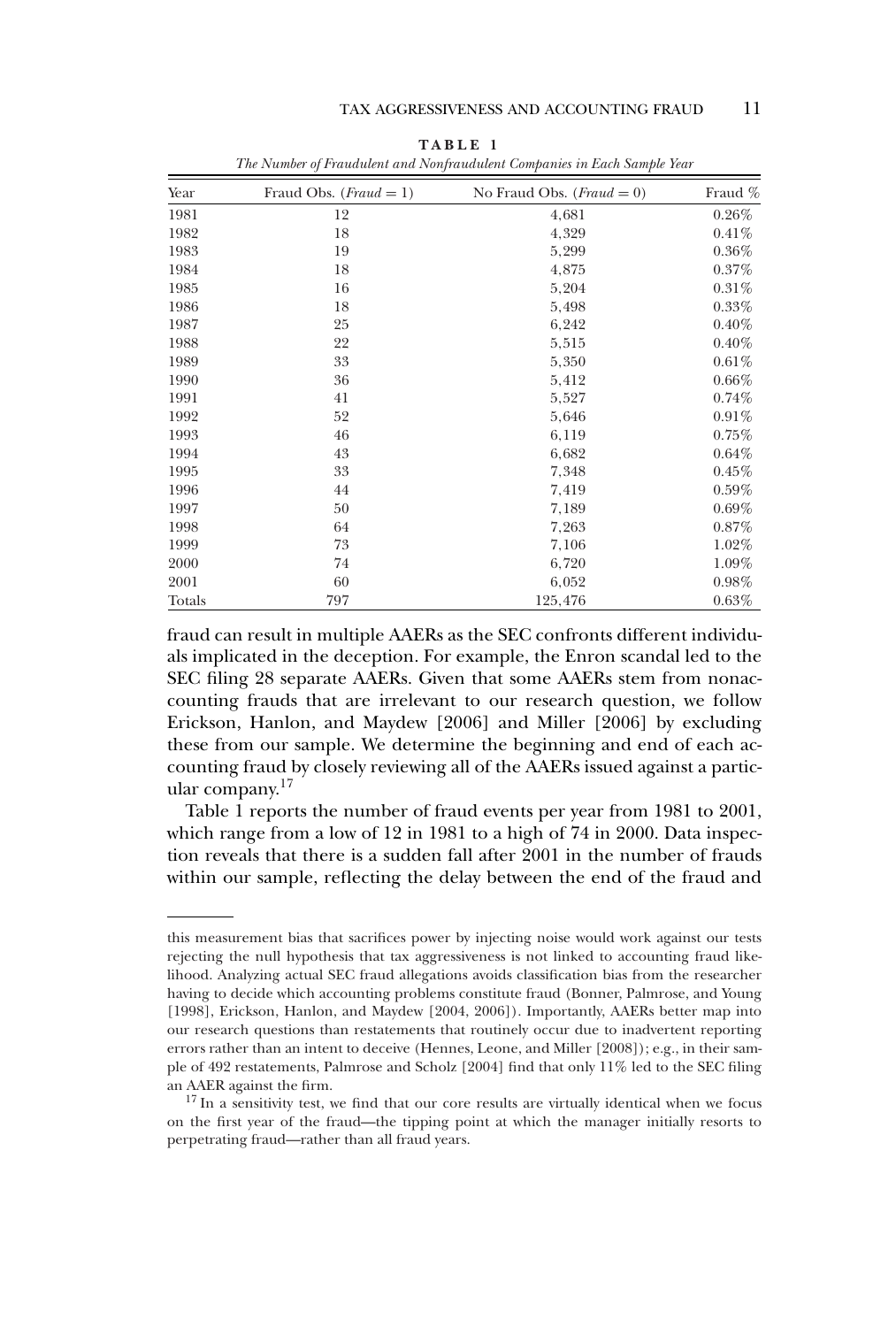**TABLE 1**

*The Number of Fraudulent and Nonfraudulent Companies in Each Sample Year*

| Year | Fraud Obs. (*Fraud* = 1) | No Fraud Obs. (*Fraud* = 0) | Fraud % |
|---|---|---|---|
| 1981 | 12 | 4,681 | 0.26% |
| 1982 | 18 | 4,329 | 0.41% |
| 1983 | 19 | 5,299 | 0.36% |
| 1984 | 18 | 4,875 | 0.37% |
| 1985 | 16 | 5,204 | 0.31% |
| 1986 | 18 | 5,498 | 0.33% |
| 1987 | 25 | 6,242 | 0.40% |
| 1988 | 22 | 5,515 | 0.40% |
| 1989 | 33 | 5,350 | 0.61% |
| 1990 | 36 | 5,412 | 0.66% |
| 1991 | 41 | 5,527 | 0.74% |
| 1992 | 52 | 5,646 | 0.91% |
| 1993 | 46 | 6,119 | 0.75% |
| 1994 | 43 | 6,682 | 0.64% |
| 1995 | 33 | 7,348 | 0.45% |
| 1996 | 44 | 7,419 | 0.59% |
| 1997 | 50 | 7,189 | 0.69% |
| 1998 | 64 | 7,263 | 0.87% |
| 1999 | 73 | 7,106 | 1.02% |
| 2000 | 74 | 6,720 | 1.09% |
| 2001 | 60 | 6,052 | 0.98% |
| Totals | 797 | 125,476 | 0.63% |

fraud can result in multiple AAERs as the SEC confronts different individuals implicated in the deception. For example, the Enron scandal led to the SEC filing 28 separate AAERs. Given that some AAERs stem from nonaccounting frauds that are irrelevant to our research question, we follow Erickson, Hanlon, and Maydew [2006] and Miller [2006] by excluding these from our sample. We determine the beginning and end of each accounting fraud by closely reviewing all of the AAERs issued against a particular company.[17]

Table 1 reports the number of fraud events per year from 1981 to 2001, which range from a low of 12 in 1981 to a high of 74 in 2000. Data inspection reveals that there is a sudden fall after 2001 in the number of frauds within our sample, reflecting the delay between the end of the fraud and

---

this measurement bias that sacrifices power by injecting noise would work against our tests rejecting the null hypothesis that tax aggressiveness is not linked to accounting fraud likelihood. Analyzing actual SEC fraud allegations avoids classification bias from the researcher having to decide which accounting problems constitute fraud (Bonner, Palmrose, and Young [1998], Erickson, Hanlon, and Maydew [2004, 2006]). Importantly, AAERs better map into our research questions than restatements that routinely occur due to inadvertent reporting errors rather than an intent to deceive (Hennes, Leone, and Miller [2008]); e.g., in their sample of 492 restatements, Palmrose and Scholz [2004] find that only 11% led to the SEC filing an AAER against the firm.

[17] In a sensitivity test, we find that our core results are virtually identical when we focus on the first year of the fraud—the tipping point at which the manager initially resorts to perpetrating fraud—rather than all fraud years.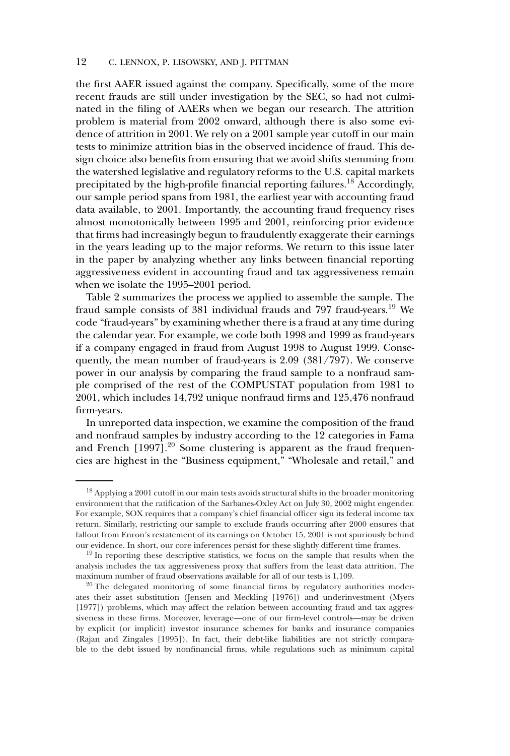the first AAER issued against the company. Specifically, some of the more recent frauds are still under investigation by the SEC, so had not culminated in the filing of AAERs when we began our research. The attrition problem is material from 2002 onward, although there is also some evidence of attrition in 2001. We rely on a 2001 sample year cutoff in our main tests to minimize attrition bias in the observed incidence of fraud. This design choice also benefits from ensuring that we avoid shifts stemming from the watershed legislative and regulatory reforms to the U.S. capital markets precipitated by the high-profile financial reporting failures.[18] Accordingly, our sample period spans from 1981, the earliest year with accounting fraud data available, to 2001. Importantly, the accounting fraud frequency rises almost monotonically between 1995 and 2001, reinforcing prior evidence that firms had increasingly begun to fraudulently exaggerate their earnings in the years leading up to the major reforms. We return to this issue later in the paper by analyzing whether any links between financial reporting aggressiveness evident in accounting fraud and tax aggressiveness remain when we isolate the 1995–2001 period.

Table 2 summarizes the process we applied to assemble the sample. The fraud sample consists of 381 individual frauds and 797 fraud-years.[19] We code "fraud-years" by examining whether there is a fraud at any time during the calendar year. For example, we code both 1998 and 1999 as fraud-years if a company engaged in fraud from August 1998 to August 1999. Consequently, the mean number of fraud-years is 2.09 (381/797). We conserve power in our analysis by comparing the fraud sample to a nonfraud sample comprised of the rest of the COMPUSTAT population from 1981 to 2001, which includes 14,792 unique nonfraud firms and 125,476 nonfraud firm-years.

In unreported data inspection, we examine the composition of the fraud and nonfraud samples by industry according to the 12 categories in Fama and French [1997].[20] Some clustering is apparent as the fraud frequencies are highest in the "Business equipment," "Wholesale and retail," and

---

[18] Applying a 2001 cutoff in our main tests avoids structural shifts in the broader monitoring environment that the ratification of the Sarbanes-Oxley Act on July 30, 2002 might engender. For example, SOX requires that a company's chief financial officer sign its federal income tax return. Similarly, restricting our sample to exclude frauds occurring after 2000 ensures that fallout from Enron's restatement of its earnings on October 15, 2001 is not spuriously behind our evidence. In short, our core inferences persist for these slightly different time frames.

[19] In reporting these descriptive statistics, we focus on the sample that results when the analysis includes the tax aggressiveness proxy that suffers from the least data attrition. The maximum number of fraud observations available for all of our tests is 1,109.

[20] The delegated monitoring of some financial firms by regulatory authorities moderates their asset substitution (Jensen and Meckling [1976]) and underinvestment (Myers [1977]) problems, which may affect the relation between accounting fraud and tax aggressiveness in these firms. Moreover, leverage—one of our firm-level controls—may be driven by explicit (or implicit) investor insurance schemes for banks and insurance companies (Rajan and Zingales [1995]). In fact, their debt-like liabilities are not strictly comparable to the debt issued by nonfinancial firms, while regulations such as minimum capital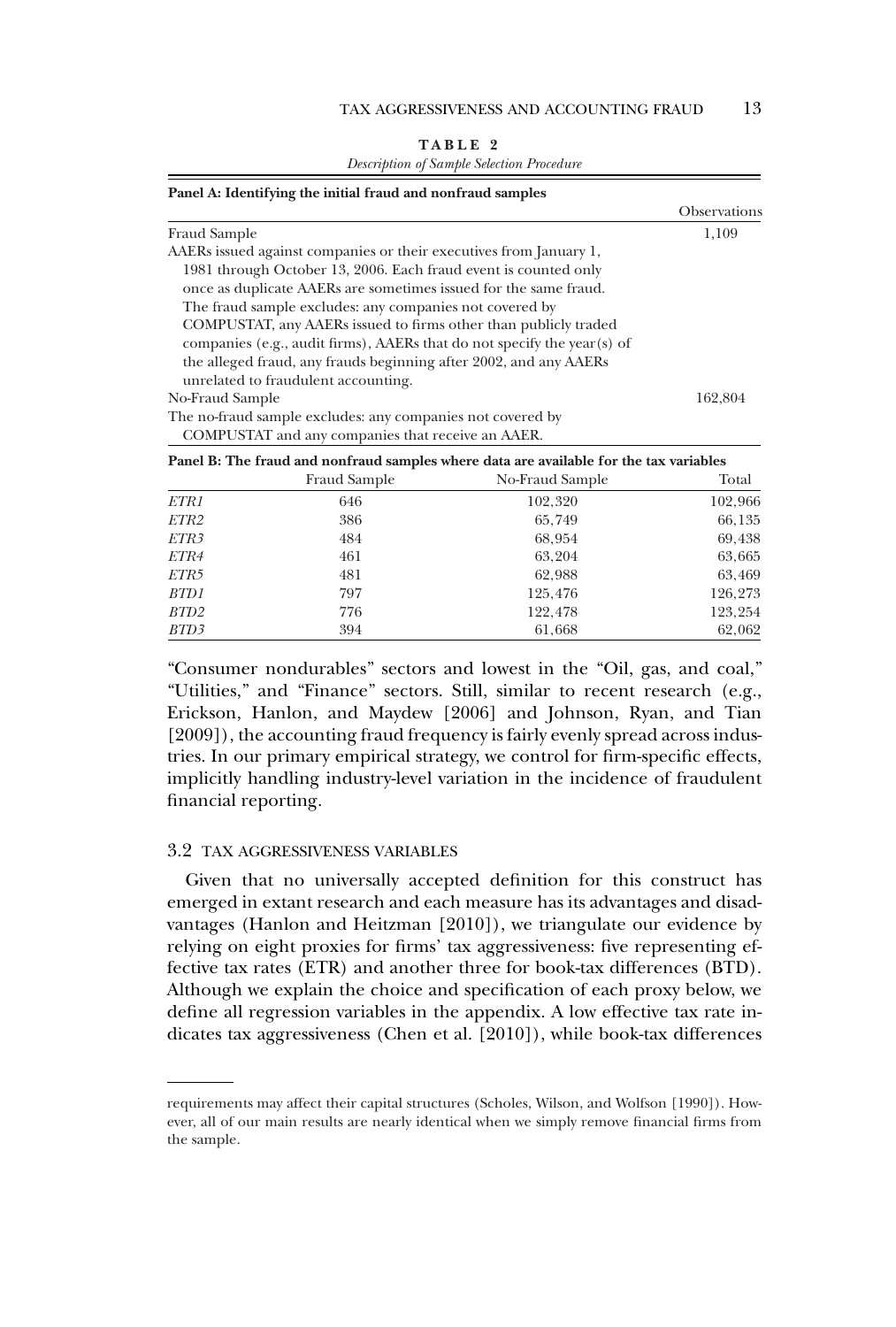**TABLE 2**
*Description of Sample Selection Procedure*

**Panel A: Identifying the initial fraud and nonfraud samples**

| | Observations |
|---|---|
| Fraud Sample | 1,109 |
| AAERs issued against companies or their executives from January 1, 1981 through October 13, 2006. Each fraud event is counted only once as duplicate AAERs are sometimes issued for the same fraud. The fraud sample excludes: any companies not covered by COMPUSTAT, any AAERs issued to firms other than publicly traded companies (e.g., audit firms), AAERs that do not specify the year(s) of the alleged fraud, any frauds beginning after 2002, and any AAERs unrelated to fraudulent accounting. | |
| No-Fraud Sample | 162,804 |
| The no-fraud sample excludes: any companies not covered by COMPUSTAT and any companies that receive an AAER. | |

**Panel B: The fraud and nonfraud samples where data are available for the tax variables**

| | Fraud Sample | No-Fraud Sample | Total |
|---|---|---|---|
| *ETR1* | 646 | 102,320 | 102,966 |
| *ETR2* | 386 | 65,749 | 66,135 |
| *ETR3* | 484 | 68,954 | 69,438 |
| *ETR4* | 461 | 63,204 | 63,665 |
| *ETR5* | 481 | 62,988 | 63,469 |
| *BTD1* | 797 | 125,476 | 126,273 |
| *BTD2* | 776 | 122,478 | 123,254 |
| *BTD3* | 394 | 61,668 | 62,062 |

"Consumer nondurables" sectors and lowest in the "Oil, gas, and coal," "Utilities," and "Finance" sectors. Still, similar to recent research (e.g., Erickson, Hanlon, and Maydew [2006] and Johnson, Ryan, and Tian [2009]), the accounting fraud frequency is fairly evenly spread across industries. In our primary empirical strategy, we control for firm-specific effects, implicitly handling industry-level variation in the incidence of fraudulent financial reporting.

### 3.2 TAX AGGRESSIVENESS VARIABLES

Given that no universally accepted definition for this construct has emerged in extant research and each measure has its advantages and disadvantages (Hanlon and Heitzman [2010]), we triangulate our evidence by relying on eight proxies for firms' tax aggressiveness: five representing effective tax rates (ETR) and another three for book-tax differences (BTD). Although we explain the choice and specification of each proxy below, we define all regression variables in the appendix. A low effective tax rate indicates tax aggressiveness (Chen et al. [2010]), while book-tax differences

requirements may affect their capital structures (Scholes, Wilson, and Wolfson [1990]). However, all of our main results are nearly identical when we simply remove financial firms from the sample.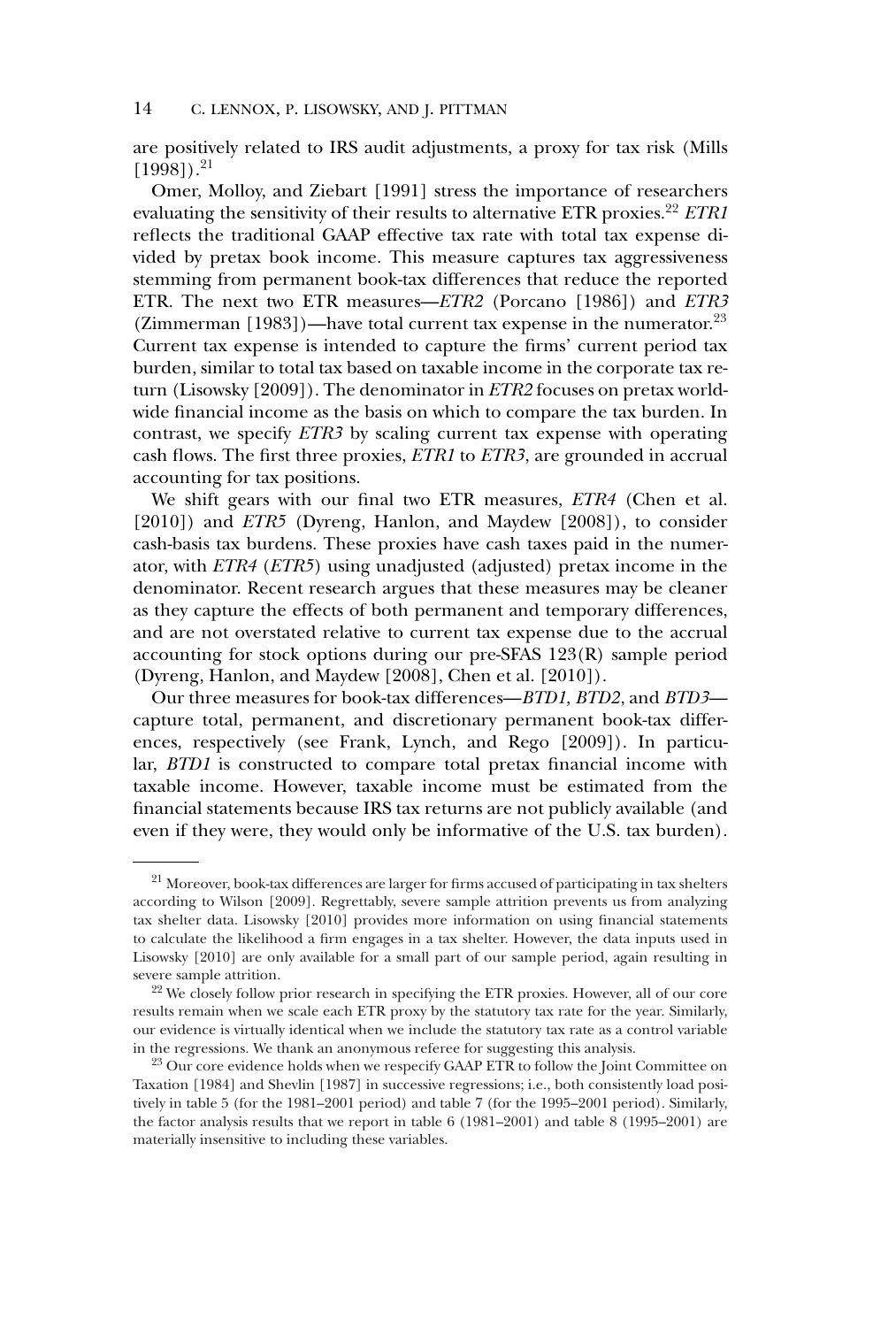are positively related to IRS audit adjustments, a proxy for tax risk (Mills [1998]).[21]

Omer, Molloy, and Ziebart [1991] stress the importance of researchers evaluating the sensitivity of their results to alternative ETR proxies.[22] *ETR1* reflects the traditional GAAP effective tax rate with total tax expense divided by pretax book income. This measure captures tax aggressiveness stemming from permanent book-tax differences that reduce the reported ETR. The next two ETR measures—*ETR2* (Porcano [1986]) and *ETR3* (Zimmerman [1983])—have total current tax expense in the numerator.[23] Current tax expense is intended to capture the firms' current period tax burden, similar to total tax based on taxable income in the corporate tax return (Lisowsky [2009]). The denominator in *ETR2* focuses on pretax worldwide financial income as the basis on which to compare the tax burden. In contrast, we specify *ETR3* by scaling current tax expense with operating cash flows. The first three proxies, *ETR1* to *ETR3*, are grounded in accrual accounting for tax positions.

We shift gears with our final two ETR measures, *ETR4* (Chen et al. [2010]) and *ETR5* (Dyreng, Hanlon, and Maydew [2008]), to consider cash-basis tax burdens. These proxies have cash taxes paid in the numerator, with *ETR4* (*ETR5*) using unadjusted (adjusted) pretax income in the denominator. Recent research argues that these measures may be cleaner as they capture the effects of both permanent and temporary differences, and are not overstated relative to current tax expense due to the accrual accounting for stock options during our pre-SFAS 123(R) sample period (Dyreng, Hanlon, and Maydew [2008], Chen et al. [2010]).

Our three measures for book-tax differences—*BTD1*, *BTD2*, and *BTD3*—capture total, permanent, and discretionary permanent book-tax differences, respectively (see Frank, Lynch, and Rego [2009]). In particular, *BTD1* is constructed to compare total pretax financial income with taxable income. However, taxable income must be estimated from the financial statements because IRS tax returns are not publicly available (and even if they were, they would only be informative of the U.S. tax burden).

---

[21] Moreover, book-tax differences are larger for firms accused of participating in tax shelters according to Wilson [2009]. Regrettably, severe sample attrition prevents us from analyzing tax shelter data. Lisowsky [2010] provides more information on using financial statements to calculate the likelihood a firm engages in a tax shelter. However, the data inputs used in Lisowsky [2010] are only available for a small part of our sample period, again resulting in severe sample attrition.

[22] We closely follow prior research in specifying the ETR proxies. However, all of our core results remain when we scale each ETR proxy by the statutory tax rate for the year. Similarly, our evidence is virtually identical when we include the statutory tax rate as a control variable in the regressions. We thank an anonymous referee for suggesting this analysis.

[23] Our core evidence holds when we respecify GAAP ETR to follow the Joint Committee on Taxation [1984] and Shevlin [1987] in successive regressions; i.e., both consistently load positively in table 5 (for the 1981–2001 period) and table 7 (for the 1995–2001 period). Similarly, the factor analysis results that we report in table 6 (1981–2001) and table 8 (1995–2001) are materially insensitive to including these variables.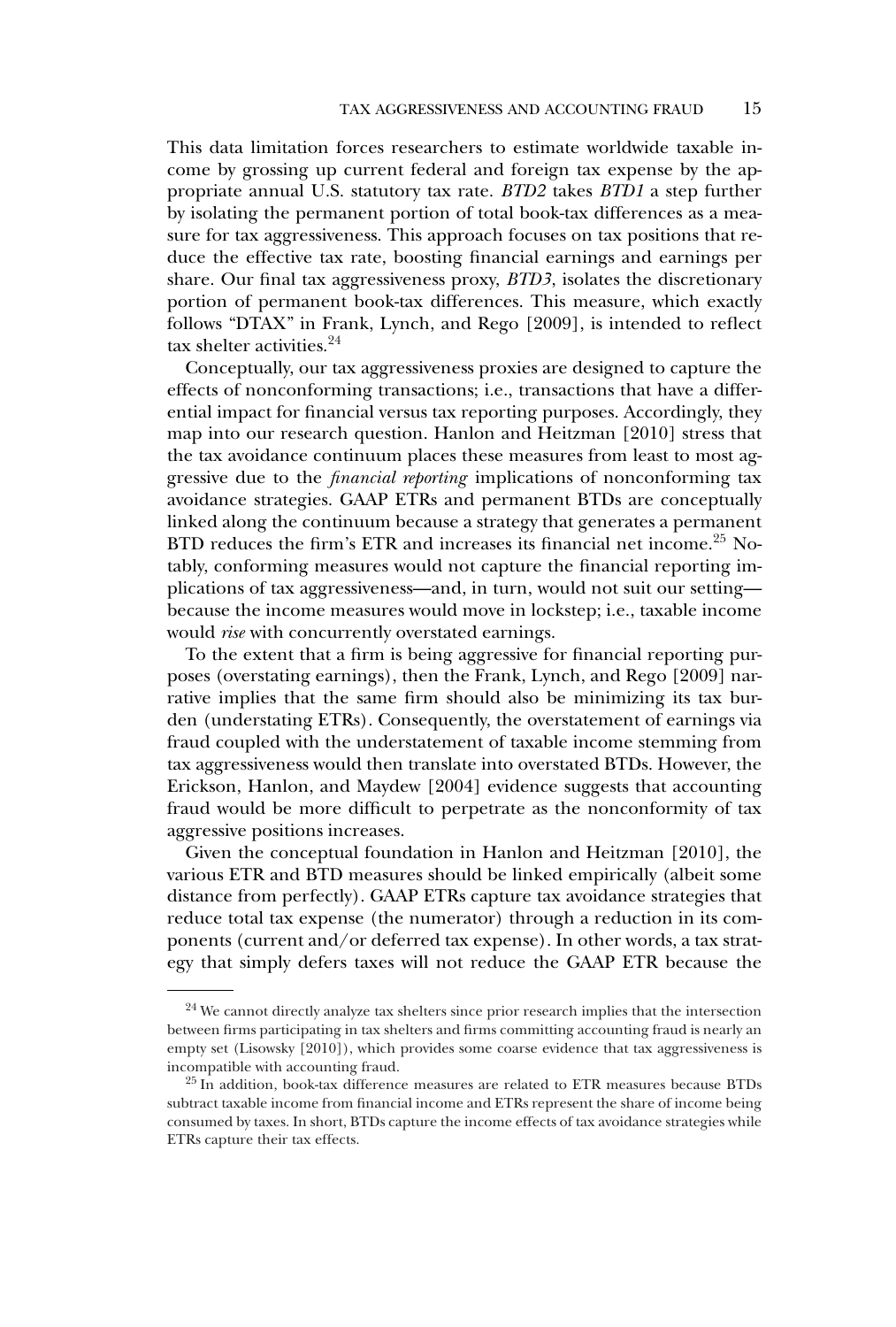This data limitation forces researchers to estimate worldwide taxable income by grossing up current federal and foreign tax expense by the appropriate annual U.S. statutory tax rate. *BTD2* takes *BTD1* a step further by isolating the permanent portion of total book-tax differences as a measure for tax aggressiveness. This approach focuses on tax positions that reduce the effective tax rate, boosting financial earnings and earnings per share. Our final tax aggressiveness proxy, *BTD3*, isolates the discretionary portion of permanent book-tax differences. This measure, which exactly follows "DTAX" in Frank, Lynch, and Rego [2009], is intended to reflect tax shelter activities.[24]

Conceptually, our tax aggressiveness proxies are designed to capture the effects of nonconforming transactions; i.e., transactions that have a differential impact for financial versus tax reporting purposes. Accordingly, they map into our research question. Hanlon and Heitzman [2010] stress that the tax avoidance continuum places these measures from least to most aggressive due to the *financial reporting* implications of nonconforming tax avoidance strategies. GAAP ETRs and permanent BTDs are conceptually linked along the continuum because a strategy that generates a permanent BTD reduces the firm's ETR and increases its financial net income.[25] Notably, conforming measures would not capture the financial reporting implications of tax aggressiveness—and, in turn, would not suit our setting—because the income measures would move in lockstep; i.e., taxable income would *rise* with concurrently overstated earnings.

To the extent that a firm is being aggressive for financial reporting purposes (overstating earnings), then the Frank, Lynch, and Rego [2009] narrative implies that the same firm should also be minimizing its tax burden (understating ETRs). Consequently, the overstatement of earnings via fraud coupled with the understatement of taxable income stemming from tax aggressiveness would then translate into overstated BTDs. However, the Erickson, Hanlon, and Maydew [2004] evidence suggests that accounting fraud would be more difficult to perpetrate as the nonconformity of tax aggressive positions increases.

Given the conceptual foundation in Hanlon and Heitzman [2010], the various ETR and BTD measures should be linked empirically (albeit some distance from perfectly). GAAP ETRs capture tax avoidance strategies that reduce total tax expense (the numerator) through a reduction in its components (current and/or deferred tax expense). In other words, a tax strategy that simply defers taxes will not reduce the GAAP ETR because the

---

[24] We cannot directly analyze tax shelters since prior research implies that the intersection between firms participating in tax shelters and firms committing accounting fraud is nearly an empty set (Lisowsky [2010]), which provides some coarse evidence that tax aggressiveness is incompatible with accounting fraud.

[25] In addition, book-tax difference measures are related to ETR measures because BTDs subtract taxable income from financial income and ETRs represent the share of income being consumed by taxes. In short, BTDs capture the income effects of tax avoidance strategies while ETRs capture their tax effects.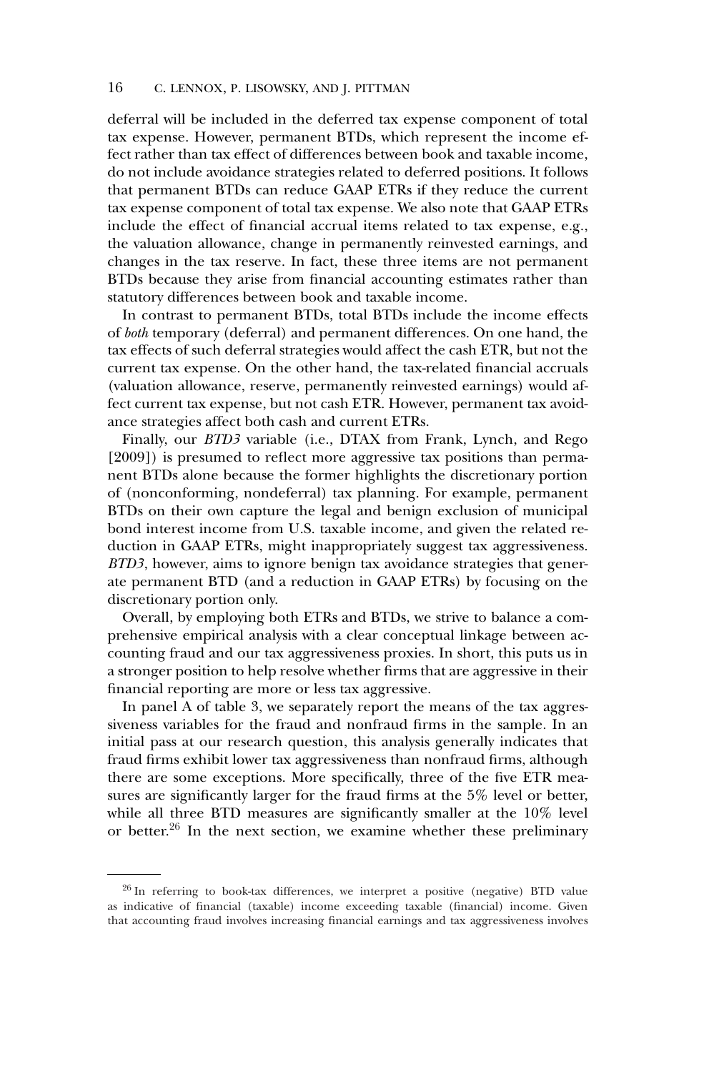deferral will be included in the deferred tax expense component of total tax expense. However, permanent BTDs, which represent the income effect rather than tax effect of differences between book and taxable income, do not include avoidance strategies related to deferred positions. It follows that permanent BTDs can reduce GAAP ETRs if they reduce the current tax expense component of total tax expense. We also note that GAAP ETRs include the effect of financial accrual items related to tax expense, e.g., the valuation allowance, change in permanently reinvested earnings, and changes in the tax reserve. In fact, these three items are not permanent BTDs because they arise from financial accounting estimates rather than statutory differences between book and taxable income.

In contrast to permanent BTDs, total BTDs include the income effects of *both* temporary (deferral) and permanent differences. On one hand, the tax effects of such deferral strategies would affect the cash ETR, but not the current tax expense. On the other hand, the tax-related financial accruals (valuation allowance, reserve, permanently reinvested earnings) would affect current tax expense, but not cash ETR. However, permanent tax avoidance strategies affect both cash and current ETRs.

Finally, our *BTD3* variable (i.e., DTAX from Frank, Lynch, and Rego [2009]) is presumed to reflect more aggressive tax positions than permanent BTDs alone because the former highlights the discretionary portion of (nonconforming, nondeferral) tax planning. For example, permanent BTDs on their own capture the legal and benign exclusion of municipal bond interest income from U.S. taxable income, and given the related reduction in GAAP ETRs, might inappropriately suggest tax aggressiveness. *BTD3*, however, aims to ignore benign tax avoidance strategies that generate permanent BTD (and a reduction in GAAP ETRs) by focusing on the discretionary portion only.

Overall, by employing both ETRs and BTDs, we strive to balance a comprehensive empirical analysis with a clear conceptual linkage between accounting fraud and our tax aggressiveness proxies. In short, this puts us in a stronger position to help resolve whether firms that are aggressive in their financial reporting are more or less tax aggressive.

In panel A of table 3, we separately report the means of the tax aggressiveness variables for the fraud and nonfraud firms in the sample. In an initial pass at our research question, this analysis generally indicates that fraud firms exhibit lower tax aggressiveness than nonfraud firms, although there are some exceptions. More specifically, three of the five ETR measures are significantly larger for the fraud firms at the 5% level or better, while all three BTD measures are significantly smaller at the 10% level or better.[26] In the next section, we examine whether these preliminary

---

[26] In referring to book-tax differences, we interpret a positive (negative) BTD value as indicative of financial (taxable) income exceeding taxable (financial) income. Given that accounting fraud involves increasing financial earnings and tax aggressiveness involves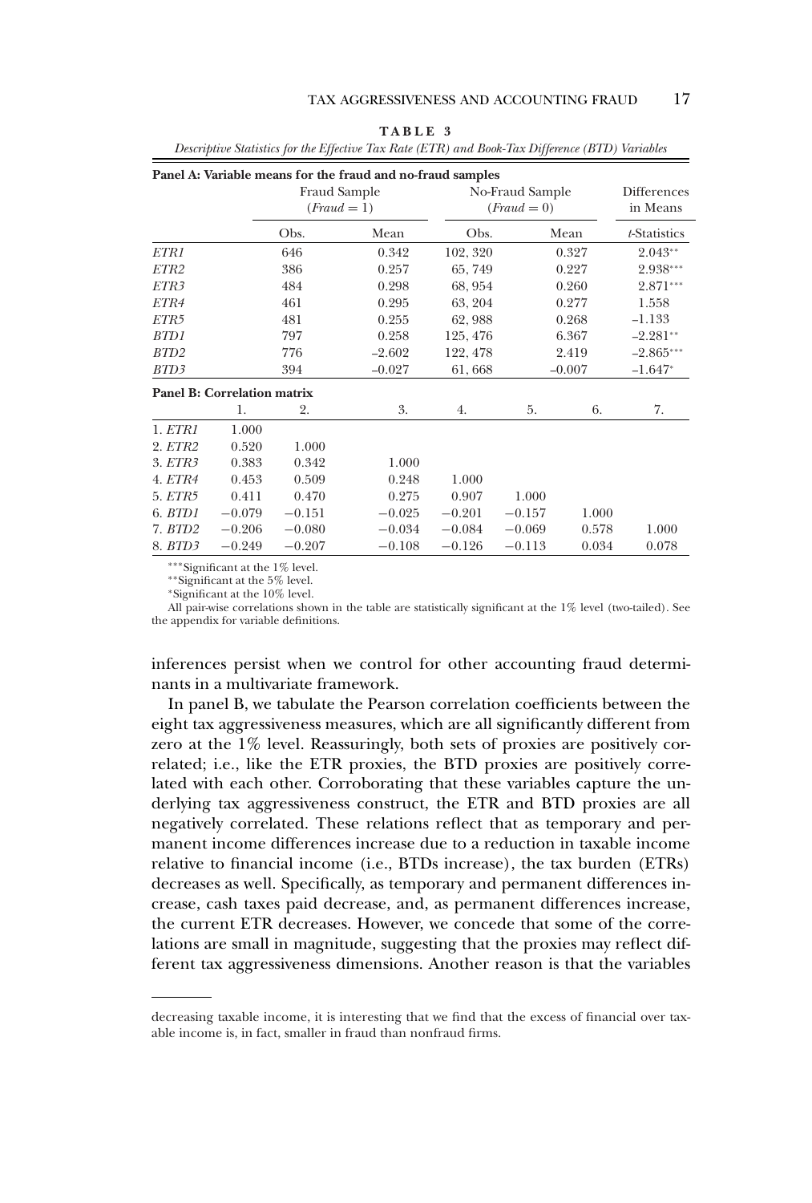**TABLE 3**

*Descriptive Statistics for the Effective Tax Rate (ETR) and Book-Tax Difference (BTD) Variables*

**Panel A: Variable means for the fraud and no-fraud samples**

| | Fraud Sample ($Fraud = 1$) | | No-Fraud Sample ($Fraud = 0$) | | Differences in Means |
|---|---|---|---|---|---|
| | Obs. | Mean | Obs. | Mean | *t*-Statistics |
| *ETR1* | 646 | 0.342 | 102, 320 | 0.327 | 2.043** |
| *ETR2* | 386 | 0.257 | 65, 749 | 0.227 | 2.938*** |
| *ETR3* | 484 | 0.298 | 68, 954 | 0.260 | 2.871*** |
| *ETR4* | 461 | 0.295 | 63, 204 | 0.277 | 1.558 |
| *ETR5* | 481 | 0.255 | 62, 988 | 0.268 | –1.133 |
| *BTD1* | 797 | 0.258 | 125, 476 | 6.367 | –2.281** |
| *BTD2* | 776 | –2.602 | 122, 478 | 2.419 | –2.865*** |
| *BTD3* | 394 | –0.027 | 61, 668 | –0.007 | –1.647* |

**Panel B: Correlation matrix**

| | 1. | 2. | 3. | 4. | 5. | 6. | 7. |
|---|---|---|---|---|---|---|---|
| 1. *ETR1* | 1.000 | | | | | | |
| 2. *ETR2* | 0.520 | 1.000 | | | | | |
| 3. *ETR3* | 0.383 | 0.342 | 1.000 | | | | |
| 4. *ETR4* | 0.453 | 0.509 | 0.248 | 1.000 | | | |
| 5. *ETR5* | 0.411 | 0.470 | 0.275 | 0.907 | 1.000 | | |
| 6. *BTD1* | −0.079 | −0.151 | −0.025 | −0.201 | −0.157 | 1.000 | |
| 7. *BTD2* | −0.206 | −0.080 | −0.034 | −0.084 | −0.069 | 0.578 | 1.000 |
| 8. *BTD3* | −0.249 | −0.207 | −0.108 | −0.126 | −0.113 | 0.034 | 0.078 |

***Significant at the 1% level.
**Significant at the 5% level.
*Significant at the 10% level.
All pair-wise correlations shown in the table are statistically significant at the 1% level (two-tailed). See the appendix for variable definitions.

inferences persist when we control for other accounting fraud determinants in a multivariate framework.

In panel B, we tabulate the Pearson correlation coefficients between the eight tax aggressiveness measures, which are all significantly different from zero at the 1% level. Reassuringly, both sets of proxies are positively correlated; i.e., like the ETR proxies, the BTD proxies are positively correlated with each other. Corroborating that these variables capture the underlying tax aggressiveness construct, the ETR and BTD proxies are all negatively correlated. These relations reflect that as temporary and permanent income differences increase due to a reduction in taxable income relative to financial income (i.e., BTDs increase), the tax burden (ETRs) decreases as well. Specifically, as temporary and permanent differences increase, cash taxes paid decrease, and, as permanent differences increase, the current ETR decreases. However, we concede that some of the correlations are small in magnitude, suggesting that the proxies may reflect different tax aggressiveness dimensions. Another reason is that the variables

---

decreasing taxable income, it is interesting that we find that the excess of financial over taxable income is, in fact, smaller in fraud than nonfraud firms.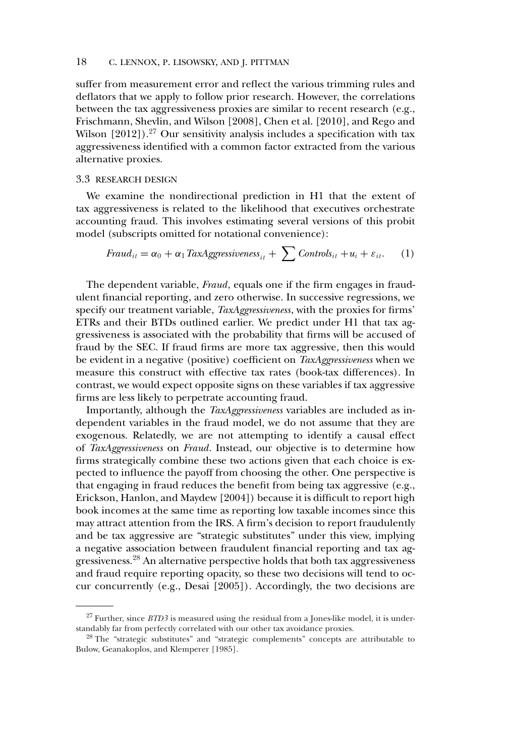suffer from measurement error and reflect the various trimming rules and deflators that we apply to follow prior research. However, the correlations between the tax aggressiveness proxies are similar to recent research (e.g., Frischmann, Shevlin, and Wilson [2008], Chen et al. [2010], and Rego and Wilson [2012]).[27] Our sensitivity analysis includes a specification with tax aggressiveness identified with a common factor extracted from the various alternative proxies.

### 3.3 RESEARCH DESIGN

We examine the nondirectional prediction in H1 that the extent of tax aggressiveness is related to the likelihood that executives orchestrate accounting fraud. This involves estimating several versions of this probit model (subscripts omitted for notational convenience):

$$Fraud_{it} = \alpha_0 + \alpha_1 \, TaxAggressiveness_{it} + \sum Controls_{it} + u_i + \varepsilon_{it}. \quad (1)$$

The dependent variable, *Fraud*, equals one if the firm engages in fraudulent financial reporting, and zero otherwise. In successive regressions, we specify our treatment variable, *TaxAggressiveness*, with the proxies for firms' ETRs and their BTDs outlined earlier. We predict under H1 that tax aggressiveness is associated with the probability that firms will be accused of fraud by the SEC. If fraud firms are more tax aggressive, then this would be evident in a negative (positive) coefficient on *TaxAggressiveness* when we measure this construct with effective tax rates (book-tax differences). In contrast, we would expect opposite signs on these variables if tax aggressive firms are less likely to perpetrate accounting fraud.

Importantly, although the *TaxAggressiveness* variables are included as independent variables in the fraud model, we do not assume that they are exogenous. Relatedly, we are not attempting to identify a causal effect of *TaxAggressiveness* on *Fraud*. Instead, our objective is to determine how firms strategically combine these two actions given that each choice is expected to influence the payoff from choosing the other. One perspective is that engaging in fraud reduces the benefit from being tax aggressive (e.g., Erickson, Hanlon, and Maydew [2004]) because it is difficult to report high book incomes at the same time as reporting low taxable incomes since this may attract attention from the IRS. A firm's decision to report fraudulently and be tax aggressive are "strategic substitutes" under this view, implying a negative association between fraudulent financial reporting and tax aggressiveness.[28] An alternative perspective holds that both tax aggressiveness and fraud require reporting opacity, so these two decisions will tend to occur concurrently (e.g., Desai [2005]). Accordingly, the two decisions are

---

[27] Further, since *BTD3* is measured using the residual from a Jones-like model, it is understandably far from perfectly correlated with our other tax avoidance proxies.

[28] The "strategic substitutes" and "strategic complements" concepts are attributable to Bulow, Geanakoplos, and Klemperer [1985].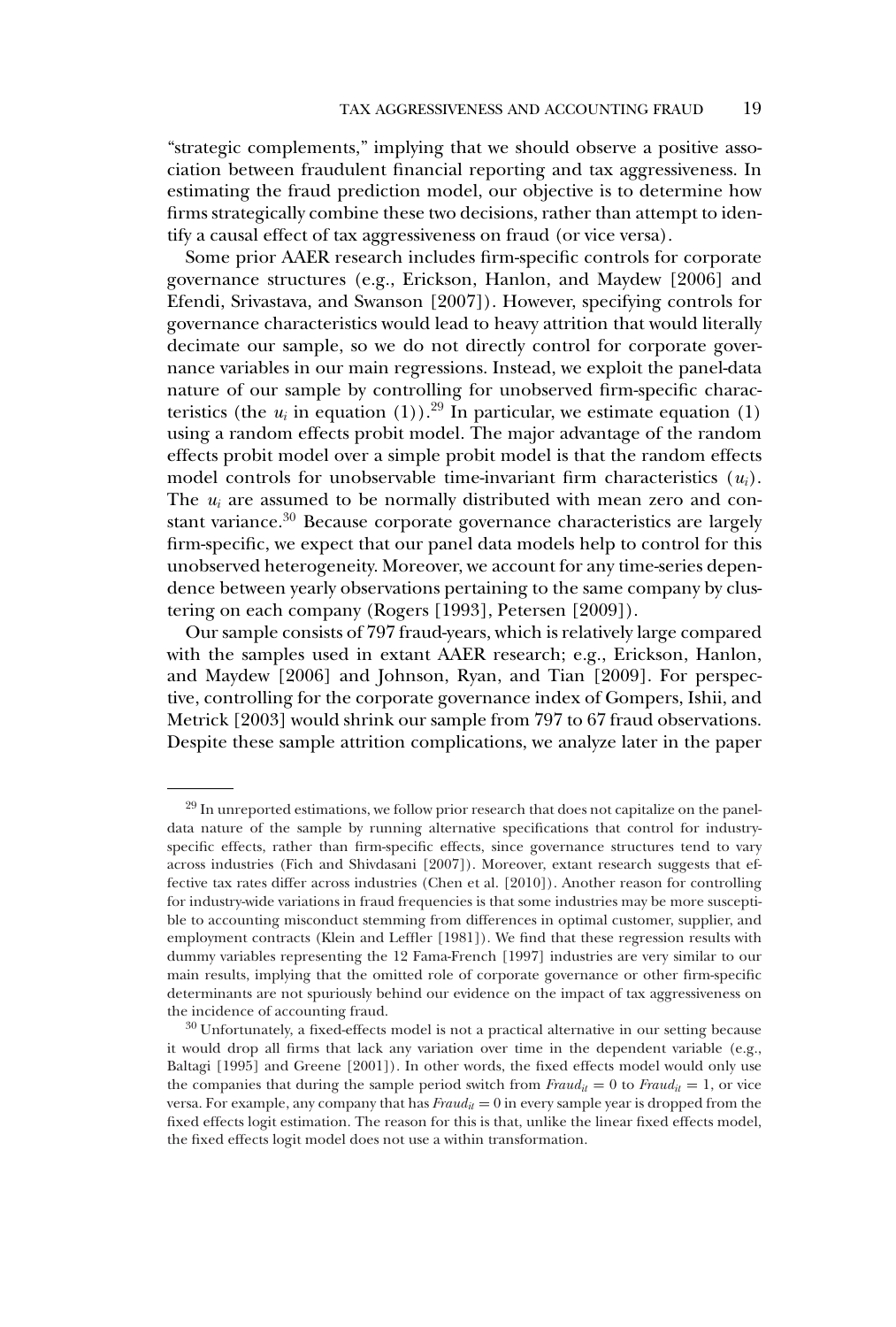"strategic complements," implying that we should observe a positive association between fraudulent financial reporting and tax aggressiveness. In estimating the fraud prediction model, our objective is to determine how firms strategically combine these two decisions, rather than attempt to identify a causal effect of tax aggressiveness on fraud (or vice versa).

Some prior AAER research includes firm-specific controls for corporate governance structures (e.g., Erickson, Hanlon, and Maydew [2006] and Efendi, Srivastava, and Swanson [2007]). However, specifying controls for governance characteristics would lead to heavy attrition that would literally decimate our sample, so we do not directly control for corporate governance variables in our main regressions. Instead, we exploit the panel-data nature of our sample by controlling for unobserved firm-specific characteristics (the $u_i$ in equation (1)).[29] In particular, we estimate equation (1) using a random effects probit model. The major advantage of the random effects probit model over a simple probit model is that the random effects model controls for unobservable time-invariant firm characteristics ($u_i$). The $u_i$ are assumed to be normally distributed with mean zero and constant variance.[30] Because corporate governance characteristics are largely firm-specific, we expect that our panel data models help to control for this unobserved heterogeneity. Moreover, we account for any time-series dependence between yearly observations pertaining to the same company by clustering on each company (Rogers [1993], Petersen [2009]).

Our sample consists of 797 fraud-years, which is relatively large compared with the samples used in extant AAER research; e.g., Erickson, Hanlon, and Maydew [2006] and Johnson, Ryan, and Tian [2009]. For perspective, controlling for the corporate governance index of Gompers, Ishii, and Metrick [2003] would shrink our sample from 797 to 67 fraud observations. Despite these sample attrition complications, we analyze later in the paper

---

[29] In unreported estimations, we follow prior research that does not capitalize on the panel-data nature of the sample by running alternative specifications that control for industry-specific effects, rather than firm-specific effects, since governance structures tend to vary across industries (Fich and Shivdasani [2007]). Moreover, extant research suggests that effective tax rates differ across industries (Chen et al. [2010]). Another reason for controlling for industry-wide variations in fraud frequencies is that some industries may be more susceptible to accounting misconduct stemming from differences in optimal customer, supplier, and employment contracts (Klein and Leffler [1981]). We find that these regression results with dummy variables representing the 12 Fama-French [1997] industries are very similar to our main results, implying that the omitted role of corporate governance or other firm-specific determinants are not spuriously behind our evidence on the impact of tax aggressiveness on the incidence of accounting fraud.

[30] Unfortunately, a fixed-effects model is not a practical alternative in our setting because it would drop all firms that lack any variation over time in the dependent variable (e.g., Baltagi [1995] and Greene [2001]). In other words, the fixed effects model would only use the companies that during the sample period switch from $Fraud_{it} = 0$ to $Fraud_{it} = 1$, or vice versa. For example, any company that has $Fraud_{it} = 0$ in every sample year is dropped from the fixed effects logit estimation. The reason for this is that, unlike the linear fixed effects model, the fixed effects logit model does not use a within transformation.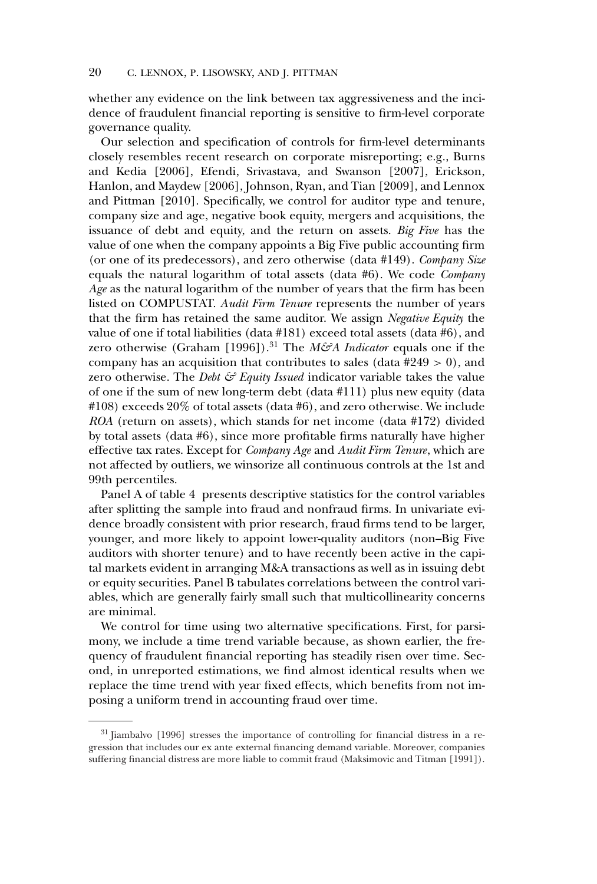whether any evidence on the link between tax aggressiveness and the incidence of fraudulent financial reporting is sensitive to firm-level corporate governance quality.

Our selection and specification of controls for firm-level determinants closely resembles recent research on corporate misreporting; e.g., Burns and Kedia [2006], Efendi, Srivastava, and Swanson [2007], Erickson, Hanlon, and Maydew [2006], Johnson, Ryan, and Tian [2009], and Lennox and Pittman [2010]. Specifically, we control for auditor type and tenure, company size and age, negative book equity, mergers and acquisitions, the issuance of debt and equity, and the return on assets. *Big Five* has the value of one when the company appoints a Big Five public accounting firm (or one of its predecessors), and zero otherwise (data #149). *Company Size* equals the natural logarithm of total assets (data #6). We code *Company Age* as the natural logarithm of the number of years that the firm has been listed on COMPUSTAT. *Audit Firm Tenure* represents the number of years that the firm has retained the same auditor. We assign *Negative Equity* the value of one if total liabilities (data #181) exceed total assets (data #6), and zero otherwise (Graham [1996]).[31] The *M&A Indicator* equals one if the company has an acquisition that contributes to sales (data #249 $> 0$), and zero otherwise. The *Debt & Equity Issued* indicator variable takes the value of one if the sum of new long-term debt (data #111) plus new equity (data #108) exceeds 20% of total assets (data #6), and zero otherwise. We include *ROA* (return on assets), which stands for net income (data #172) divided by total assets (data #6), since more profitable firms naturally have higher effective tax rates. Except for *Company Age* and *Audit Firm Tenure*, which are not affected by outliers, we winsorize all continuous controls at the 1st and 99th percentiles.

Panel A of table 4 presents descriptive statistics for the control variables after splitting the sample into fraud and nonfraud firms. In univariate evidence broadly consistent with prior research, fraud firms tend to be larger, younger, and more likely to appoint lower-quality auditors (non–Big Five auditors with shorter tenure) and to have recently been active in the capital markets evident in arranging M&A transactions as well as in issuing debt or equity securities. Panel B tabulates correlations between the control variables, which are generally fairly small such that multicollinearity concerns are minimal.

We control for time using two alternative specifications. First, for parsimony, we include a time trend variable because, as shown earlier, the frequency of fraudulent financial reporting has steadily risen over time. Second, in unreported estimations, we find almost identical results when we replace the time trend with year fixed effects, which benefits from not imposing a uniform trend in accounting fraud over time.

---

[31] Jiambalvo [1996] stresses the importance of controlling for financial distress in a regression that includes our ex ante external financing demand variable. Moreover, companies suffering financial distress are more liable to commit fraud (Maksimovic and Titman [1991]).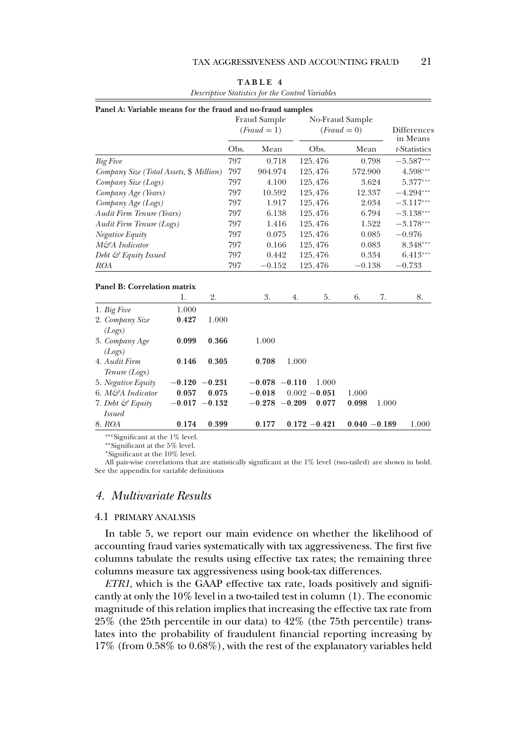**TABLE 4**

*Descriptive Statistics for the Control Variables*

**Panel A: Variable means for the fraud and no-fraud samples**

| | Fraud Sample ($Fraud = 1$) | | No-Fraud Sample ($Fraud = 0$) | | Differences in Means |
|---|---|---|---|---|---|
| | Obs. | Mean | Obs. | Mean | *t*-Statistics |
| *Big Five* | 797 | 0.718 | 125,476 | 0.798 | −5.587*** |
| *Company Size (Total Assets, \$ Million)* | 797 | 904.974 | 125,476 | 572.900 | 4.598*** |
| *Company Size (Logs)* | 797 | 4.100 | 125,476 | 3.624 | 5.377*** |
| *Company Age (Years)* | 797 | 10.592 | 125,476 | 12.337 | −4.294*** |
| *Company Age (Logs)* | 797 | 1.917 | 125,476 | 2.034 | −3.117*** |
| *Audit Firm Tenure (Years)* | 797 | 6.138 | 125,476 | 6.794 | −3.138*** |
| *Audit Firm Tenure (Logs)* | 797 | 1.416 | 125,476 | 1.522 | −3.178*** |
| *Negative Equity* | 797 | 0.075 | 125,476 | 0.085 | −0.976 |
| *M&A Indicator* | 797 | 0.166 | 125,476 | 0.083 | 8.348*** |
| *Debt & Equity Issued* | 797 | 0.442 | 125,476 | 0.334 | 6.413*** |
| *ROA* | 797 | −0.152 | 125,476 | −0.138 | −0.733 |

**Panel B: Correlation matrix**

| | 1. | 2. | 3. | 4. | 5. | 6. | 7. | 8. |
|---|---|---|---|---|---|---|---|---|
| 1. *Big Five* | 1.000 | | | | | | | |
| 2. *Company Size (Logs)* | **0.427** | 1.000 | | | | | | |
| 3. *Company Age (Logs)* | **0.099** | **0.366** | 1.000 | | | | | |
| 4. *Audit Firm Tenure (Logs)* | **0.146** | **0.305** | **0.708** | 1.000 | | | | |
| 5. *Negative Equity* | **−0.120** | **−0.231** | **−0.078** | **−0.110** | 1.000 | | | |
| 6. *M&A Indicator* | **0.057** | **0.075** | **−0.018** | 0.002 | **−0.051** | 1.000 | | |
| 7. *Debt & Equity Issued* | **−0.017** | **−0.132** | **−0.278** | **−0.209** | **0.077** | **0.098** | 1.000 | |
| 8. *ROA* | **0.174** | **0.399** | **0.177** | **0.172** | **−0.421** | **0.040** | **−0.189** | 1.000 |

***Significant at the 1% level.
**Significant at the 5% level.
*Significant at the 10% level.
All pair-wise correlations that are statistically significant at the 1% level (two-tailed) are shown in bold. See the appendix for variable definitions

## 4. Multivariate Results

### 4.1 PRIMARY ANALYSIS

In table 5, we report our main evidence on whether the likelihood of accounting fraud varies systematically with tax aggressiveness. The first five columns tabulate the results using effective tax rates; the remaining three columns measure tax aggressiveness using book-tax differences.

*ETR1*, which is the GAAP effective tax rate, loads positively and significantly at only the 10% level in a two-tailed test in column (1). The economic magnitude of this relation implies that increasing the effective tax rate from 25% (the 25th percentile in our data) to 42% (the 75th percentile) translates into the probability of fraudulent financial reporting increasing by 17% (from 0.58% to 0.68%), with the rest of the explanatory variables held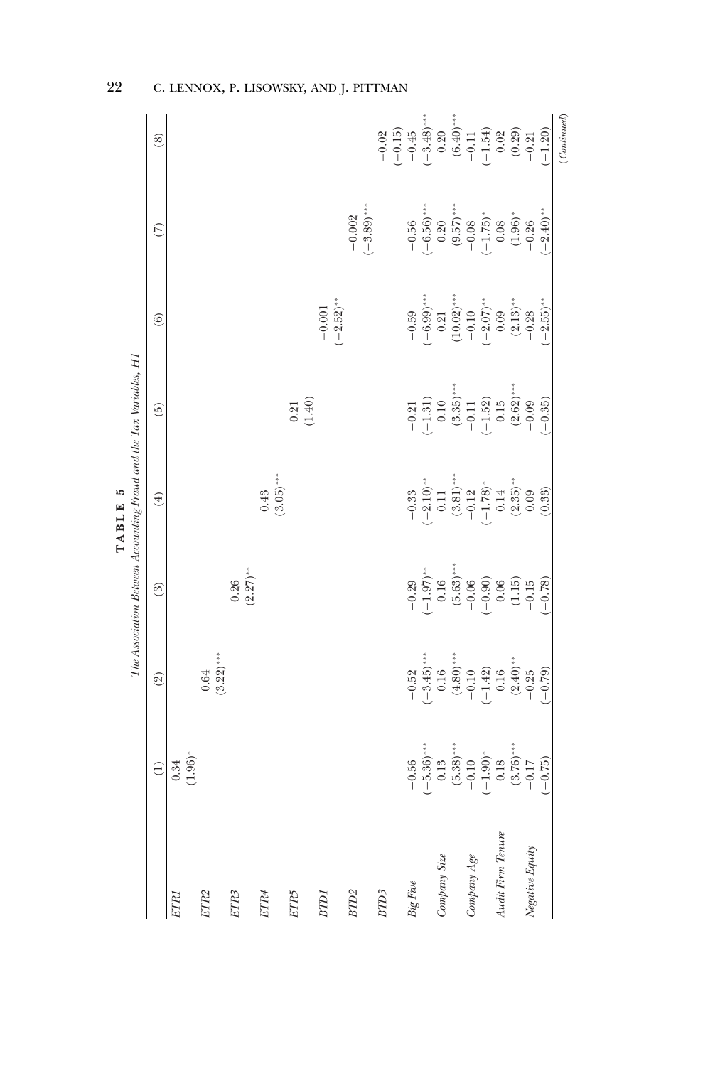**TABLE 5**

*The Association Between Accounting Fraud and the Tax Variables, H1*

| | (1) | (2) | (3) | (4) | (5) | (6) | (7) | (8) |
|---|---|---|---|---|---|---|---|---|
| *ETR1* | 0.34 | | | | | | | |
| | (1.96)* | | | | | | | |
| *ETR2* | | 0.64 | | | | | | |
| | | (3.22)*** | | | | | | |
| *ETR3* | | | 0.26 | | | | | |
| | | | (2.27)** | | | | | |
| *ETR4* | | | | 0.43 | | | | |
| | | | | (3.05)*** | | | | |
| *ETR5* | | | | | 0.21 | | | |
| | | | | | (1.40) | | | |
| *BTD1* | | | | | | −0.001 | | |
| | | | | | | (−2.52)** | | |
| *BTD2* | | | | | | | −0.002 | |
| | | | | | | | (−3.89)*** | |
| *BTD3* | | | | | | | | −0.02 |
| | | | | | | | | (−0.15) |
| *Big Five* | −0.56 | −0.52 | −0.29 | −0.33 | −0.21 | −0.59 | −0.56 | −0.45 |
| | (−5.36)*** | (−3.45)*** | (−1.97)** | (−2.10)** | (−1.31) | (−6.99)*** | (−6.56)*** | (−3.48)*** |
| *Company Size* | 0.13 | 0.16 | 0.16 | 0.11 | 0.10 | 0.21 | 0.20 | 0.20 |
| | (5.38)*** | (4.80)*** | (5.63)*** | (3.81)*** | (3.35)*** | (10.02)*** | (9.57)*** | (6.40)*** |
| *Company Age* | −0.10 | −0.10 | −0.06 | −0.12 | −0.11 | −0.10 | −0.08 | −0.11 |
| | (−1.90)* | (−1.42) | (−0.90) | (−1.78)* | (−1.52) | (−2.07)** | (−1.75)* | (−1.54) |
| *Audit Firm Tenure* | 0.18 | 0.16 | 0.06 | 0.14 | 0.15 | 0.09 | 0.08 | 0.02 |
| | (3.76)*** | (2.40)** | (1.15) | (2.35)** | (2.62)*** | (2.13)** | (1.96)* | (0.29) |
| *Negative Equity* | −0.17 | −0.25 | −0.15 | 0.09 | −0.09 | −0.28 | −0.26 | −0.21 |
| | (−0.75) | (−0.79) | (−0.78) | (0.33) | (−0.35) | (−2.55)** | (−2.40)** | (−1.20) |

*(Continued)*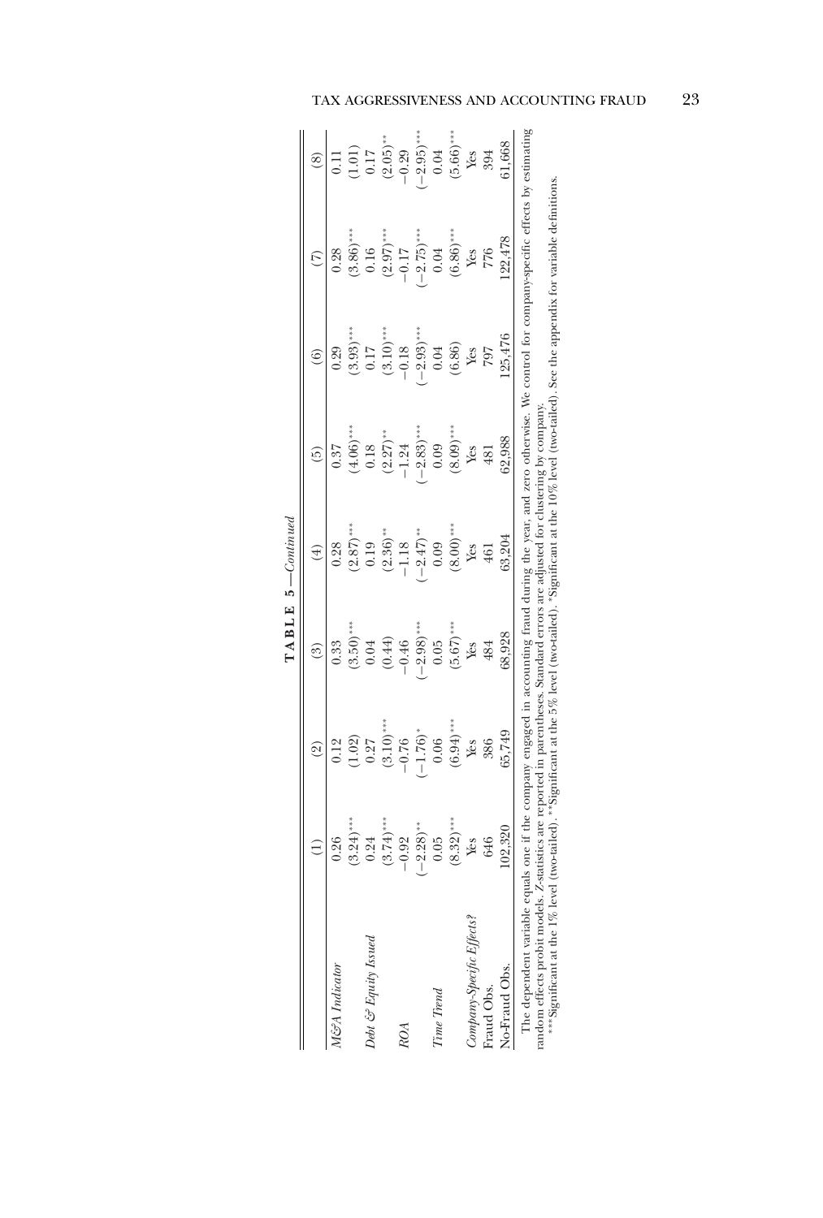**TABLE 5—Continued**

| | (1) | (2) | (3) | (4) | (5) | (6) | (7) | (8) |
|---|---|---|---|---|---|---|---|---|
| *M&A Indicator* | 0.26 | 0.12 | 0.33 | 0.28 | 0.37 | 0.29 | 0.28 | 0.11 |
| | (3.24)*** | (1.02) | (3.50)*** | (2.87)*** | (4.06)*** | (3.93)*** | (3.86)*** | (1.01) |
| *Debt & Equity Issued* | 0.24 | 0.27 | 0.04 | 0.19 | 0.18 | 0.17 | 0.16 | 0.17 |
| | (3.74)*** | (3.10)*** | (0.44) | (2.36)** | (2.27)** | (3.10)*** | (2.97)*** | (2.05)** |
| *ROA* | −0.92 | −0.76 | −0.46 | −1.18 | −1.24 | −0.18 | −0.17 | −0.29 |
| | (−2.28)** | (−1.76)* | (−2.98)*** | (−2.47)** | (−2.83)*** | (−2.93)*** | (−2.75)*** | (−2.95)*** |
| *Time Trend* | 0.05 | 0.06 | 0.05 | 0.09 | 0.09 | 0.04 | 0.04 | 0.04 |
| | (8.32)*** | (6.94)*** | (5.67)*** | (8.00)*** | (8.09)*** | (6.86) | (6.86)*** | (5.66)*** |
| *Company-Specific Effects?* | Yes | Yes | Yes | Yes | Yes | Yes | Yes | Yes |
| Fraud Obs. | 646 | 386 | 484 | 461 | 481 | 797 | 776 | 394 |
| No-Fraud Obs. | 102,320 | 65,749 | 68,928 | 63,204 | 62,988 | 125,476 | 122,478 | 61,668 |

The dependent variable equals one if the company engaged in accounting fraud during the year, and zero otherwise. We control for company-specific effects by estimating random effects probit models. Z-statistics are reported in parentheses. Standard errors are adjusted for clustering by company.

***Significant at the 1% level (two-tailed). **Significant at the 5% level (two-tailed). *Significant at the 10% level (two-tailed). See the appendix for variable definitions.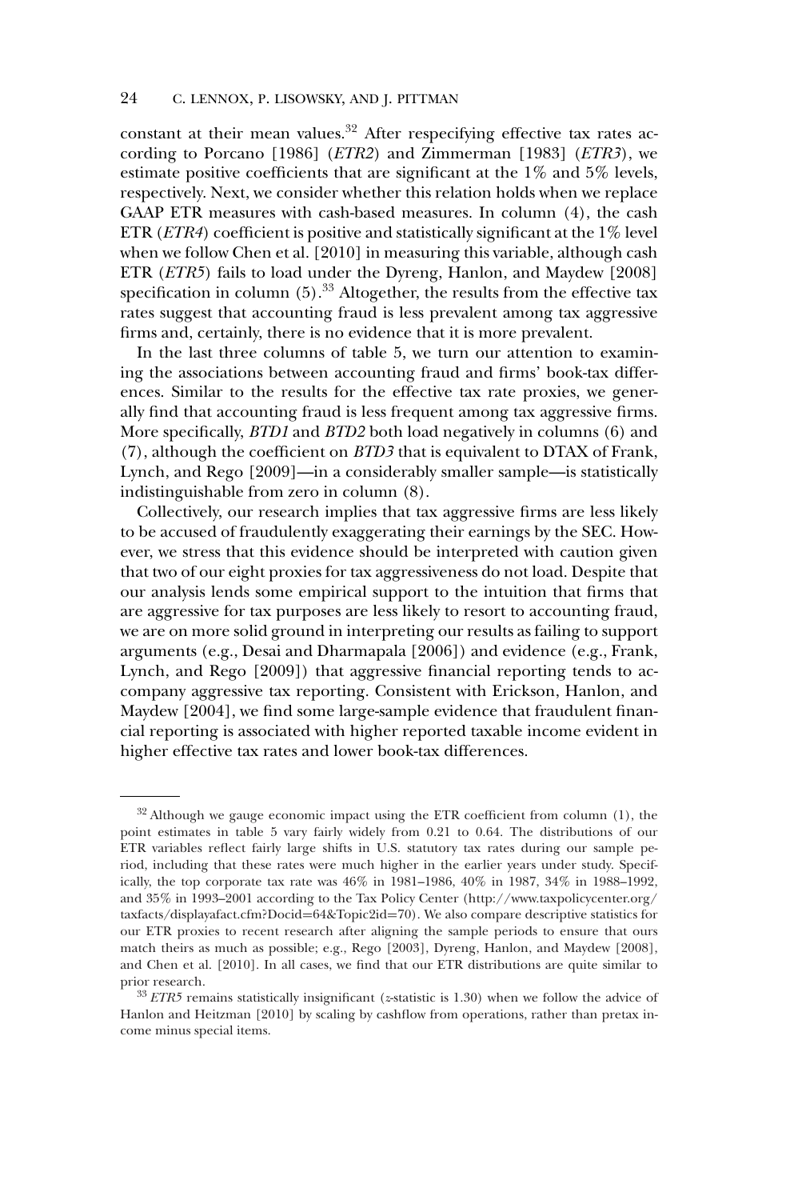constant at their mean values.[32] After respecifying effective tax rates according to Porcano [1986] (*ETR2*) and Zimmerman [1983] (*ETR3*), we estimate positive coefficients that are significant at the 1% and 5% levels, respectively. Next, we consider whether this relation holds when we replace GAAP ETR measures with cash-based measures. In column (4), the cash ETR (*ETR4*) coefficient is positive and statistically significant at the 1% level when we follow Chen et al. [2010] in measuring this variable, although cash ETR (*ETR5*) fails to load under the Dyreng, Hanlon, and Maydew [2008] specification in column (5).[33] Altogether, the results from the effective tax rates suggest that accounting fraud is less prevalent among tax aggressive firms and, certainly, there is no evidence that it is more prevalent.

In the last three columns of table 5, we turn our attention to examining the associations between accounting fraud and firms' book-tax differences. Similar to the results for the effective tax rate proxies, we generally find that accounting fraud is less frequent among tax aggressive firms. More specifically, *BTD1* and *BTD2* both load negatively in columns (6) and (7), although the coefficient on *BTD3* that is equivalent to DTAX of Frank, Lynch, and Rego [2009]—in a considerably smaller sample—is statistically indistinguishable from zero in column (8).

Collectively, our research implies that tax aggressive firms are less likely to be accused of fraudulently exaggerating their earnings by the SEC. However, we stress that this evidence should be interpreted with caution given that two of our eight proxies for tax aggressiveness do not load. Despite that our analysis lends some empirical support to the intuition that firms that are aggressive for tax purposes are less likely to resort to accounting fraud, we are on more solid ground in interpreting our results as failing to support arguments (e.g., Desai and Dharmapala [2006]) and evidence (e.g., Frank, Lynch, and Rego [2009]) that aggressive financial reporting tends to accompany aggressive tax reporting. Consistent with Erickson, Hanlon, and Maydew [2004], we find some large-sample evidence that fraudulent financial reporting is associated with higher reported taxable income evident in higher effective tax rates and lower book-tax differences.

---

[32] Although we gauge economic impact using the ETR coefficient from column (1), the point estimates in table 5 vary fairly widely from 0.21 to 0.64. The distributions of our ETR variables reflect fairly large shifts in U.S. statutory tax rates during our sample period, including that these rates were much higher in the earlier years under study. Specifically, the top corporate tax rate was 46% in 1981–1986, 40% in 1987, 34% in 1988–1992, and 35% in 1993–2001 according to the Tax Policy Center (http://www.taxpolicycenter.org/taxfacts/displayafact.cfm?Docid=64&Topic2id=70). We also compare descriptive statistics for our ETR proxies to recent research after aligning the sample periods to ensure that ours match theirs as much as possible; e.g., Rego [2003], Dyreng, Hanlon, and Maydew [2008], and Chen et al. [2010]. In all cases, we find that our ETR distributions are quite similar to prior research.

[33] *ETR5* remains statistically insignificant ($z$-statistic is 1.30) when we follow the advice of Hanlon and Heitzman [2010] by scaling by cashflow from operations, rather than pretax income minus special items.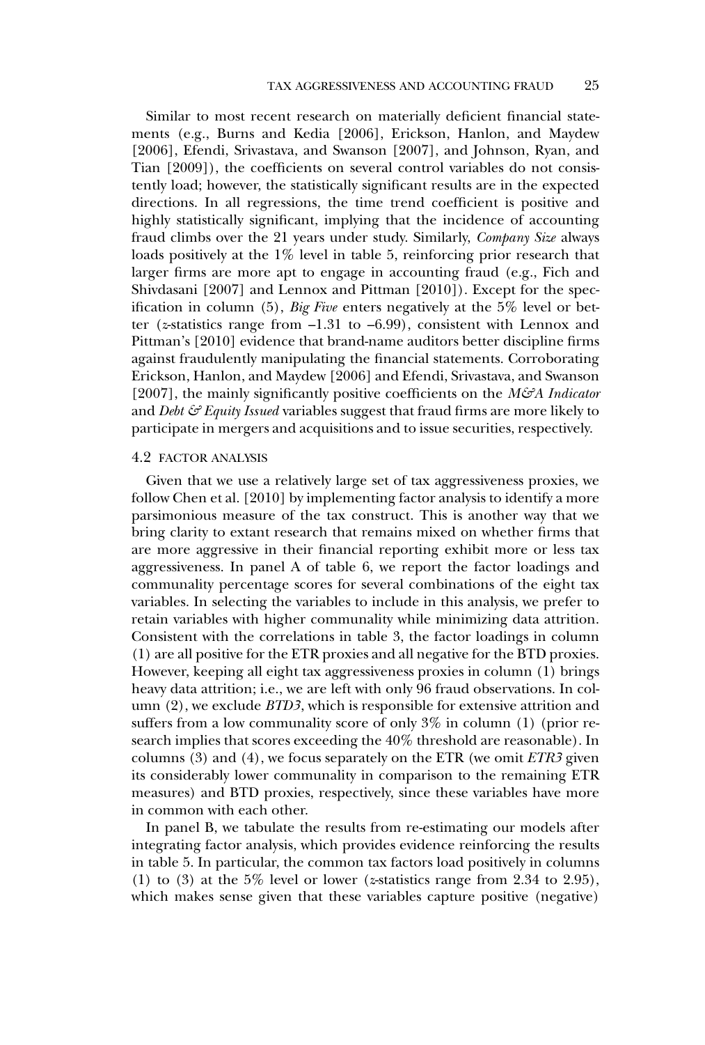Similar to most recent research on materially deficient financial statements (e.g., Burns and Kedia [2006], Erickson, Hanlon, and Maydew [2006], Efendi, Srivastava, and Swanson [2007], and Johnson, Ryan, and Tian [2009]), the coefficients on several control variables do not consistently load; however, the statistically significant results are in the expected directions. In all regressions, the time trend coefficient is positive and highly statistically significant, implying that the incidence of accounting fraud climbs over the 21 years under study. Similarly, *Company Size* always loads positively at the 1% level in table 5, reinforcing prior research that larger firms are more apt to engage in accounting fraud (e.g., Fich and Shivdasani [2007] and Lennox and Pittman [2010]). Except for the specification in column (5), *Big Five* enters negatively at the 5% level or better ($z$-statistics range from –1.31 to –6.99), consistent with Lennox and Pittman's [2010] evidence that brand-name auditors better discipline firms against fraudulently manipulating the financial statements. Corroborating Erickson, Hanlon, and Maydew [2006] and Efendi, Srivastava, and Swanson [2007], the mainly significantly positive coefficients on the *M&A Indicator* and *Debt & Equity Issued* variables suggest that fraud firms are more likely to participate in mergers and acquisitions and to issue securities, respectively.

### 4.2 FACTOR ANALYSIS

Given that we use a relatively large set of tax aggressiveness proxies, we follow Chen et al. [2010] by implementing factor analysis to identify a more parsimonious measure of the tax construct. This is another way that we bring clarity to extant research that remains mixed on whether firms that are more aggressive in their financial reporting exhibit more or less tax aggressiveness. In panel A of table 6, we report the factor loadings and communality percentage scores for several combinations of the eight tax variables. In selecting the variables to include in this analysis, we prefer to retain variables with higher communality while minimizing data attrition. Consistent with the correlations in table 3, the factor loadings in column (1) are all positive for the ETR proxies and all negative for the BTD proxies. However, keeping all eight tax aggressiveness proxies in column (1) brings heavy data attrition; i.e., we are left with only 96 fraud observations. In column (2), we exclude *BTD3*, which is responsible for extensive attrition and suffers from a low communality score of only 3% in column (1) (prior research implies that scores exceeding the 40% threshold are reasonable). In columns (3) and (4), we focus separately on the ETR (we omit *ETR3* given its considerably lower communality in comparison to the remaining ETR measures) and BTD proxies, respectively, since these variables have more in common with each other.

In panel B, we tabulate the results from re-estimating our models after integrating factor analysis, which provides evidence reinforcing the results in table 5. In particular, the common tax factors load positively in columns (1) to (3) at the 5% level or lower ($z$-statistics range from 2.34 to 2.95), which makes sense given that these variables capture positive (negative)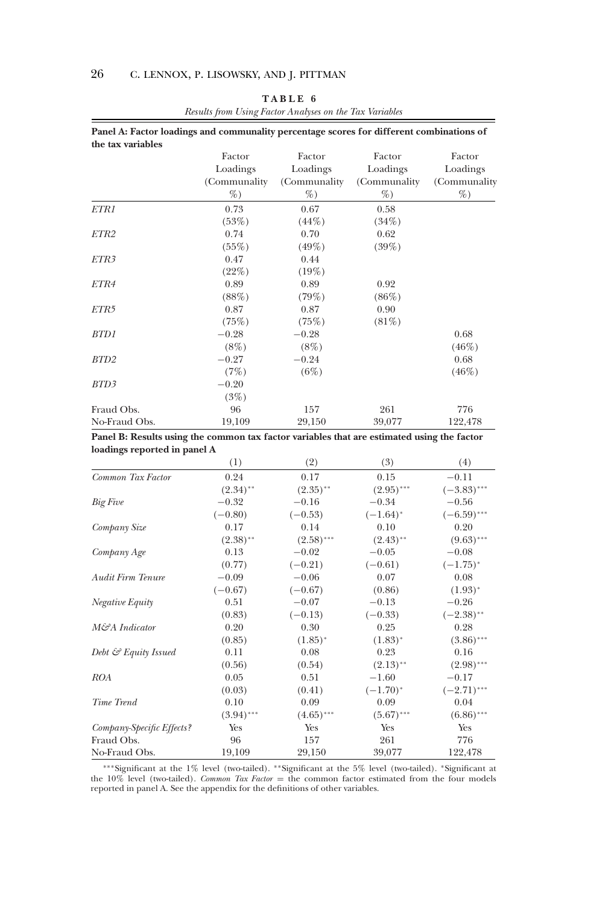**TABLE 6**

*Results from Using Factor Analyses on the Tax Variables*

**Panel A: Factor loadings and communality percentage scores for different combinations of the tax variables**

| | Factor Loadings (Communality %) | Factor Loadings (Communality %) | Factor Loadings (Communality %) | Factor Loadings (Communality %) |
|---|---|---|---|---|
| *ETR1* | 0.73 | 0.67 | 0.58 | |
| | (53%) | (44%) | (34%) | |
| *ETR2* | 0.74 | 0.70 | 0.62 | |
| | (55%) | (49%) | (39%) | |
| *ETR3* | 0.47 | 0.44 | | |
| | (22%) | (19%) | | |
| *ETR4* | 0.89 | 0.89 | 0.92 | |
| | (88%) | (79%) | (86%) | |
| *ETR5* | 0.87 | 0.87 | 0.90 | |
| | (75%) | (75%) | (81%) | |
| *BTD1* | −0.28 | −0.28 | | 0.68 |
| | (8%) | (8%) | | (46%) |
| *BTD2* | −0.27 | −0.24 | | 0.68 |
| | (7%) | (6%) | | (46%) |
| *BTD3* | −0.20 | | | |
| | (3%) | | | |
| Fraud Obs. | 96 | 157 | 261 | 776 |
| No-Fraud Obs. | 19,109 | 29,150 | 39,077 | 122,478 |

**Panel B: Results using the common tax factor variables that are estimated using the factor loadings reported in panel A**

| | (1) | (2) | (3) | (4) |
|---|---|---|---|---|
| *Common Tax Factor* | 0.24 | 0.17 | 0.15 | −0.11 |
| | (2.34)** | (2.35)** | (2.95)*** | (−3.83)*** |
| *Big Five* | −0.32 | −0.16 | −0.34 | −0.56 |
| | (−0.80) | (−0.53) | (−1.64)* | (−6.59)*** |
| *Company Size* | 0.17 | 0.14 | 0.10 | 0.20 |
| | (2.38)** | (2.58)*** | (2.43)** | (9.63)*** |
| *Company Age* | 0.13 | −0.02 | −0.05 | −0.08 |
| | (0.77) | (−0.21) | (−0.61) | (−1.75)* |
| *Audit Firm Tenure* | −0.09 | −0.06 | 0.07 | 0.08 |
| | (−0.67) | (−0.67) | (0.86) | (1.93)* |
| *Negative Equity* | 0.51 | −0.07 | −0.13 | −0.26 |
| | (0.83) | (−0.13) | (−0.33) | (−2.38)** |
| *M&A Indicator* | 0.20 | 0.30 | 0.25 | 0.28 |
| | (0.85) | (1.85)* | (1.83)* | (3.86)*** |
| *Debt & Equity Issued* | 0.11 | 0.08 | 0.23 | 0.16 |
| | (0.56) | (0.54) | (2.13)** | (2.98)*** |
| *ROA* | 0.05 | 0.51 | −1.60 | −0.17 |
| | (0.03) | (0.41) | (−1.70)* | (−2.71)*** |
| *Time Trend* | 0.10 | 0.09 | 0.09 | 0.04 |
| | (3.94)*** | (4.65)*** | (5.67)*** | (6.86)*** |
| *Company-Specific Effects?* | Yes | Yes | Yes | Yes |
| Fraud Obs. | 96 | 157 | 261 | 776 |
| No-Fraud Obs. | 19,109 | 29,150 | 39,077 | 122,478 |

***Significant at the 1% level (two-tailed). **Significant at the 5% level (two-tailed). *Significant at the 10% level (two-tailed). *Common Tax Factor* = the common factor estimated from the four models reported in panel A. See the appendix for the definitions of other variables.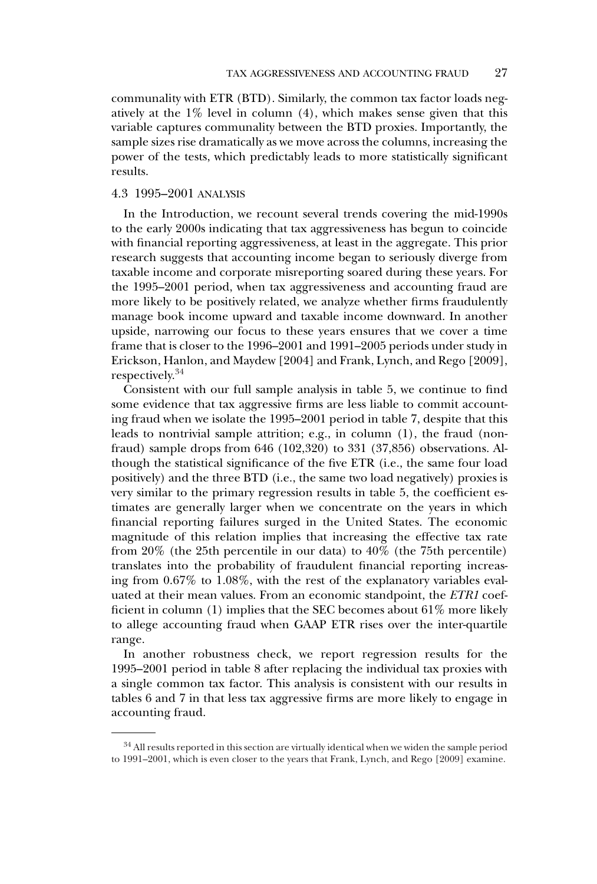communality with ETR (BTD). Similarly, the common tax factor loads negatively at the 1% level in column (4), which makes sense given that this variable captures communality between the BTD proxies. Importantly, the sample sizes rise dramatically as we move across the columns, increasing the power of the tests, which predictably leads to more statistically significant results.

### 4.3 1995–2001 ANALYSIS

In the Introduction, we recount several trends covering the mid-1990s to the early 2000s indicating that tax aggressiveness has begun to coincide with financial reporting aggressiveness, at least in the aggregate. This prior research suggests that accounting income began to seriously diverge from taxable income and corporate misreporting soared during these years. For the 1995–2001 period, when tax aggressiveness and accounting fraud are more likely to be positively related, we analyze whether firms fraudulently manage book income upward and taxable income downward. In another upside, narrowing our focus to these years ensures that we cover a time frame that is closer to the 1996–2001 and 1991–2005 periods under study in Erickson, Hanlon, and Maydew [2004] and Frank, Lynch, and Rego [2009], respectively.[34]

Consistent with our full sample analysis in table 5, we continue to find some evidence that tax aggressive firms are less liable to commit accounting fraud when we isolate the 1995–2001 period in table 7, despite that this leads to nontrivial sample attrition; e.g., in column (1), the fraud (nonfraud) sample drops from 646 (102,320) to 331 (37,856) observations. Although the statistical significance of the five ETR (i.e., the same four load positively) and the three BTD (i.e., the same two load negatively) proxies is very similar to the primary regression results in table 5, the coefficient estimates are generally larger when we concentrate on the years in which financial reporting failures surged in the United States. The economic magnitude of this relation implies that increasing the effective tax rate from 20% (the 25th percentile in our data) to 40% (the 75th percentile) translates into the probability of fraudulent financial reporting increasing from 0.67% to 1.08%, with the rest of the explanatory variables evaluated at their mean values. From an economic standpoint, the *ETR1* coefficient in column (1) implies that the SEC becomes about 61% more likely to allege accounting fraud when GAAP ETR rises over the inter-quartile range.

In another robustness check, we report regression results for the 1995–2001 period in table 8 after replacing the individual tax proxies with a single common tax factor. This analysis is consistent with our results in tables 6 and 7 in that less tax aggressive firms are more likely to engage in accounting fraud.

---

[34] All results reported in this section are virtually identical when we widen the sample period to 1991–2001, which is even closer to the years that Frank, Lynch, and Rego [2009] examine.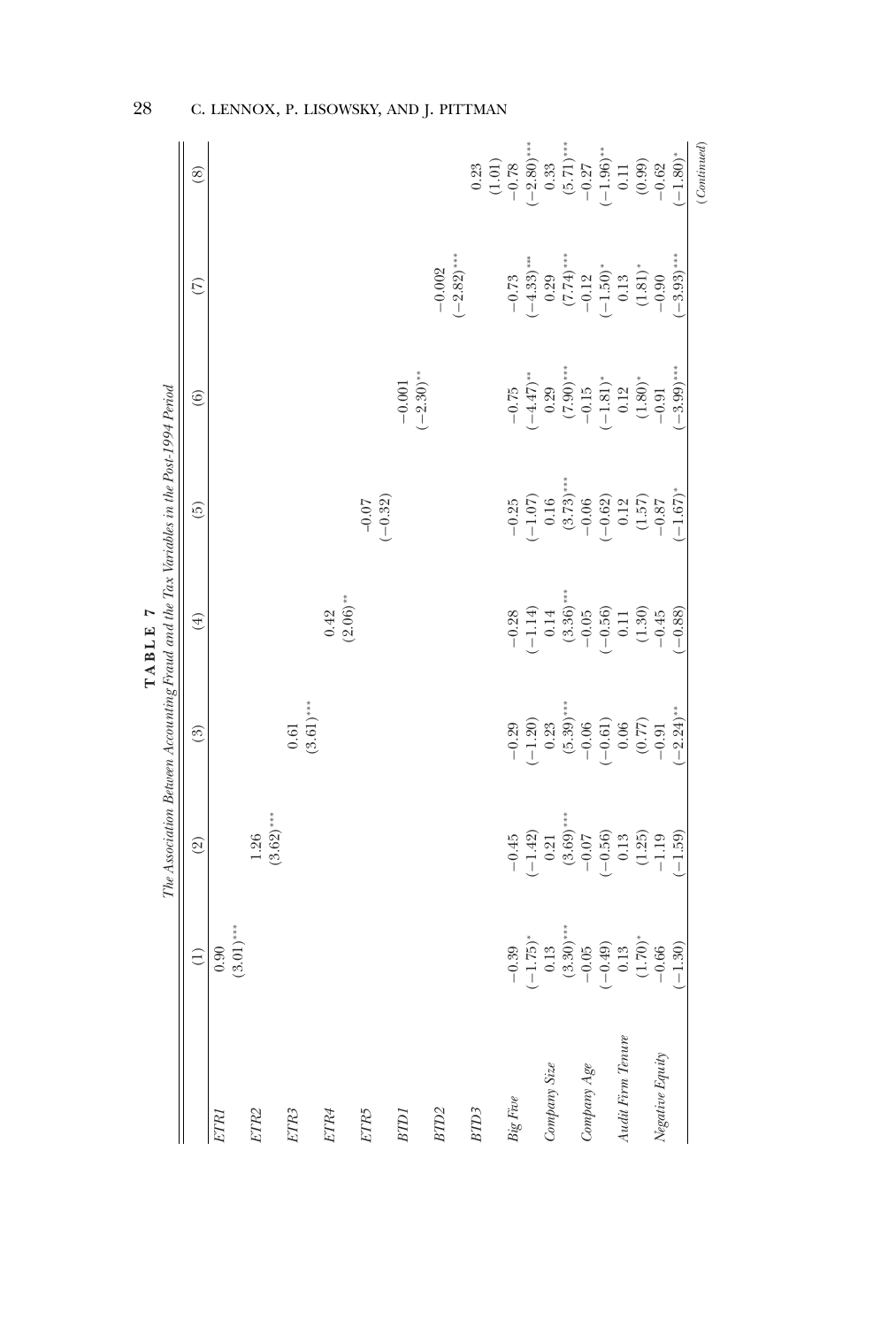**TABLE 7**

*The Association Between Accounting Fraud and the Tax Variables in the Post-1994 Period*

| | (1) | (2) | (3) | (4) | (5) | (6) | (7) | (8) |
|---|---|---|---|---|---|---|---|---|
| *ETR1* | 0.90 | | | | | | | |
| | (3.01)*** | | | | | | | |
| *ETR2* | | 1.26 | | | | | | |
| | | (3.62)*** | | | | | | |
| *ETR3* | | | 0.61 | | | | | |
| | | | (3.61)*** | | | | | |
| *ETR4* | | | | 0.42 | | | | |
| | | | | (2.06)** | | | | |
| *ETR5* | | | | | -0.07 | | | |
| | | | | | (−0.32) | | | |
| *BTD1* | | | | | | −0.001 | | |
| | | | | | | (−2.30)** | | |
| *BTD2* | | | | | | | −0.002 | |
| | | | | | | | (−2.82)*** | |
| *BTD3* | | | | | | | | 0.23 |
| | | | | | | | | (1.01) |
| *Big Five* | −0.39 | −0.45 | −0.29 | −0.28 | −0.25 | −0.75 | −0.73 | −0.78 |
| | (−1.75)* | (−1.42) | (−1.20) | (−1.14) | (−1.07) | (−4.47)** | (−4.33)*** | (−2.80)*** |
| *Company Size* | 0.13 | 0.21 | 0.23 | 0.14 | 0.16 | 0.29 | 0.29 | 0.33 |
| | (3.30)*** | (3.69)*** | (5.39)*** | (3.36)*** | (3.73)*** | (7.90)*** | (7.74)*** | (5.71)*** |
| *Company Age* | −0.05 | −0.07 | −0.06 | −0.05 | −0.06 | −0.15 | −0.12 | −0.27 |
| | (−0.49) | (−0.56) | (−0.61) | (−0.56) | (−0.62) | (−1.81)* | (−1.50)* | (−1.96)** |
| *Audit Firm Tenure* | 0.13 | 0.13 | 0.06 | 0.11 | 0.12 | 0.12 | 0.13 | 0.11 |
| | (1.70)* | (1.25) | (0.77) | (1.30) | (1.57) | (1.80)* | (1.81)* | (0.99) |
| *Negative Equity* | −0.66 | −1.19 | −0.91 | −0.45 | −0.87 | −0.91 | −0.90 | −0.62 |
| | (−1.30) | (−1.59) | (−2.24)** | (−0.88) | (−1.67)* | (−3.99)*** | (−3.93)*** | (−1.80)* |

*(Continued)*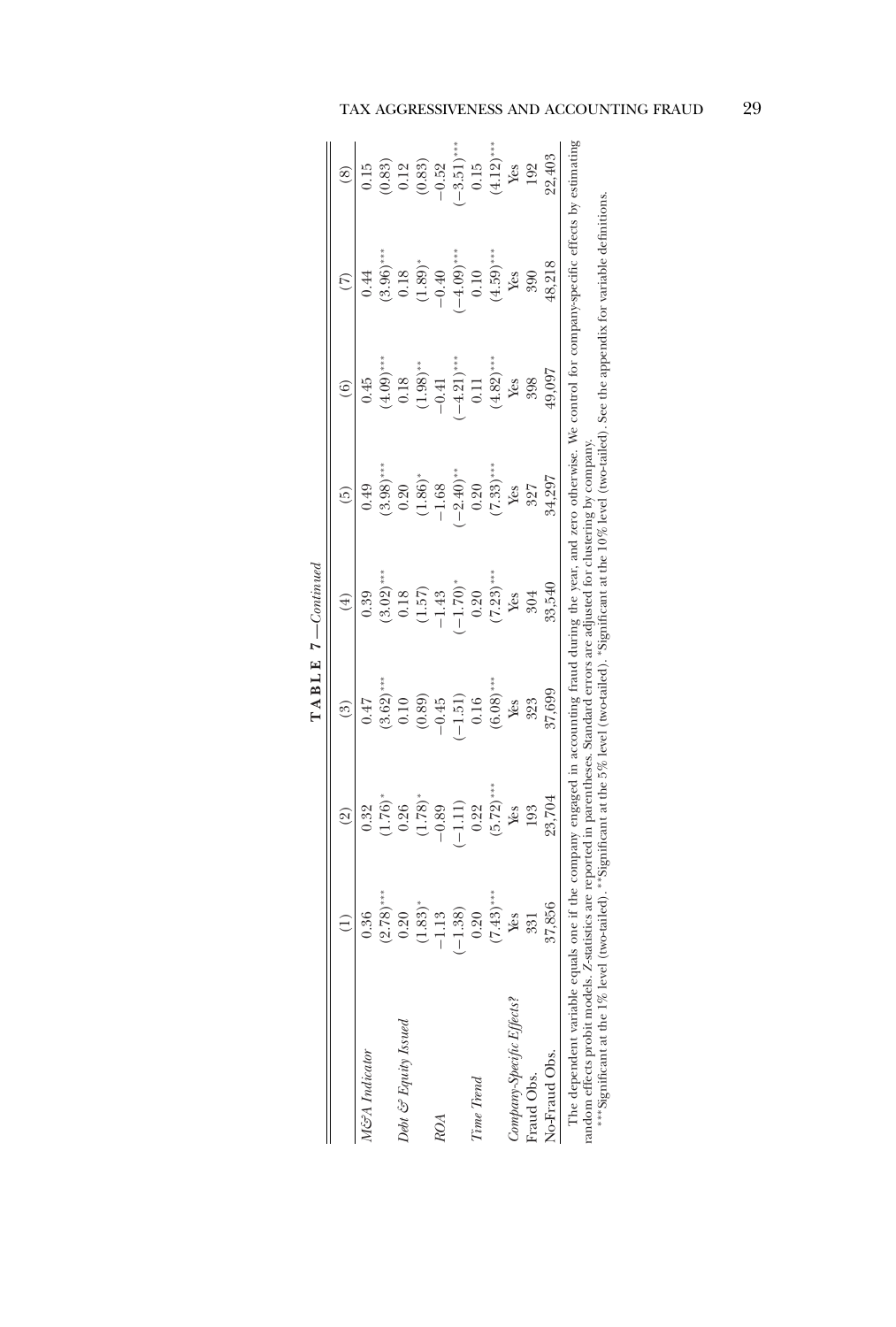**TABLE 7**—*Continued*

| | (1) | (2) | (3) | (4) | (5) | (6) | (7) | (8) |
|---|---|---|---|---|---|---|---|---|
| *M&A Indicator* | 0.36 | 0.32 | 0.47 | 0.39 | 0.49 | 0.45 | 0.44 | 0.15 |
| | (2.78)*** | (1.76)* | (3.62)*** | (3.02)*** | (3.98)*** | (4.09)*** | (3.96)*** | (0.83) |
| *Debt & Equity Issued* | 0.20 | 0.26 | 0.10 | 0.18 | 0.20 | 0.18 | 0.18 | 0.12 |
| | (1.83)* | (1.78)* | (0.89) | (1.57) | (1.86)* | (1.98)** | (1.89)* | (0.83) |
| *ROA* | −1.13 | −0.89 | −0.45 | −1.43 | −1.68 | −0.41 | −0.40 | −0.52 |
| | (−1.38) | (−1.11) | (−1.51) | (−1.70)* | (−2.40)** | (−4.21)*** | (−4.09)*** | (−3.51)*** |
| *Time Trend* | 0.20 | 0.22 | 0.16 | 0.20 | 0.20 | 0.11 | 0.10 | 0.15 |
| | (7.43)*** | (5.72)*** | (6.08)*** | (7.23)*** | (7.33)*** | (4.82)*** | (4.59)*** | (4.12)*** |
| *Company-Specific Effects?* | Yes | Yes | Yes | Yes | Yes | Yes | Yes | Yes |
| Fraud Obs. | 331 | 193 | 323 | 304 | 327 | 398 | 390 | 192 |
| No-Fraud Obs. | 37,856 | 23,704 | 37,699 | 33,540 | 34,297 | 49,097 | 48,218 | 22,403 |

The dependent variable equals one if the company engaged in accounting fraud during the year, and zero otherwise. We control for company-specific effects by estimating random effects probit models. Z-statistics are reported in parentheses. Standard errors are adjusted for clustering by company.

***Significant at the 1% level (two-tailed). **Significant at the 5% level (two-tailed). *Significant at the 10% level (two-tailed). See the appendix for variable definitions.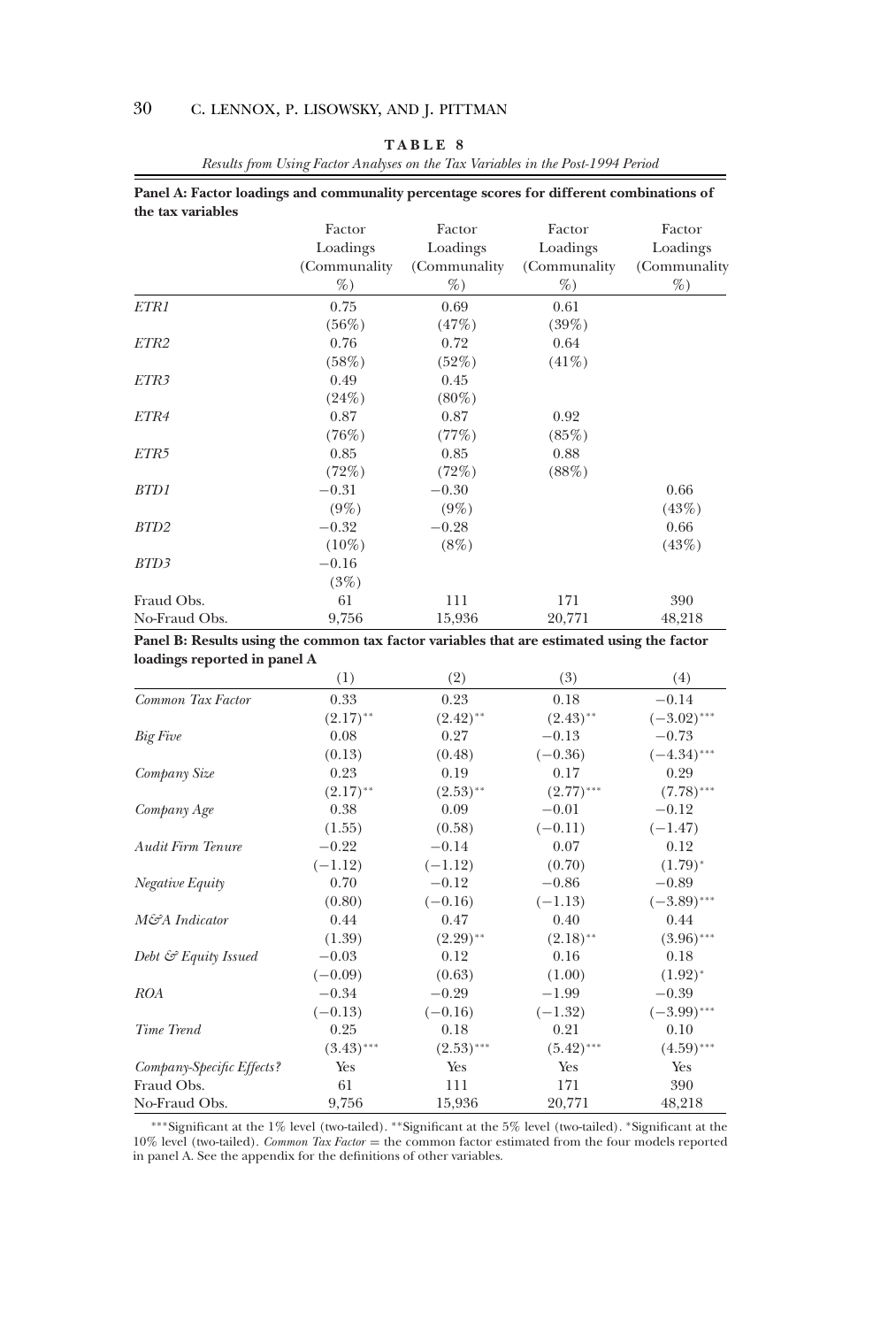**TABLE 8**

*Results from Using Factor Analyses on the Tax Variables in the Post-1994 Period*

**Panel A: Factor loadings and communality percentage scores for different combinations of the tax variables**

| | Factor Loadings (Communality %) | Factor Loadings (Communality %) | Factor Loadings (Communality %) | Factor Loadings (Communality %) |
|---|---|---|---|---|
| *ETR1* | 0.75 | 0.69 | 0.61 | |
| | (56%) | (47%) | (39%) | |
| *ETR2* | 0.76 | 0.72 | 0.64 | |
| | (58%) | (52%) | (41%) | |
| *ETR3* | 0.49 | 0.45 | | |
| | (24%) | (80%) | | |
| *ETR4* | 0.87 | 0.87 | 0.92 | |
| | (76%) | (77%) | (85%) | |
| *ETR5* | 0.85 | 0.85 | 0.88 | |
| | (72%) | (72%) | (88%) | |
| *BTD1* | −0.31 | −0.30 | | 0.66 |
| | (9%) | (9%) | | (43%) |
| *BTD2* | −0.32 | −0.28 | | 0.66 |
| | (10%) | (8%) | | (43%) |
| *BTD3* | −0.16 | | | |
| | (3%) | | | |
| Fraud Obs. | 61 | 111 | 171 | 390 |
| No-Fraud Obs. | 9,756 | 15,936 | 20,771 | 48,218 |

**Panel B: Results using the common tax factor variables that are estimated using the factor loadings reported in panel A**

| | (1) | (2) | (3) | (4) |
|---|---|---|---|---|
| *Common Tax Factor* | 0.33 | 0.23 | 0.18 | −0.14 |
| | (2.17)** | (2.42)** | (2.43)** | (−3.02)*** |
| *Big Five* | 0.08 | 0.27 | −0.13 | −0.73 |
| | (0.13) | (0.48) | (−0.36) | (−4.34)*** |
| *Company Size* | 0.23 | 0.19 | 0.17 | 0.29 |
| | (2.17)** | (2.53)** | (2.77)*** | (7.78)*** |
| *Company Age* | 0.38 | 0.09 | −0.01 | −0.12 |
| | (1.55) | (0.58) | (−0.11) | (−1.47) |
| *Audit Firm Tenure* | −0.22 | −0.14 | 0.07 | 0.12 |
| | (−1.12) | (−1.12) | (0.70) | (1.79)* |
| *Negative Equity* | 0.70 | −0.12 | −0.86 | −0.89 |
| | (0.80) | (−0.16) | (−1.13) | (−3.89)*** |
| *M&A Indicator* | 0.44 | 0.47 | 0.40 | 0.44 |
| | (1.39) | (2.29)** | (2.18)** | (3.96)*** |
| *Debt & Equity Issued* | −0.03 | 0.12 | 0.16 | 0.18 |
| | (−0.09) | (0.63) | (1.00) | (1.92)* |
| *ROA* | −0.34 | −0.29 | −1.99 | −0.39 |
| | (−0.13) | (−0.16) | (−1.32) | (−3.99)*** |
| *Time Trend* | 0.25 | 0.18 | 0.21 | 0.10 |
| | (3.43)*** | (2.53)*** | (5.42)*** | (4.59)*** |
| *Company-Specific Effects?* | Yes | Yes | Yes | Yes |
| Fraud Obs. | 61 | 111 | 171 | 390 |
| No-Fraud Obs. | 9,756 | 15,936 | 20,771 | 48,218 |

***Significant at the 1% level (two-tailed). **Significant at the 5% level (two-tailed). *Significant at the 10% level (two-tailed). *Common Tax Factor* = the common factor estimated from the four models reported in panel A. See the appendix for the definitions of other variables.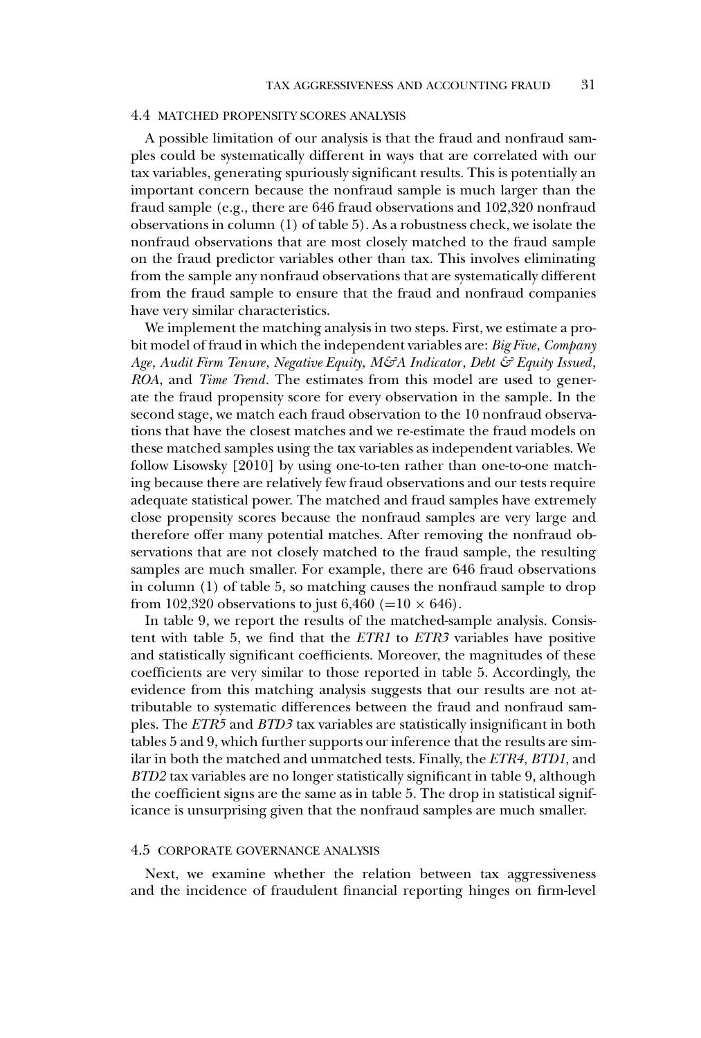### 4.4 MATCHED PROPENSITY SCORES ANALYSIS

A possible limitation of our analysis is that the fraud and nonfraud samples could be systematically different in ways that are correlated with our tax variables, generating spuriously significant results. This is potentially an important concern because the nonfraud sample is much larger than the fraud sample (e.g., there are 646 fraud observations and 102,320 nonfraud observations in column (1) of table 5). As a robustness check, we isolate the nonfraud observations that are most closely matched to the fraud sample on the fraud predictor variables other than tax. This involves eliminating from the sample any nonfraud observations that are systematically different from the fraud sample to ensure that the fraud and nonfraud companies have very similar characteristics.

We implement the matching analysis in two steps. First, we estimate a probit model of fraud in which the independent variables are: *Big Five*, *Company Age*, *Audit Firm Tenure*, *Negative Equity*, *M&A Indicator*, *Debt & Equity Issued*, *ROA*, and *Time Trend*. The estimates from this model are used to generate the fraud propensity score for every observation in the sample. In the second stage, we match each fraud observation to the 10 nonfraud observations that have the closest matches and we re-estimate the fraud models on these matched samples using the tax variables as independent variables. We follow Lisowsky [2010] by using one-to-ten rather than one-to-one matching because there are relatively few fraud observations and our tests require adequate statistical power. The matched and fraud samples have extremely close propensity scores because the nonfraud samples are very large and therefore offer many potential matches. After removing the nonfraud observations that are not closely matched to the fraud sample, the resulting samples are much smaller. For example, there are 646 fraud observations in column (1) of table 5, so matching causes the nonfraud sample to drop from 102,320 observations to just 6,460 ($=10 \times 646$).

In table 9, we report the results of the matched-sample analysis. Consistent with table 5, we find that the *ETR1* to *ETR3* variables have positive and statistically significant coefficients. Moreover, the magnitudes of these coefficients are very similar to those reported in table 5. Accordingly, the evidence from this matching analysis suggests that our results are not attributable to systematic differences between the fraud and nonfraud samples. The *ETR5* and *BTD3* tax variables are statistically insignificant in both tables 5 and 9, which further supports our inference that the results are similar in both the matched and unmatched tests. Finally, the *ETR4*, *BTD1*, and *BTD2* tax variables are no longer statistically significant in table 9, although the coefficient signs are the same as in table 5. The drop in statistical significance is unsurprising given that the nonfraud samples are much smaller.

### 4.5 CORPORATE GOVERNANCE ANALYSIS

Next, we examine whether the relation between tax aggressiveness and the incidence of fraudulent financial reporting hinges on firm-level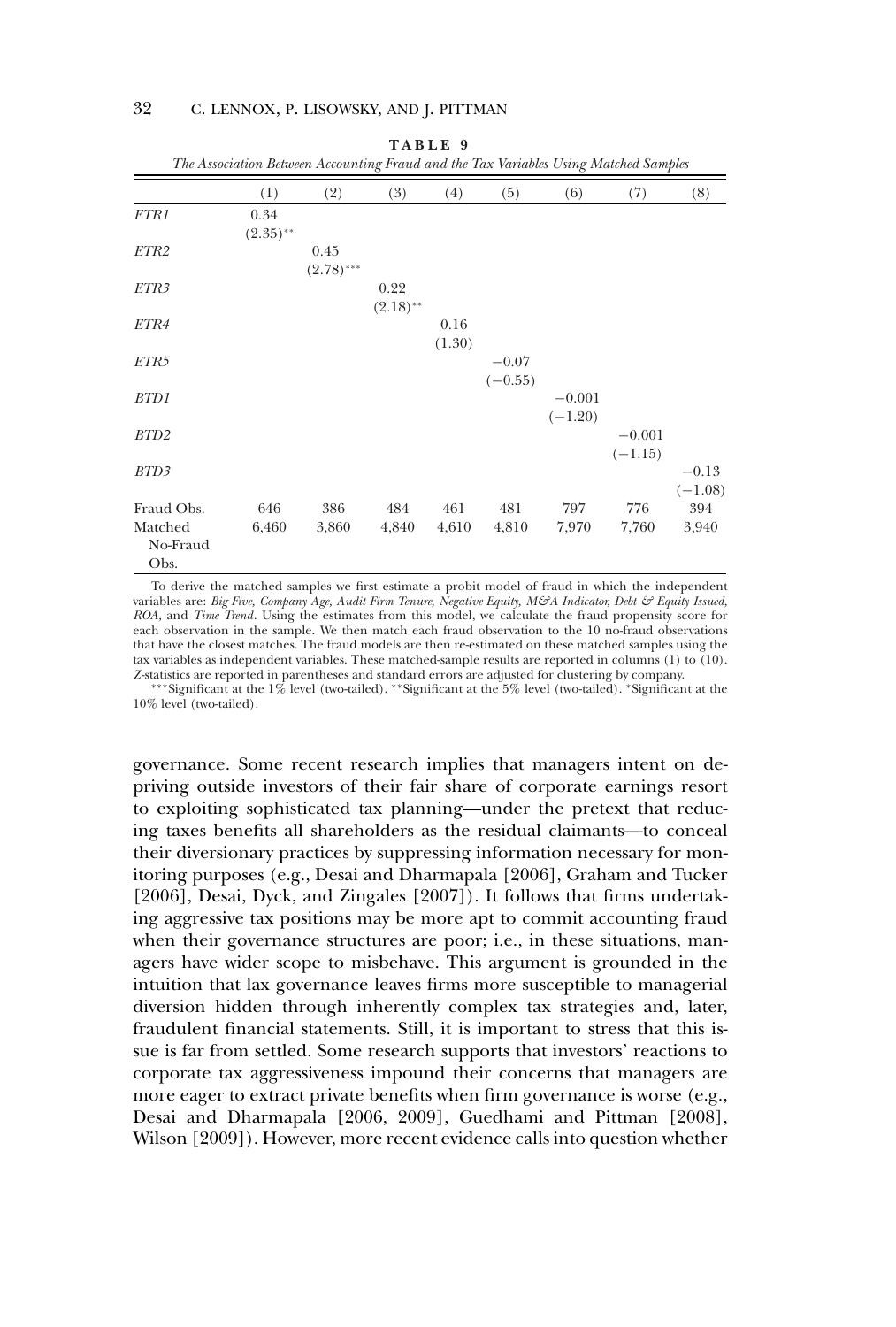**TABLE 9**

*The Association Between Accounting Fraud and the Tax Variables Using Matched Samples*

| | (1) | (2) | (3) | (4) | (5) | (6) | (7) | (8) |
|---|---|---|---|---|---|---|---|---|
| *ETR1* | 0.34 | | | | | | | |
| | $(2.35)^{**}$ | | | | | | | |
| *ETR2* | | 0.45 | | | | | | |
| | | $(2.78)^{***}$ | | | | | | |
| *ETR3* | | | 0.22 | | | | | |
| | | | $(2.18)^{**}$ | | | | | |
| *ETR4* | | | | 0.16 | | | | |
| | | | | (1.30) | | | | |
| *ETR5* | | | | | −0.07 | | | |
| | | | | | (−0.55) | | | |
| *BTD1* | | | | | | −0.001 | | |
| | | | | | | (−1.20) | | |
| *BTD2* | | | | | | | −0.001 | |
| | | | | | | | (−1.15) | |
| *BTD3* | | | | | | | | −0.13 |
| | | | | | | | | (−1.08) |
| Fraud Obs. | 646 | 386 | 484 | 461 | 481 | 797 | 776 | 394 |
| Matched No-Fraud Obs. | 6,460 | 3,860 | 4,840 | 4,610 | 4,810 | 7,970 | 7,760 | 3,940 |

To derive the matched samples we first estimate a probit model of fraud in which the independent variables are: *Big Five, Company Age, Audit Firm Tenure, Negative Equity, M&A Indicator, Debt & Equity Issued, ROA,* and *Time Trend*. Using the estimates from this model, we calculate the fraud propensity score for each observation in the sample. We then match each fraud observation to the 10 no-fraud observations that have the closest matches. The fraud models are then re-estimated on these matched samples using the tax variables as independent variables. These matched-sample results are reported in columns (1) to (10). Z-statistics are reported in parentheses and standard errors are adjusted for clustering by company.

***Significant at the 1% level (two-tailed). **Significant at the 5% level (two-tailed). *Significant at the 10% level (two-tailed).

governance. Some recent research implies that managers intent on depriving outside investors of their fair share of corporate earnings resort to exploiting sophisticated tax planning—under the pretext that reducing taxes benefits all shareholders as the residual claimants—to conceal their diversionary practices by suppressing information necessary for monitoring purposes (e.g., Desai and Dharmapala [2006], Graham and Tucker [2006], Desai, Dyck, and Zingales [2007]). It follows that firms undertaking aggressive tax positions may be more apt to commit accounting fraud when their governance structures are poor; i.e., in these situations, managers have wider scope to misbehave. This argument is grounded in the intuition that lax governance leaves firms more susceptible to managerial diversion hidden through inherently complex tax strategies and, later, fraudulent financial statements. Still, it is important to stress that this issue is far from settled. Some research supports that investors' reactions to corporate tax aggressiveness impound their concerns that managers are more eager to extract private benefits when firm governance is worse (e.g., Desai and Dharmapala [2006, 2009], Guedhami and Pittman [2008], Wilson [2009]). However, more recent evidence calls into question whether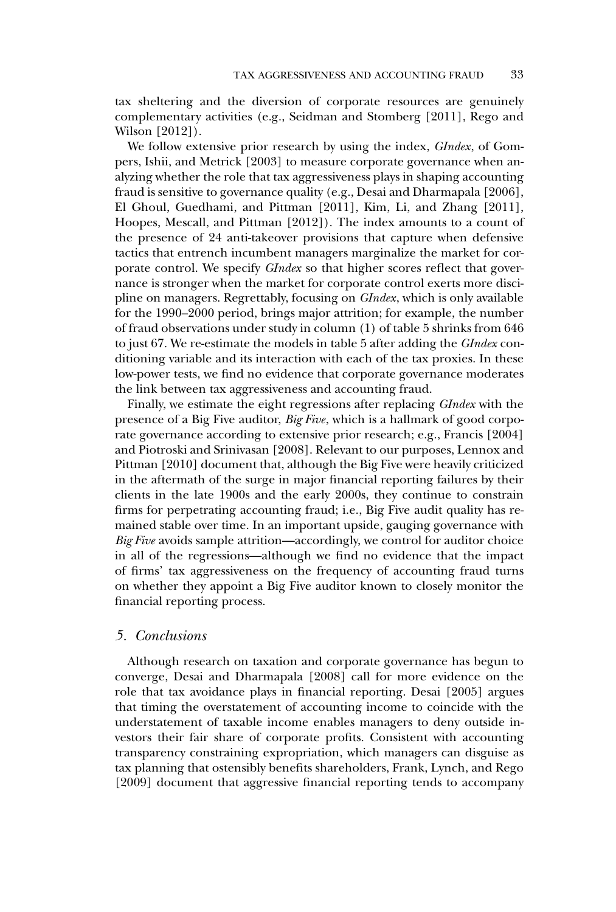tax sheltering and the diversion of corporate resources are genuinely complementary activities (e.g., Seidman and Stomberg [2011], Rego and Wilson [2012]).

We follow extensive prior research by using the index, *GIndex*, of Gompers, Ishii, and Metrick [2003] to measure corporate governance when analyzing whether the role that tax aggressiveness plays in shaping accounting fraud is sensitive to governance quality (e.g., Desai and Dharmapala [2006], El Ghoul, Guedhami, and Pittman [2011], Kim, Li, and Zhang [2011], Hoopes, Mescall, and Pittman [2012]). The index amounts to a count of the presence of 24 anti-takeover provisions that capture when defensive tactics that entrench incumbent managers marginalize the market for corporate control. We specify *GIndex* so that higher scores reflect that governance is stronger when the market for corporate control exerts more discipline on managers. Regrettably, focusing on *GIndex*, which is only available for the 1990–2000 period, brings major attrition; for example, the number of fraud observations under study in column (1) of table 5 shrinks from 646 to just 67. We re-estimate the models in table 5 after adding the *GIndex* conditioning variable and its interaction with each of the tax proxies. In these low-power tests, we find no evidence that corporate governance moderates the link between tax aggressiveness and accounting fraud.

Finally, we estimate the eight regressions after replacing *GIndex* with the presence of a Big Five auditor, *Big Five*, which is a hallmark of good corporate governance according to extensive prior research; e.g., Francis [2004] and Piotroski and Srinivasan [2008]. Relevant to our purposes, Lennox and Pittman [2010] document that, although the Big Five were heavily criticized in the aftermath of the surge in major financial reporting failures by their clients in the late 1900s and the early 2000s, they continue to constrain firms for perpetrating accounting fraud; i.e., Big Five audit quality has remained stable over time. In an important upside, gauging governance with *Big Five* avoids sample attrition—accordingly, we control for auditor choice in all of the regressions—although we find no evidence that the impact of firms' tax aggressiveness on the frequency of accounting fraud turns on whether they appoint a Big Five auditor known to closely monitor the financial reporting process.

## 5. *Conclusions*

Although research on taxation and corporate governance has begun to converge, Desai and Dharmapala [2008] call for more evidence on the role that tax avoidance plays in financial reporting. Desai [2005] argues that timing the overstatement of accounting income to coincide with the understatement of taxable income enables managers to deny outside investors their fair share of corporate profits. Consistent with accounting transparency constraining expropriation, which managers can disguise as tax planning that ostensibly benefits shareholders, Frank, Lynch, and Rego [2009] document that aggressive financial reporting tends to accompany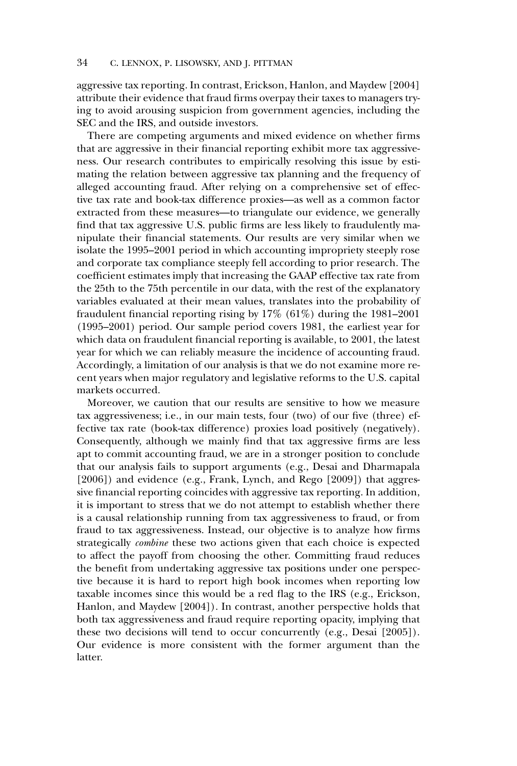aggressive tax reporting. In contrast, Erickson, Hanlon, and Maydew [2004] attribute their evidence that fraud firms overpay their taxes to managers trying to avoid arousing suspicion from government agencies, including the SEC and the IRS, and outside investors.

There are competing arguments and mixed evidence on whether firms that are aggressive in their financial reporting exhibit more tax aggressiveness. Our research contributes to empirically resolving this issue by estimating the relation between aggressive tax planning and the frequency of alleged accounting fraud. After relying on a comprehensive set of effective tax rate and book-tax difference proxies—as well as a common factor extracted from these measures—to triangulate our evidence, we generally find that tax aggressive U.S. public firms are less likely to fraudulently manipulate their financial statements. Our results are very similar when we isolate the 1995–2001 period in which accounting impropriety steeply rose and corporate tax compliance steeply fell according to prior research. The coefficient estimates imply that increasing the GAAP effective tax rate from the 25th to the 75th percentile in our data, with the rest of the explanatory variables evaluated at their mean values, translates into the probability of fraudulent financial reporting rising by 17% (61%) during the 1981–2001 (1995–2001) period. Our sample period covers 1981, the earliest year for which data on fraudulent financial reporting is available, to 2001, the latest year for which we can reliably measure the incidence of accounting fraud. Accordingly, a limitation of our analysis is that we do not examine more recent years when major regulatory and legislative reforms to the U.S. capital markets occurred.

Moreover, we caution that our results are sensitive to how we measure tax aggressiveness; i.e., in our main tests, four (two) of our five (three) effective tax rate (book-tax difference) proxies load positively (negatively). Consequently, although we mainly find that tax aggressive firms are less apt to commit accounting fraud, we are in a stronger position to conclude that our analysis fails to support arguments (e.g., Desai and Dharmapala [2006]) and evidence (e.g., Frank, Lynch, and Rego [2009]) that aggressive financial reporting coincides with aggressive tax reporting. In addition, it is important to stress that we do not attempt to establish whether there is a causal relationship running from tax aggressiveness to fraud, or from fraud to tax aggressiveness. Instead, our objective is to analyze how firms strategically *combine* these two actions given that each choice is expected to affect the payoff from choosing the other. Committing fraud reduces the benefit from undertaking aggressive tax positions under one perspective because it is hard to report high book incomes when reporting low taxable incomes since this would be a red flag to the IRS (e.g., Erickson, Hanlon, and Maydew [2004]). In contrast, another perspective holds that both tax aggressiveness and fraud require reporting opacity, implying that these two decisions will tend to occur concurrently (e.g., Desai [2005]). Our evidence is more consistent with the former argument than the latter.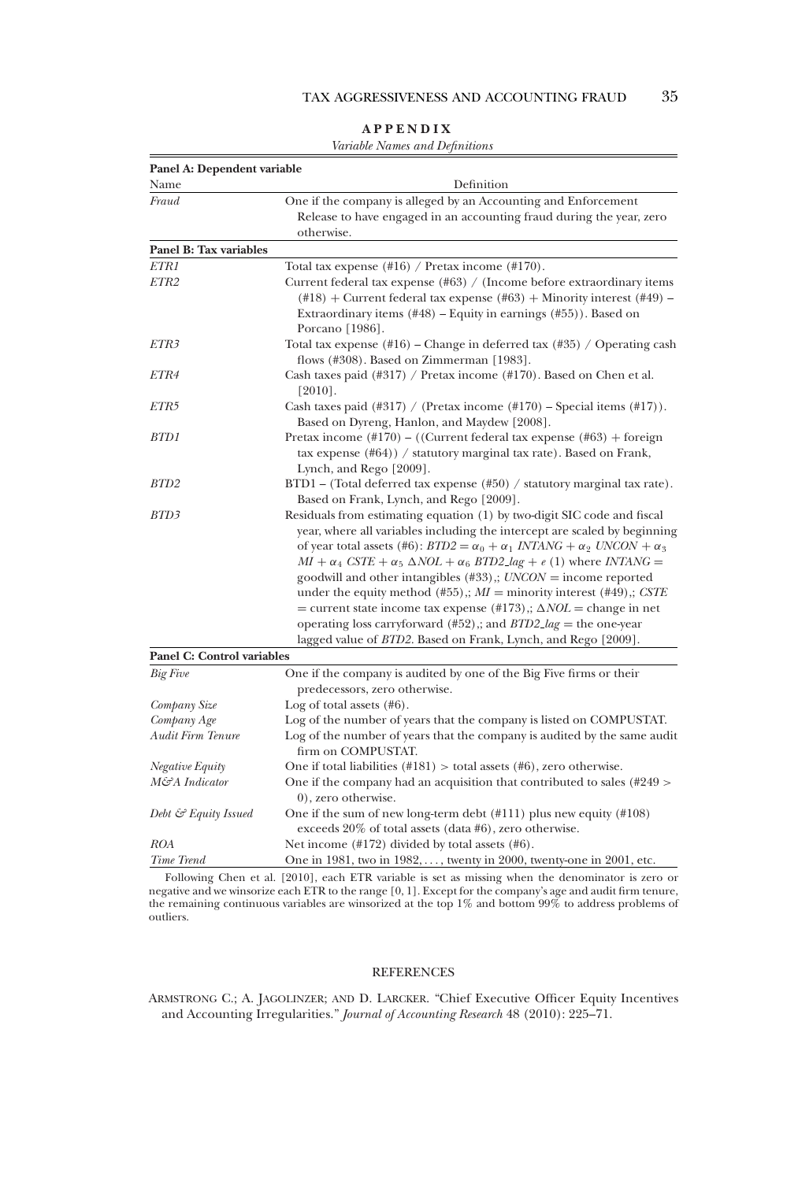## APPENDIX

*Variable Names and Definitions*

| Panel A: Dependent variable | |
|---|---|
| Name | Definition |
| *Fraud* | One if the company is alleged by an Accounting and Enforcement Release to have engaged in an accounting fraud during the year, zero otherwise. |
| **Panel B: Tax variables** | |
| *ETR1* | Total tax expense (#16) / Pretax income (#170). |
| *ETR2* | Current federal tax expense (#63) / (Income before extraordinary items (#18) + Current federal tax expense (#63) + Minority interest (#49) – Extraordinary items (#48) – Equity in earnings (#55)). Based on Porcano [1986]. |
| *ETR3* | Total tax expense (#16) – Change in deferred tax (#35) / Operating cash flows (#308). Based on Zimmerman [1983]. |
| *ETR4* | Cash taxes paid (#317) / Pretax income (#170). Based on Chen et al. [2010]. |
| *ETR5* | Cash taxes paid (#317) / (Pretax income (#170) – Special items (#17)). Based on Dyreng, Hanlon, and Maydew [2008]. |
| *BTD1* | Pretax income (#170) – ((Current federal tax expense (#63) + foreign tax expense (#64)) / statutory marginal tax rate). Based on Frank, Lynch, and Rego [2009]. |
| *BTD2* | BTD1 – (Total deferred tax expense (#50) / statutory marginal tax rate). Based on Frank, Lynch, and Rego [2009]. |
| *BTD3* | Residuals from estimating equation (1) by two-digit SIC code and fiscal year, where all variables including the intercept are scaled by beginning of year total assets (#6): $BTD2 = \alpha_0 + \alpha_1\ INTANG + \alpha_2\ UNCON + \alpha_3\ MI + \alpha_4\ CSTE + \alpha_5\ \Delta NOL + \alpha_6\ BTD2\_lag + e$ (1) where $INTANG$ = goodwill and other intangibles (#33),; $UNCON$ = income reported under the equity method (#55),; $MI$ = minority interest (#49),; $CSTE$ = current state income tax expense (#173),; $\Delta NOL$ = change in net operating loss carryforward (#52),; and $BTD2\_lag$ = the one-year lagged value of *BTD2*. Based on Frank, Lynch, and Rego [2009]. |
| **Panel C: Control variables** | |
| *Big Five* | One if the company is audited by one of the Big Five firms or their predecessors, zero otherwise. |
| *Company Size* | Log of total assets (#6). |
| *Company Age* | Log of the number of years that the company is listed on COMPUSTAT. |
| *Audit Firm Tenure* | Log of the number of years that the company is audited by the same audit firm on COMPUSTAT. |
| *Negative Equity* | One if total liabilities (#181) > total assets (#6), zero otherwise. |
| *M&A Indicator* | One if the company had an acquisition that contributed to sales (#249 > 0), zero otherwise. |
| *Debt & Equity Issued* | One if the sum of new long-term debt (#111) plus new equity (#108) exceeds 20% of total assets (data #6), zero otherwise. |
| *ROA* | Net income (#172) divided by total assets (#6). |
| *Time Trend* | One in 1981, two in 1982, ..., twenty in 2000, twenty-one in 2001, etc. |

Following Chen et al. [2010], each ETR variable is set as missing when the denominator is zero or negative and we winsorize each ETR to the range [0, 1]. Except for the company's age and audit firm tenure, the remaining continuous variables are winsorized at the top 1% and bottom 99% to address problems of outliers.

## REFERENCES

Armstrong C.; A. Jagolinzer; and D. Larcker. "Chief Executive Officer Equity Incentives and Accounting Irregularities." *Journal of Accounting Research* 48 (2010): 225–71.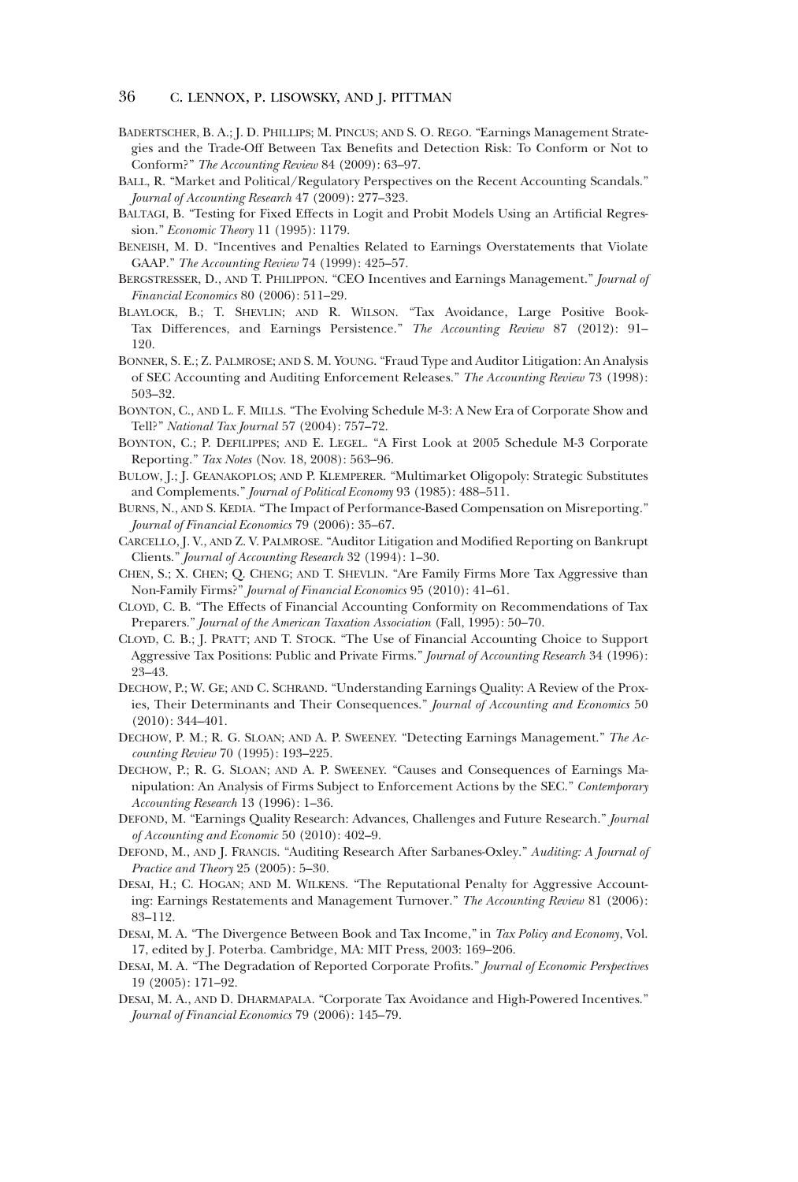Badertscher, B. A.; J. D. Phillips; M. Pincus; and S. O. Rego. "Earnings Management Strategies and the Trade-Off Between Tax Benefits and Detection Risk: To Conform or Not to Conform?" *The Accounting Review* 84 (2009): 63–97.

Ball, R. "Market and Political/Regulatory Perspectives on the Recent Accounting Scandals." *Journal of Accounting Research* 47 (2009): 277–323.

Baltagi, B. "Testing for Fixed Effects in Logit and Probit Models Using an Artificial Regression." *Economic Theory* 11 (1995): 1179.

Beneish, M. D. "Incentives and Penalties Related to Earnings Overstatements that Violate GAAP." *The Accounting Review* 74 (1999): 425–57.

Bergstresser, D., and T. Philippon. "CEO Incentives and Earnings Management." *Journal of Financial Economics* 80 (2006): 511–29.

Blaylock, B.; T. Shevlin; and R. Wilson. "Tax Avoidance, Large Positive Book-Tax Differences, and Earnings Persistence." *The Accounting Review* 87 (2012): 91–120.

Bonner, S. E.; Z. Palmrose; and S. M. Young. "Fraud Type and Auditor Litigation: An Analysis of SEC Accounting and Auditing Enforcement Releases." *The Accounting Review* 73 (1998): 503–32.

Boynton, C., and L. F. Mills. "The Evolving Schedule M-3: A New Era of Corporate Show and Tell?" *National Tax Journal* 57 (2004): 757–72.

Boynton, C.; P. Defilippes; and E. Legel. "A First Look at 2005 Schedule M-3 Corporate Reporting." *Tax Notes* (Nov. 18, 2008): 563–96.

Bulow, J.; J. Geanakoplos; and P. Klemperer. "Multimarket Oligopoly: Strategic Substitutes and Complements." *Journal of Political Economy* 93 (1985): 488–511.

Burns, N., and S. Kedia. "The Impact of Performance-Based Compensation on Misreporting." *Journal of Financial Economics* 79 (2006): 35–67.

Carcello, J. V., and Z. V. Palmrose. "Auditor Litigation and Modified Reporting on Bankrupt Clients." *Journal of Accounting Research* 32 (1994): 1–30.

Chen, S.; X. Chen; Q. Cheng; and T. Shevlin. "Are Family Firms More Tax Aggressive than Non-Family Firms?" *Journal of Financial Economics* 95 (2010): 41–61.

Cloyd, C. B. "The Effects of Financial Accounting Conformity on Recommendations of Tax Preparers." *Journal of the American Taxation Association* (Fall, 1995): 50–70.

Cloyd, C. B.; J. Pratt; and T. Stock. "The Use of Financial Accounting Choice to Support Aggressive Tax Positions: Public and Private Firms." *Journal of Accounting Research* 34 (1996): 23–43.

Dechow, P.; W. Ge; and C. Schrand. "Understanding Earnings Quality: A Review of the Proxies, Their Determinants and Their Consequences." *Journal of Accounting and Economics* 50 (2010): 344–401.

Dechow, P. M.; R. G. Sloan; and A. P. Sweeney. "Detecting Earnings Management." *The Accounting Review* 70 (1995): 193–225.

Dechow, P.; R. G. Sloan; and A. P. Sweeney. "Causes and Consequences of Earnings Manipulation: An Analysis of Firms Subject to Enforcement Actions by the SEC." *Contemporary Accounting Research* 13 (1996): 1–36.

DeFond, M. "Earnings Quality Research: Advances, Challenges and Future Research." *Journal of Accounting and Economic* 50 (2010): 402–9.

DeFond, M., and J. Francis. "Auditing Research After Sarbanes-Oxley." *Auditing: A Journal of Practice and Theory* 25 (2005): 5–30.

Desai, H.; C. Hogan; and M. Wilkens. "The Reputational Penalty for Aggressive Accounting: Earnings Restatements and Management Turnover." *The Accounting Review* 81 (2006): 83–112.

Desai, M. A. "The Divergence Between Book and Tax Income," in *Tax Policy and Economy*, Vol. 17, edited by J. Poterba. Cambridge, MA: MIT Press, 2003: 169–206.

Desai, M. A. "The Degradation of Reported Corporate Profits." *Journal of Economic Perspectives* 19 (2005): 171–92.

Desai, M. A., and D. Dharmapala. "Corporate Tax Avoidance and High-Powered Incentives." *Journal of Financial Economics* 79 (2006): 145–79.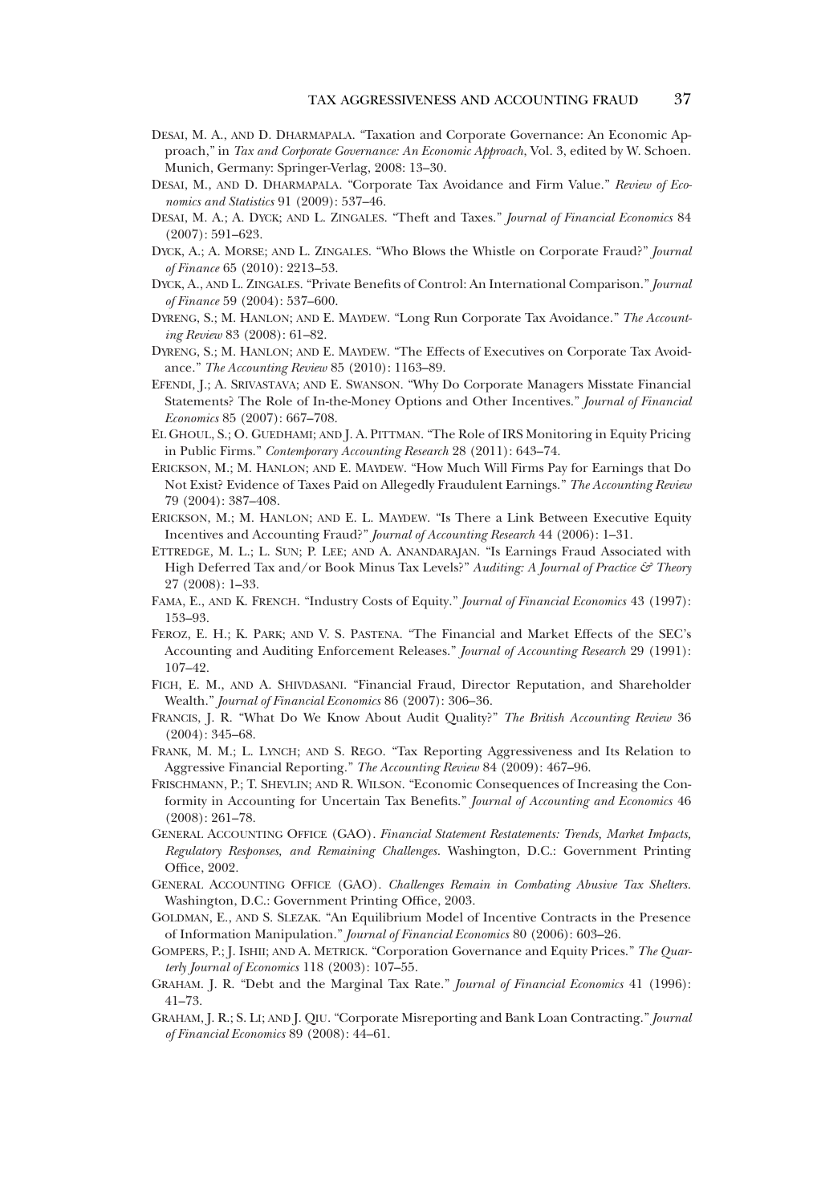Desai, M. A., and D. Dharmapala. "Taxation and Corporate Governance: An Economic Approach," in *Tax and Corporate Governance: An Economic Approach*, Vol. 3, edited by W. Schoen. Munich, Germany: Springer-Verlag, 2008: 13–30.

Desai, M., and D. Dharmapala. "Corporate Tax Avoidance and Firm Value." *Review of Economics and Statistics* 91 (2009): 537–46.

Desai, M. A.; A. Dyck; and L. Zingales. "Theft and Taxes." *Journal of Financial Economics* 84 (2007): 591–623.

Dyck, A.; A. Morse; and L. Zingales. "Who Blows the Whistle on Corporate Fraud?" *Journal of Finance* 65 (2010): 2213–53.

Dyck, A., and L. Zingales. "Private Benefits of Control: An International Comparison." *Journal of Finance* 59 (2004): 537–600.

Dyreng, S.; M. Hanlon; and E. Maydew. "Long Run Corporate Tax Avoidance." *The Accounting Review* 83 (2008): 61–82.

Dyreng, S.; M. Hanlon; and E. Maydew. "The Effects of Executives on Corporate Tax Avoidance." *The Accounting Review* 85 (2010): 1163–89.

Efendi, J.; A. Srivastava; and E. Swanson. "Why Do Corporate Managers Misstate Financial Statements? The Role of In-the-Money Options and Other Incentives." *Journal of Financial Economics* 85 (2007): 667–708.

El Ghoul, S.; O. Guedhami; and J. A. Pittman. "The Role of IRS Monitoring in Equity Pricing in Public Firms." *Contemporary Accounting Research* 28 (2011): 643–74.

Erickson, M.; M. Hanlon; and E. Maydew. "How Much Will Firms Pay for Earnings that Do Not Exist? Evidence of Taxes Paid on Allegedly Fraudulent Earnings." *The Accounting Review* 79 (2004): 387–408.

Erickson, M.; M. Hanlon; and E. L. Maydew. "Is There a Link Between Executive Equity Incentives and Accounting Fraud?" *Journal of Accounting Research* 44 (2006): 1–31.

Ettredge, M. L.; L. Sun; P. Lee; and A. Anandarajan. "Is Earnings Fraud Associated with High Deferred Tax and/or Book Minus Tax Levels?" *Auditing: A Journal of Practice & Theory* 27 (2008): 1–33.

Fama, E., and K. French. "Industry Costs of Equity." *Journal of Financial Economics* 43 (1997): 153–93.

Feroz, E. H.; K. Park; and V. S. Pastena. "The Financial and Market Effects of the SEC's Accounting and Auditing Enforcement Releases." *Journal of Accounting Research* 29 (1991): 107–42.

Fich, E. M., and A. Shivdasani. "Financial Fraud, Director Reputation, and Shareholder Wealth." *Journal of Financial Economics* 86 (2007): 306–36.

Francis, J. R. "What Do We Know About Audit Quality?" *The British Accounting Review* 36 (2004): 345–68.

Frank, M. M.; L. Lynch; and S. Rego. "Tax Reporting Aggressiveness and Its Relation to Aggressive Financial Reporting." *The Accounting Review* 84 (2009): 467–96.

Frischmann, P.; T. Shevlin; and R. Wilson. "Economic Consequences of Increasing the Conformity in Accounting for Uncertain Tax Benefits." *Journal of Accounting and Economics* 46 (2008): 261–78.

General Accounting Office (GAO). *Financial Statement Restatements: Trends, Market Impacts, Regulatory Responses, and Remaining Challenges*. Washington, D.C.: Government Printing Office, 2002.

General Accounting Office (GAO). *Challenges Remain in Combating Abusive Tax Shelters*. Washington, D.C.: Government Printing Office, 2003.

Goldman, E., and S. Slezak. "An Equilibrium Model of Incentive Contracts in the Presence of Information Manipulation." *Journal of Financial Economics* 80 (2006): 603–26.

Gompers, P.; J. Ishii; and A. Metrick. "Corporation Governance and Equity Prices." *The Quarterly Journal of Economics* 118 (2003): 107–55.

Graham. J. R. "Debt and the Marginal Tax Rate." *Journal of Financial Economics* 41 (1996): 41–73.

Graham, J. R.; S. Li; and J. Qiu. "Corporate Misreporting and Bank Loan Contracting." *Journal of Financial Economics* 89 (2008): 44–61.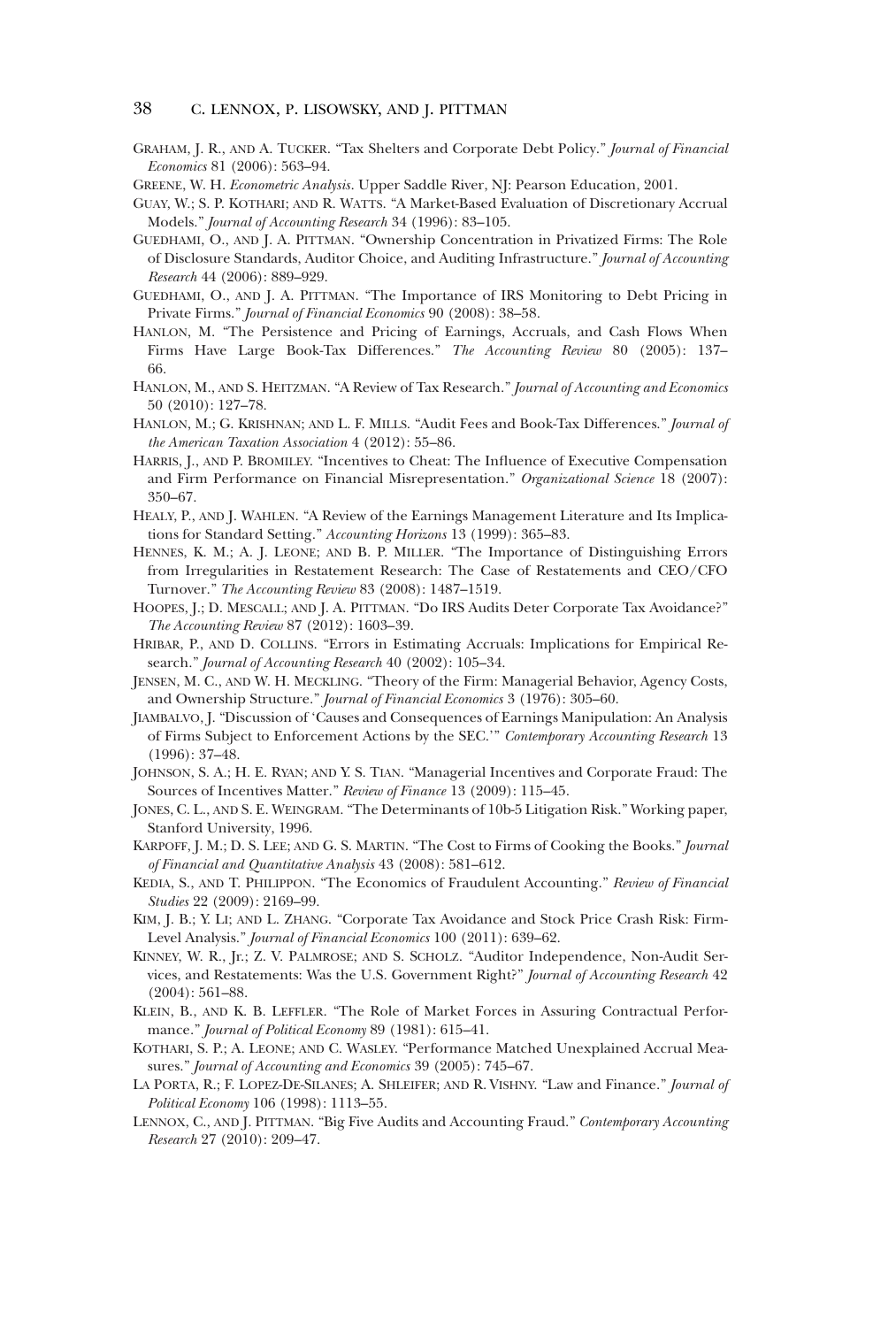Graham, J. R., and A. Tucker. "Tax Shelters and Corporate Debt Policy." *Journal of Financial Economics* 81 (2006): 563–94.

Greene, W. H. *Econometric Analysis*. Upper Saddle River, NJ: Pearson Education, 2001.

Guay, W.; S. P. Kothari; and R. Watts. "A Market-Based Evaluation of Discretionary Accrual Models." *Journal of Accounting Research* 34 (1996): 83–105.

Guedhami, O., and J. A. Pittman. "Ownership Concentration in Privatized Firms: The Role of Disclosure Standards, Auditor Choice, and Auditing Infrastructure." *Journal of Accounting Research* 44 (2006): 889–929.

Guedhami, O., and J. A. Pittman. "The Importance of IRS Monitoring to Debt Pricing in Private Firms." *Journal of Financial Economics* 90 (2008): 38–58.

Hanlon, M. "The Persistence and Pricing of Earnings, Accruals, and Cash Flows When Firms Have Large Book-Tax Differences." *The Accounting Review* 80 (2005): 137–66.

Hanlon, M., and S. Heitzman. "A Review of Tax Research." *Journal of Accounting and Economics* 50 (2010): 127–78.

Hanlon, M.; G. Krishnan; and L. F. Mills. "Audit Fees and Book-Tax Differences." *Journal of the American Taxation Association* 4 (2012): 55–86.

Harris, J., and P. Bromiley. "Incentives to Cheat: The Influence of Executive Compensation and Firm Performance on Financial Misrepresentation." *Organizational Science* 18 (2007): 350–67.

Healy, P., and J. Wahlen. "A Review of the Earnings Management Literature and Its Implications for Standard Setting." *Accounting Horizons* 13 (1999): 365–83.

Hennes, K. M.; A. J. Leone; and B. P. Miller. "The Importance of Distinguishing Errors from Irregularities in Restatement Research: The Case of Restatements and CEO/CFO Turnover." *The Accounting Review* 83 (2008): 1487–1519.

Hoopes, J.; D. Mescall; and J. A. Pittman. "Do IRS Audits Deter Corporate Tax Avoidance?" *The Accounting Review* 87 (2012): 1603–39.

Hribar, P., and D. Collins. "Errors in Estimating Accruals: Implications for Empirical Research." *Journal of Accounting Research* 40 (2002): 105–34.

Jensen, M. C., and W. H. Meckling. "Theory of the Firm: Managerial Behavior, Agency Costs, and Ownership Structure." *Journal of Financial Economics* 3 (1976): 305–60.

Jiambalvo, J. "Discussion of 'Causes and Consequences of Earnings Manipulation: An Analysis of Firms Subject to Enforcement Actions by the SEC.'" *Contemporary Accounting Research* 13 (1996): 37–48.

Johnson, S. A.; H. E. Ryan; and Y. S. Tian. "Managerial Incentives and Corporate Fraud: The Sources of Incentives Matter." *Review of Finance* 13 (2009): 115–45.

Jones, C. L., and S. E. Weingram. "The Determinants of 10b-5 Litigation Risk." Working paper, Stanford University, 1996.

Karpoff, J. M.; D. S. Lee; and G. S. Martin. "The Cost to Firms of Cooking the Books." *Journal of Financial and Quantitative Analysis* 43 (2008): 581–612.

Kedia, S., and T. Philippon. "The Economics of Fraudulent Accounting." *Review of Financial Studies* 22 (2009): 2169–99.

Kim, J. B.; Y. Li; and L. Zhang. "Corporate Tax Avoidance and Stock Price Crash Risk: Firm-Level Analysis." *Journal of Financial Economics* 100 (2011): 639–62.

Kinney, W. R., Jr.; Z. V. Palmrose; and S. Scholz. "Auditor Independence, Non-Audit Services, and Restatements: Was the U.S. Government Right?" *Journal of Accounting Research* 42 (2004): 561–88.

Klein, B., and K. B. Leffler. "The Role of Market Forces in Assuring Contractual Performance." *Journal of Political Economy* 89 (1981): 615–41.

Kothari, S. P.; A. Leone; and C. Wasley. "Performance Matched Unexplained Accrual Measures." *Journal of Accounting and Economics* 39 (2005): 745–67.

La Porta, R.; F. Lopez-De-Silanes; A. Shleifer; and R. Vishny. "Law and Finance." *Journal of Political Economy* 106 (1998): 1113–55.

Lennox, C., and J. Pittman. "Big Five Audits and Accounting Fraud." *Contemporary Accounting Research* 27 (2010): 209–47.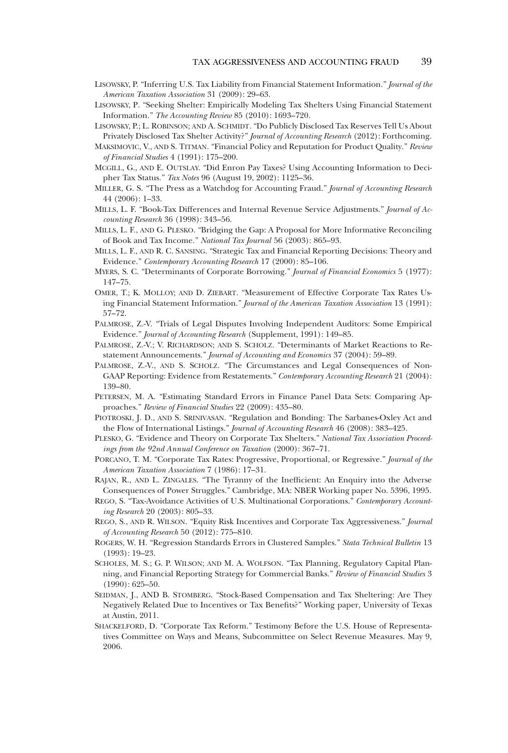Lisowsky, P. "Inferring U.S. Tax Liability from Financial Statement Information." *Journal of the American Taxation Association* 31 (2009): 29–63.

Lisowsky, P. "Seeking Shelter: Empirically Modeling Tax Shelters Using Financial Statement Information." *The Accounting Review* 85 (2010): 1693–720.

Lisowsky, P.; L. Robinson; and A. Schmidt. "Do Publicly Disclosed Tax Reserves Tell Us About Privately Disclosed Tax Shelter Activity?" *Journal of Accounting Research* (2012): Forthcoming.

Maksimovic, V., and S. Titman. "Financial Policy and Reputation for Product Quality." *Review of Financial Studies* 4 (1991): 175–200.

Mcgill, G., and E. Outslay. "Did Enron Pay Taxes? Using Accounting Information to Decipher Tax Status." *Tax Notes* 96 (August 19, 2002): 1125–36.

Miller, G. S. "The Press as a Watchdog for Accounting Fraud." *Journal of Accounting Research* 44 (2006): 1–33.

Mills, L. F. "Book-Tax Differences and Internal Revenue Service Adjustments." *Journal of Accounting Research* 36 (1998): 343–56.

Mills, L. F., and G. Plesko. "Bridging the Gap: A Proposal for More Informative Reconciling of Book and Tax Income." *National Tax Journal* 56 (2003): 865–93.

Mills, L. F., and R. C. Sansing. "Strategic Tax and Financial Reporting Decisions: Theory and Evidence." *Contemporary Accounting Research* 17 (2000): 85–106.

Myers, S. C. "Determinants of Corporate Borrowing." *Journal of Financial Economics* 5 (1977): 147–75.

Omer, T.; K. Molloy; and D. Ziebart. "Measurement of Effective Corporate Tax Rates Using Financial Statement Information." *Journal of the American Taxation Association* 13 (1991): 57–72.

Palmrose, Z.-V. "Trials of Legal Disputes Involving Independent Auditors: Some Empirical Evidence." *Journal of Accounting Research* (Supplement, 1991): 149–85.

Palmrose, Z.-V.; V. Richardson; and S. Scholz. "Determinants of Market Reactions to Restatement Announcements." *Journal of Accounting and Economics* 37 (2004): 59–89.

Palmrose, Z.-V., and S. Scholz. "The Circumstances and Legal Consequences of Non-GAAP Reporting: Evidence from Restatements." *Contemporary Accounting Research* 21 (2004): 139–80.

Petersen, M. A. "Estimating Standard Errors in Finance Panel Data Sets: Comparing Approaches." *Review of Financial Studies* 22 (2009): 435–80.

Piotroski, J. D., and S. Srinivasan. "Regulation and Bonding: The Sarbanes-Oxley Act and the Flow of International Listings." *Journal of Accounting Research* 46 (2008): 383–425.

Plesko, G. "Evidence and Theory on Corporate Tax Shelters." *National Tax Association Proceedings from the 92nd Annual Conference on Taxation* (2000): 367–71.

Porcano, T. M. "Corporate Tax Rates: Progressive, Proportional, or Regressive." *Journal of the American Taxation Association* 7 (1986): 17–31.

Rajan, R., and L. Zingales. "The Tyranny of the Inefficient: An Enquiry into the Adverse Consequences of Power Struggles." Cambridge, MA: NBER Working paper No. 5396, 1995.

Rego, S. "Tax-Avoidance Activities of U.S. Multinational Corporations." *Contemporary Accounting Research* 20 (2003): 805–33.

Rego, S., and R. Wilson. "Equity Risk Incentives and Corporate Tax Aggressiveness." *Journal of Accounting Research* 50 (2012): 775–810.

Rogers, W. H. "Regression Standards Errors in Clustered Samples." *Stata Technical Bulletin* 13 (1993): 19–23.

Scholes, M. S.; G. P. Wilson; and M. A. Wolfson. "Tax Planning, Regulatory Capital Planning, and Financial Reporting Strategy for Commercial Banks." *Review of Financial Studies* 3 (1990): 625–50.

Seidman, J., and B. Stomberg. "Stock-Based Compensation and Tax Sheltering: Are They Negatively Related Due to Incentives or Tax Benefits?" Working paper, University of Texas at Austin, 2011.

Shackelford, D. "Corporate Tax Reform." Testimony Before the U.S. House of Representatives Committee on Ways and Means, Subcommittee on Select Revenue Measures. May 9, 2006.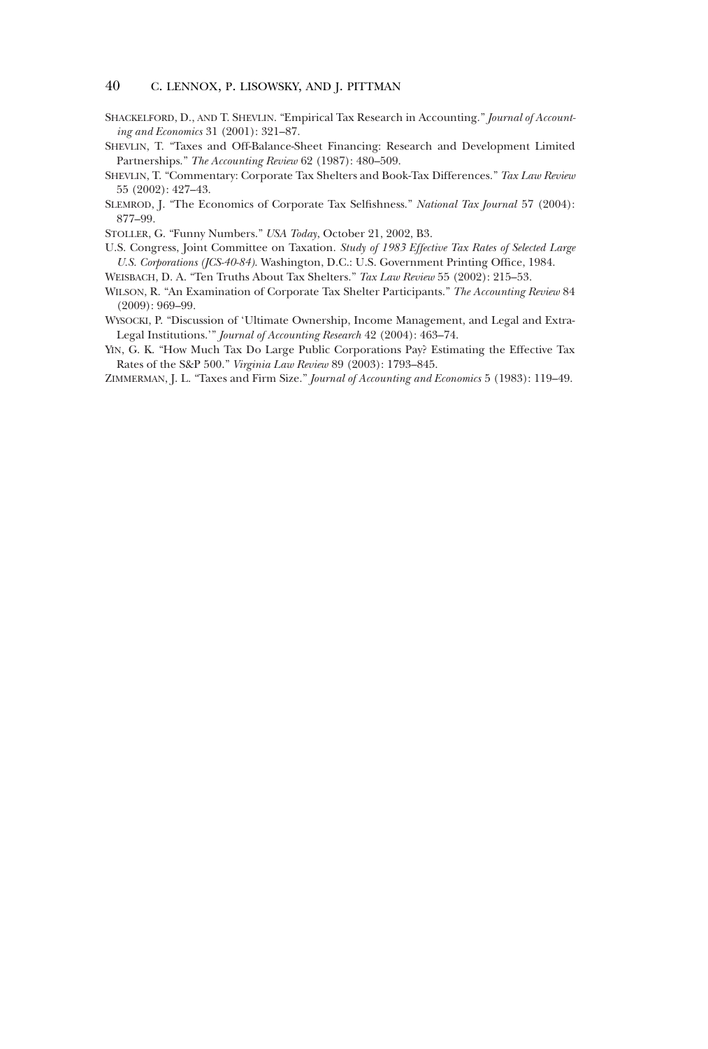Shackelford, D., and T. Shevlin. "Empirical Tax Research in Accounting." *Journal of Accounting and Economics* 31 (2001): 321–87.

Shevlin, T. "Taxes and Off-Balance-Sheet Financing: Research and Development Limited Partnerships." *The Accounting Review* 62 (1987): 480–509.

Shevlin, T. "Commentary: Corporate Tax Shelters and Book-Tax Differences." *Tax Law Review* 55 (2002): 427–43.

Slemrod, J. "The Economics of Corporate Tax Selfishness." *National Tax Journal* 57 (2004): 877–99.

Stoller, G. "Funny Numbers." *USA Today*, October 21, 2002, B3.

U.S. Congress, Joint Committee on Taxation. *Study of 1983 Effective Tax Rates of Selected Large U.S. Corporations (JCS-40-84).* Washington, D.C.: U.S. Government Printing Office, 1984.

Weisbach, D. A. "Ten Truths About Tax Shelters." *Tax Law Review* 55 (2002): 215–53.

Wilson, R. "An Examination of Corporate Tax Shelter Participants." *The Accounting Review* 84 (2009): 969–99.

Wysocki, P. "Discussion of 'Ultimate Ownership, Income Management, and Legal and Extra-Legal Institutions.'" *Journal of Accounting Research* 42 (2004): 463–74.

Yin, G. K. "How Much Tax Do Large Public Corporations Pay? Estimating the Effective Tax Rates of the S&P 500." *Virginia Law Review* 89 (2003): 1793–845.

Zimmerman, J. L. "Taxes and Firm Size." *Journal of Accounting and Economics* 5 (1983): 119–49.